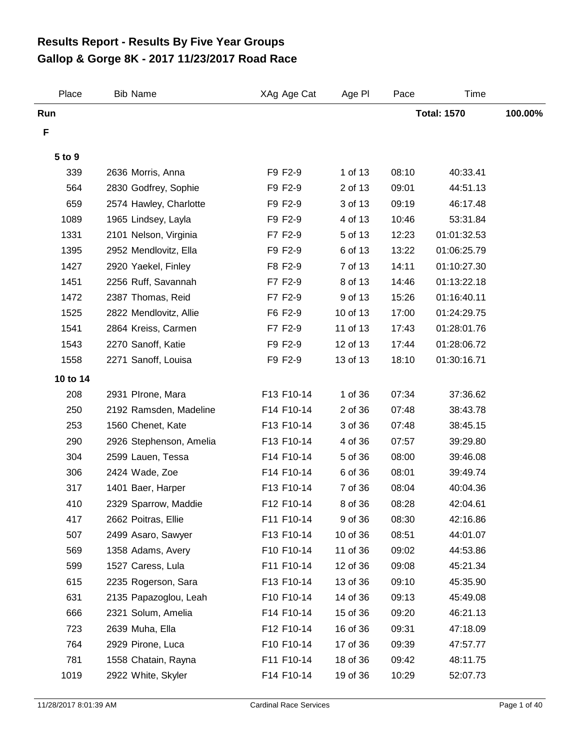# Results Report - Results By Five Year Groups
# Gallop & Gorge 8K - 2017 11/23/2017 Road Race

| Place | Bib | Name | XAg | Age Cat | Age Pl | Pace | Time | |
|---|---|---|---|---|---|---|---|---|
| **Run** | | | | | | | **Total: 1570** | **100.00%** |
| **F** | | | | | | | | |
| **5 to 9** | | | | | | | | |
| 339 | 2636 | Morris, Anna | F9 | F2-9 | 1 of 13 | 08:10 | 40:33.41 | |
| 564 | 2830 | Godfrey, Sophie | F9 | F2-9 | 2 of 13 | 09:01 | 44:51.13 | |
| 659 | 2574 | Hawley, Charlotte | F9 | F2-9 | 3 of 13 | 09:19 | 46:17.48 | |
| 1089 | 1965 | Lindsey, Layla | F9 | F2-9 | 4 of 13 | 10:46 | 53:31.84 | |
| 1331 | 2101 | Nelson, Virginia | F7 | F2-9 | 5 of 13 | 12:23 | 01:01:32.53 | |
| 1395 | 2952 | Mendlovitz, Ella | F9 | F2-9 | 6 of 13 | 13:22 | 01:06:25.79 | |
| 1427 | 2920 | Yaekel, Finley | F8 | F2-9 | 7 of 13 | 14:11 | 01:10:27.30 | |
| 1451 | 2256 | Ruff, Savannah | F7 | F2-9 | 8 of 13 | 14:46 | 01:13:22.18 | |
| 1472 | 2387 | Thomas, Reid | F7 | F2-9 | 9 of 13 | 15:26 | 01:16:40.11 | |
| 1525 | 2822 | Mendlovitz, Allie | F6 | F2-9 | 10 of 13 | 17:00 | 01:24:29.75 | |
| 1541 | 2864 | Kreiss, Carmen | F7 | F2-9 | 11 of 13 | 17:43 | 01:28:01.76 | |
| 1543 | 2270 | Sanoff, Katie | F9 | F2-9 | 12 of 13 | 17:44 | 01:28:06.72 | |
| 1558 | 2271 | Sanoff, Louisa | F9 | F2-9 | 13 of 13 | 18:10 | 01:30:16.71 | |
| **10 to 14** | | | | | | | | |
| 208 | 2931 | PIrone, Mara | F13 | F10-14 | 1 of 36 | 07:34 | 37:36.62 | |
| 250 | 2192 | Ramsden, Madeline | F14 | F10-14 | 2 of 36 | 07:48 | 38:43.78 | |
| 253 | 1560 | Chenet, Kate | F13 | F10-14 | 3 of 36 | 07:48 | 38:45.15 | |
| 290 | 2926 | Stephenson, Amelia | F13 | F10-14 | 4 of 36 | 07:57 | 39:29.80 | |
| 304 | 2599 | Lauen, Tessa | F14 | F10-14 | 5 of 36 | 08:00 | 39:46.08 | |
| 306 | 2424 | Wade, Zoe | F14 | F10-14 | 6 of 36 | 08:01 | 39:49.74 | |
| 317 | 1401 | Baer, Harper | F13 | F10-14 | 7 of 36 | 08:04 | 40:04.36 | |
| 410 | 2329 | Sparrow, Maddie | F12 | F10-14 | 8 of 36 | 08:28 | 42:04.61 | |
| 417 | 2662 | Poitras, Ellie | F11 | F10-14 | 9 of 36 | 08:30 | 42:16.86 | |
| 507 | 2499 | Asaro, Sawyer | F13 | F10-14 | 10 of 36 | 08:51 | 44:01.07 | |
| 569 | 1358 | Adams, Avery | F10 | F10-14 | 11 of 36 | 09:02 | 44:53.86 | |
| 599 | 1527 | Caress, Lula | F11 | F10-14 | 12 of 36 | 09:08 | 45:21.34 | |
| 615 | 2235 | Rogerson, Sara | F13 | F10-14 | 13 of 36 | 09:10 | 45:35.90 | |
| 631 | 2135 | Papazoglou, Leah | F10 | F10-14 | 14 of 36 | 09:13 | 45:49.08 | |
| 666 | 2321 | Solum, Amelia | F14 | F10-14 | 15 of 36 | 09:20 | 46:21.13 | |
| 723 | 2639 | Muha, Ella | F12 | F10-14 | 16 of 36 | 09:31 | 47:18.09 | |
| 764 | 2929 | Pirone, Luca | F10 | F10-14 | 17 of 36 | 09:39 | 47:57.77 | |
| 781 | 1558 | Chatain, Rayna | F11 | F10-14 | 18 of 36 | 09:42 | 48:11.75 | |
| 1019 | 2922 | White, Skyler | F14 | F10-14 | 19 of 36 | 10:29 | 52:07.73 | |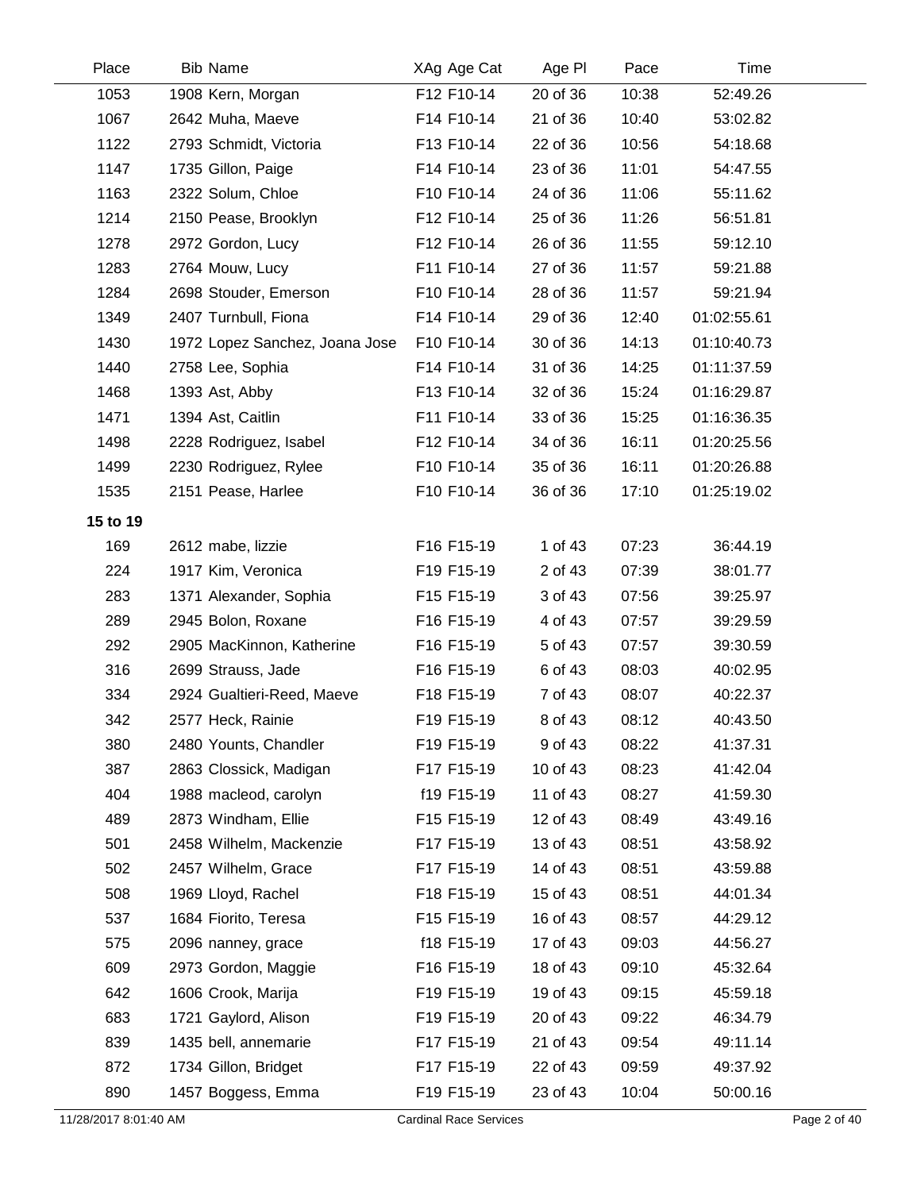| Place | Bib | Name | XAg | Age Cat | Age Pl | Pace | Time |
|---|---|---|---|---|---|---|---|
| 1053 | 1908 | Kern, Morgan | F12 | F10-14 | 20 of 36 | 10:38 | 52:49.26 |
| 1067 | 2642 | Muha, Maeve | F14 | F10-14 | 21 of 36 | 10:40 | 53:02.82 |
| 1122 | 2793 | Schmidt, Victoria | F13 | F10-14 | 22 of 36 | 10:56 | 54:18.68 |
| 1147 | 1735 | Gillon, Paige | F14 | F10-14 | 23 of 36 | 11:01 | 54:47.55 |
| 1163 | 2322 | Solum, Chloe | F10 | F10-14 | 24 of 36 | 11:06 | 55:11.62 |
| 1214 | 2150 | Pease, Brooklyn | F12 | F10-14 | 25 of 36 | 11:26 | 56:51.81 |
| 1278 | 2972 | Gordon, Lucy | F12 | F10-14 | 26 of 36 | 11:55 | 59:12.10 |
| 1283 | 2764 | Mouw, Lucy | F11 | F10-14 | 27 of 36 | 11:57 | 59:21.88 |
| 1284 | 2698 | Stouder, Emerson | F10 | F10-14 | 28 of 36 | 11:57 | 59:21.94 |
| 1349 | 2407 | Turnbull, Fiona | F14 | F10-14 | 29 of 36 | 12:40 | 01:02:55.61 |
| 1430 | 1972 | Lopez Sanchez, Joana Jose | F10 | F10-14 | 30 of 36 | 14:13 | 01:10:40.73 |
| 1440 | 2758 | Lee, Sophia | F14 | F10-14 | 31 of 36 | 14:25 | 01:11:37.59 |
| 1468 | 1393 | Ast, Abby | F13 | F10-14 | 32 of 36 | 15:24 | 01:16:29.87 |
| 1471 | 1394 | Ast, Caitlin | F11 | F10-14 | 33 of 36 | 15:25 | 01:16:36.35 |
| 1498 | 2228 | Rodriguez, Isabel | F12 | F10-14 | 34 of 36 | 16:11 | 01:20:25.56 |
| 1499 | 2230 | Rodriguez, Rylee | F10 | F10-14 | 35 of 36 | 16:11 | 01:20:26.88 |
| 1535 | 2151 | Pease, Harlee | F10 | F10-14 | 36 of 36 | 17:10 | 01:25:19.02 |
| **15 to 19** | | | | | | | |
| 169 | 2612 | mabe, lizzie | F16 | F15-19 | 1 of 43 | 07:23 | 36:44.19 |
| 224 | 1917 | Kim, Veronica | F19 | F15-19 | 2 of 43 | 07:39 | 38:01.77 |
| 283 | 1371 | Alexander, Sophia | F15 | F15-19 | 3 of 43 | 07:56 | 39:25.97 |
| 289 | 2945 | Bolon, Roxane | F16 | F15-19 | 4 of 43 | 07:57 | 39:29.59 |
| 292 | 2905 | MacKinnon, Katherine | F16 | F15-19 | 5 of 43 | 07:57 | 39:30.59 |
| 316 | 2699 | Strauss, Jade | F16 | F15-19 | 6 of 43 | 08:03 | 40:02.95 |
| 334 | 2924 | Gualtieri-Reed, Maeve | F18 | F15-19 | 7 of 43 | 08:07 | 40:22.37 |
| 342 | 2577 | Heck, Rainie | F19 | F15-19 | 8 of 43 | 08:12 | 40:43.50 |
| 380 | 2480 | Younts, Chandler | F19 | F15-19 | 9 of 43 | 08:22 | 41:37.31 |
| 387 | 2863 | Clossick, Madigan | F17 | F15-19 | 10 of 43 | 08:23 | 41:42.04 |
| 404 | 1988 | macleod, carolyn | f19 | F15-19 | 11 of 43 | 08:27 | 41:59.30 |
| 489 | 2873 | Windham, Ellie | F15 | F15-19 | 12 of 43 | 08:49 | 43:49.16 |
| 501 | 2458 | Wilhelm, Mackenzie | F17 | F15-19 | 13 of 43 | 08:51 | 43:58.92 |
| 502 | 2457 | Wilhelm, Grace | F17 | F15-19 | 14 of 43 | 08:51 | 43:59.88 |
| 508 | 1969 | Lloyd, Rachel | F18 | F15-19 | 15 of 43 | 08:51 | 44:01.34 |
| 537 | 1684 | Fiorito, Teresa | F15 | F15-19 | 16 of 43 | 08:57 | 44:29.12 |
| 575 | 2096 | nanney, grace | f18 | F15-19 | 17 of 43 | 09:03 | 44:56.27 |
| 609 | 2973 | Gordon, Maggie | F16 | F15-19 | 18 of 43 | 09:10 | 45:32.64 |
| 642 | 1606 | Crook, Marija | F19 | F15-19 | 19 of 43 | 09:15 | 45:59.18 |
| 683 | 1721 | Gaylord, Alison | F19 | F15-19 | 20 of 43 | 09:22 | 46:34.79 |
| 839 | 1435 | bell, annemarie | F17 | F15-19 | 21 of 43 | 09:54 | 49:11.14 |
| 872 | 1734 | Gillon, Bridget | F17 | F15-19 | 22 of 43 | 09:59 | 49:37.92 |
| 890 | 1457 | Boggess, Emma | F19 | F15-19 | 23 of 43 | 10:04 | 50:00.16 |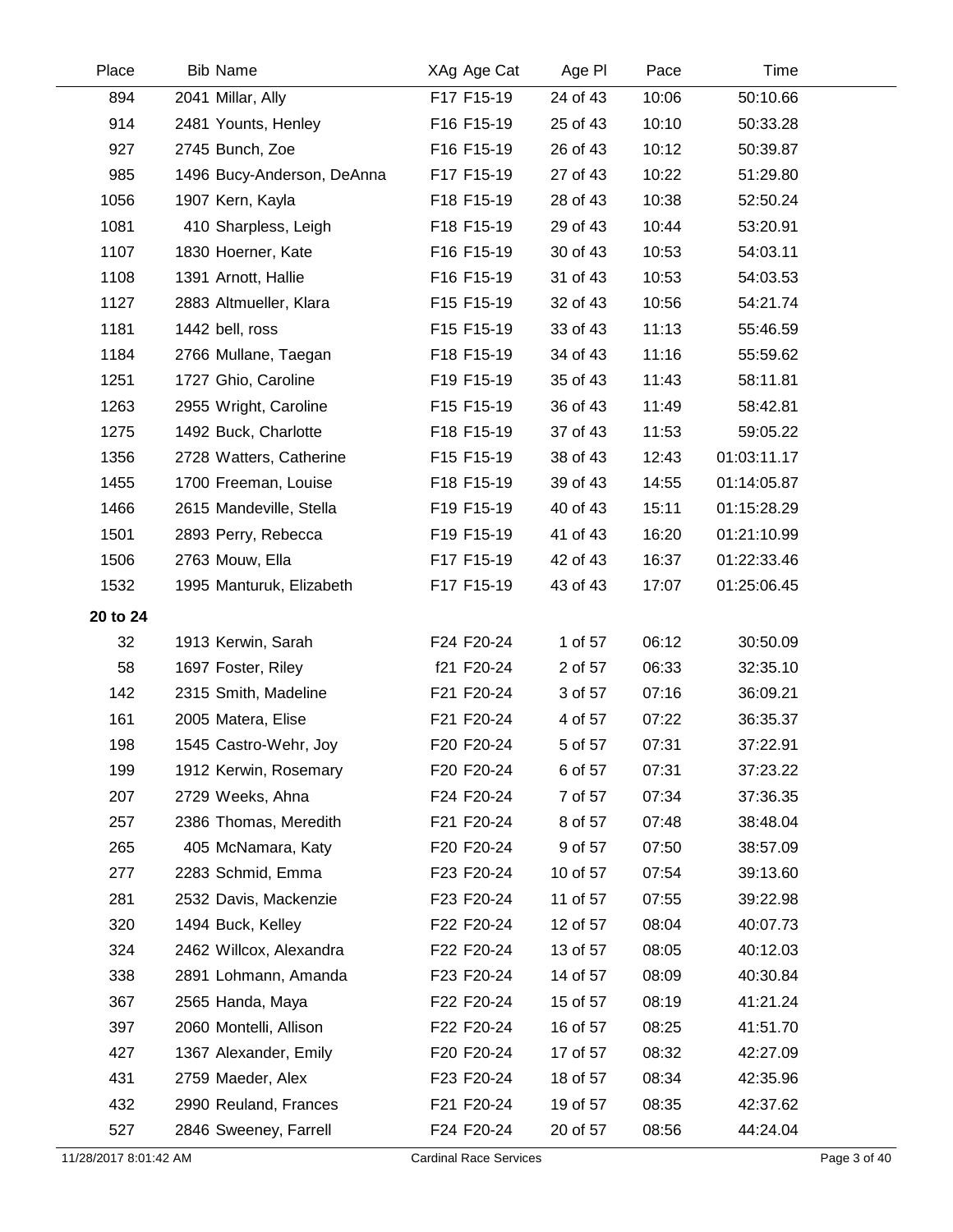| Place | Bib | Name | XAg | Age Cat | Age Pl | Pace | Time |
|---|---|---|---|---|---|---|---|
| 894 | 2041 | Millar, Ally | F17 | F15-19 | 24 of 43 | 10:06 | 50:10.66 |
| 914 | 2481 | Younts, Henley | F16 | F15-19 | 25 of 43 | 10:10 | 50:33.28 |
| 927 | 2745 | Bunch, Zoe | F16 | F15-19 | 26 of 43 | 10:12 | 50:39.87 |
| 985 | 1496 | Bucy-Anderson, DeAnna | F17 | F15-19 | 27 of 43 | 10:22 | 51:29.80 |
| 1056 | 1907 | Kern, Kayla | F18 | F15-19 | 28 of 43 | 10:38 | 52:50.24 |
| 1081 | 410 | Sharpless, Leigh | F18 | F15-19 | 29 of 43 | 10:44 | 53:20.91 |
| 1107 | 1830 | Hoerner, Kate | F16 | F15-19 | 30 of 43 | 10:53 | 54:03.11 |
| 1108 | 1391 | Arnott, Hallie | F16 | F15-19 | 31 of 43 | 10:53 | 54:03.53 |
| 1127 | 2883 | Altmueller, Klara | F15 | F15-19 | 32 of 43 | 10:56 | 54:21.74 |
| 1181 | 1442 | bell, ross | F15 | F15-19 | 33 of 43 | 11:13 | 55:46.59 |
| 1184 | 2766 | Mullane, Taegan | F18 | F15-19 | 34 of 43 | 11:16 | 55:59.62 |
| 1251 | 1727 | Ghio, Caroline | F19 | F15-19 | 35 of 43 | 11:43 | 58:11.81 |
| 1263 | 2955 | Wright, Caroline | F15 | F15-19 | 36 of 43 | 11:49 | 58:42.81 |
| 1275 | 1492 | Buck, Charlotte | F18 | F15-19 | 37 of 43 | 11:53 | 59:05.22 |
| 1356 | 2728 | Watters, Catherine | F15 | F15-19 | 38 of 43 | 12:43 | 01:03:11.17 |
| 1455 | 1700 | Freeman, Louise | F18 | F15-19 | 39 of 43 | 14:55 | 01:14:05.87 |
| 1466 | 2615 | Mandeville, Stella | F19 | F15-19 | 40 of 43 | 15:11 | 01:15:28.29 |
| 1501 | 2893 | Perry, Rebecca | F19 | F15-19 | 41 of 43 | 16:20 | 01:21:10.99 |
| 1506 | 2763 | Mouw, Ella | F17 | F15-19 | 42 of 43 | 16:37 | 01:22:33.46 |
| 1532 | 1995 | Manturuk, Elizabeth | F17 | F15-19 | 43 of 43 | 17:07 | 01:25:06.45 |
| **20 to 24** | | | | | | | |
| 32 | 1913 | Kerwin, Sarah | F24 | F20-24 | 1 of 57 | 06:12 | 30:50.09 |
| 58 | 1697 | Foster, Riley | f21 | F20-24 | 2 of 57 | 06:33 | 32:35.10 |
| 142 | 2315 | Smith, Madeline | F21 | F20-24 | 3 of 57 | 07:16 | 36:09.21 |
| 161 | 2005 | Matera, Elise | F21 | F20-24 | 4 of 57 | 07:22 | 36:35.37 |
| 198 | 1545 | Castro-Wehr, Joy | F20 | F20-24 | 5 of 57 | 07:31 | 37:22.91 |
| 199 | 1912 | Kerwin, Rosemary | F20 | F20-24 | 6 of 57 | 07:31 | 37:23.22 |
| 207 | 2729 | Weeks, Ahna | F24 | F20-24 | 7 of 57 | 07:34 | 37:36.35 |
| 257 | 2386 | Thomas, Meredith | F21 | F20-24 | 8 of 57 | 07:48 | 38:48.04 |
| 265 | 405 | McNamara, Katy | F20 | F20-24 | 9 of 57 | 07:50 | 38:57.09 |
| 277 | 2283 | Schmid, Emma | F23 | F20-24 | 10 of 57 | 07:54 | 39:13.60 |
| 281 | 2532 | Davis, Mackenzie | F23 | F20-24 | 11 of 57 | 07:55 | 39:22.98 |
| 320 | 1494 | Buck, Kelley | F22 | F20-24 | 12 of 57 | 08:04 | 40:07.73 |
| 324 | 2462 | Willcox, Alexandra | F22 | F20-24 | 13 of 57 | 08:05 | 40:12.03 |
| 338 | 2891 | Lohmann, Amanda | F23 | F20-24 | 14 of 57 | 08:09 | 40:30.84 |
| 367 | 2565 | Handa, Maya | F22 | F20-24 | 15 of 57 | 08:19 | 41:21.24 |
| 397 | 2060 | Montelli, Allison | F22 | F20-24 | 16 of 57 | 08:25 | 41:51.70 |
| 427 | 1367 | Alexander, Emily | F20 | F20-24 | 17 of 57 | 08:32 | 42:27.09 |
| 431 | 2759 | Maeder, Alex | F23 | F20-24 | 18 of 57 | 08:34 | 42:35.96 |
| 432 | 2990 | Reuland, Frances | F21 | F20-24 | 19 of 57 | 08:35 | 42:37.62 |
| 527 | 2846 | Sweeney, Farrell | F24 | F20-24 | 20 of 57 | 08:56 | 44:24.04 |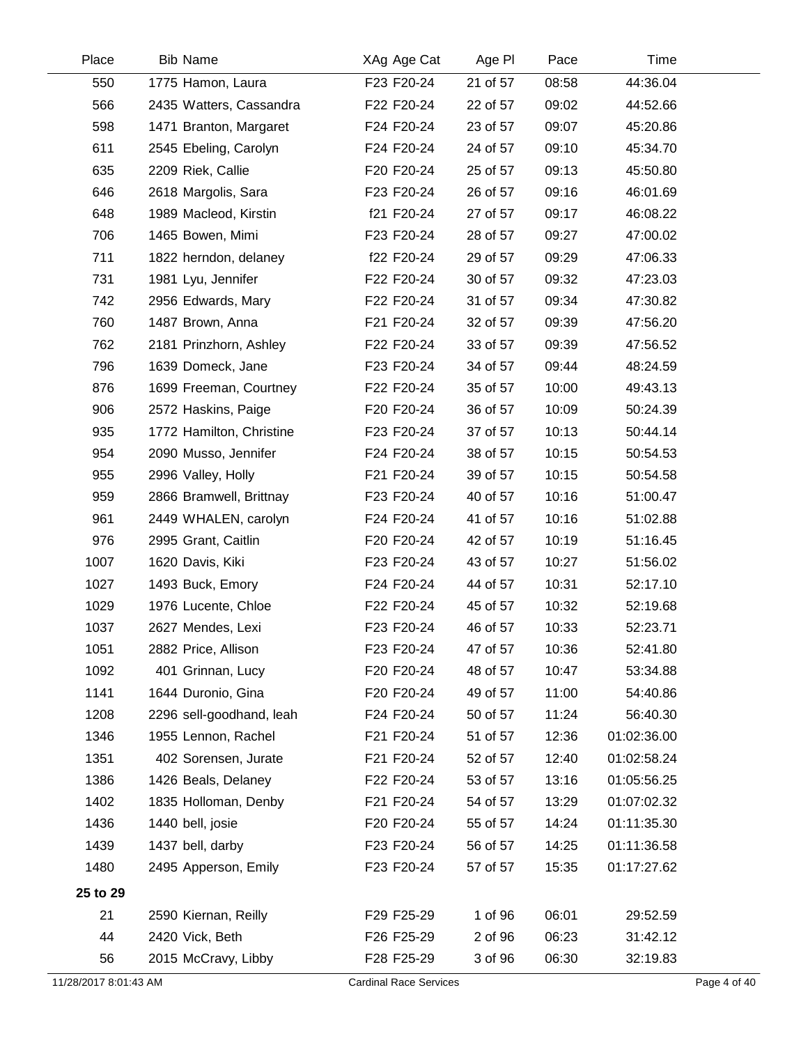| Place | Bib | Name | XAg | Age Cat | Age Pl | Pace | Time |
|---|---|---|---|---|---|---|---|
| 550 | 1775 | Hamon, Laura | F23 | F20-24 | 21 of 57 | 08:58 | 44:36.04 |
| 566 | 2435 | Watters, Cassandra | F22 | F20-24 | 22 of 57 | 09:02 | 44:52.66 |
| 598 | 1471 | Branton, Margaret | F24 | F20-24 | 23 of 57 | 09:07 | 45:20.86 |
| 611 | 2545 | Ebeling, Carolyn | F24 | F20-24 | 24 of 57 | 09:10 | 45:34.70 |
| 635 | 2209 | Riek, Callie | F20 | F20-24 | 25 of 57 | 09:13 | 45:50.80 |
| 646 | 2618 | Margolis, Sara | F23 | F20-24 | 26 of 57 | 09:16 | 46:01.69 |
| 648 | 1989 | Macleod, Kirstin | f21 | F20-24 | 27 of 57 | 09:17 | 46:08.22 |
| 706 | 1465 | Bowen, Mimi | F23 | F20-24 | 28 of 57 | 09:27 | 47:00.02 |
| 711 | 1822 | herndon, delaney | f22 | F20-24 | 29 of 57 | 09:29 | 47:06.33 |
| 731 | 1981 | Lyu, Jennifer | F22 | F20-24 | 30 of 57 | 09:32 | 47:23.03 |
| 742 | 2956 | Edwards, Mary | F22 | F20-24 | 31 of 57 | 09:34 | 47:30.82 |
| 760 | 1487 | Brown, Anna | F21 | F20-24 | 32 of 57 | 09:39 | 47:56.20 |
| 762 | 2181 | Prinzhorn, Ashley | F22 | F20-24 | 33 of 57 | 09:39 | 47:56.52 |
| 796 | 1639 | Domeck, Jane | F23 | F20-24 | 34 of 57 | 09:44 | 48:24.59 |
| 876 | 1699 | Freeman, Courtney | F22 | F20-24 | 35 of 57 | 10:00 | 49:43.13 |
| 906 | 2572 | Haskins, Paige | F20 | F20-24 | 36 of 57 | 10:09 | 50:24.39 |
| 935 | 1772 | Hamilton, Christine | F23 | F20-24 | 37 of 57 | 10:13 | 50:44.14 |
| 954 | 2090 | Musso, Jennifer | F24 | F20-24 | 38 of 57 | 10:15 | 50:54.53 |
| 955 | 2996 | Valley, Holly | F21 | F20-24 | 39 of 57 | 10:15 | 50:54.58 |
| 959 | 2866 | Bramwell, Brittnay | F23 | F20-24 | 40 of 57 | 10:16 | 51:00.47 |
| 961 | 2449 | WHALEN, carolyn | F24 | F20-24 | 41 of 57 | 10:16 | 51:02.88 |
| 976 | 2995 | Grant, Caitlin | F20 | F20-24 | 42 of 57 | 10:19 | 51:16.45 |
| 1007 | 1620 | Davis, Kiki | F23 | F20-24 | 43 of 57 | 10:27 | 51:56.02 |
| 1027 | 1493 | Buck, Emory | F24 | F20-24 | 44 of 57 | 10:31 | 52:17.10 |
| 1029 | 1976 | Lucente, Chloe | F22 | F20-24 | 45 of 57 | 10:32 | 52:19.68 |
| 1037 | 2627 | Mendes, Lexi | F23 | F20-24 | 46 of 57 | 10:33 | 52:23.71 |
| 1051 | 2882 | Price, Allison | F23 | F20-24 | 47 of 57 | 10:36 | 52:41.80 |
| 1092 | 401 | Grinnan, Lucy | F20 | F20-24 | 48 of 57 | 10:47 | 53:34.88 |
| 1141 | 1644 | Duronio, Gina | F20 | F20-24 | 49 of 57 | 11:00 | 54:40.86 |
| 1208 | 2296 | sell-goodhand, leah | F24 | F20-24 | 50 of 57 | 11:24 | 56:40.30 |
| 1346 | 1955 | Lennon, Rachel | F21 | F20-24 | 51 of 57 | 12:36 | 01:02:36.00 |
| 1351 | 402 | Sorensen, Jurate | F21 | F20-24 | 52 of 57 | 12:40 | 01:02:58.24 |
| 1386 | 1426 | Beals, Delaney | F22 | F20-24 | 53 of 57 | 13:16 | 01:05:56.25 |
| 1402 | 1835 | Holloman, Denby | F21 | F20-24 | 54 of 57 | 13:29 | 01:07:02.32 |
| 1436 | 1440 | bell, josie | F20 | F20-24 | 55 of 57 | 14:24 | 01:11:35.30 |
| 1439 | 1437 | bell, darby | F23 | F20-24 | 56 of 57 | 14:25 | 01:11:36.58 |
| 1480 | 2495 | Apperson, Emily | F23 | F20-24 | 57 of 57 | 15:35 | 01:17:27.62 |
| **25 to 29** | | | | | | | |
| 21 | 2590 | Kiernan, Reilly | F29 | F25-29 | 1 of 96 | 06:01 | 29:52.59 |
| 44 | 2420 | Vick, Beth | F26 | F25-29 | 2 of 96 | 06:23 | 31:42.12 |
| 56 | 2015 | McCravy, Libby | F28 | F25-29 | 3 of 96 | 06:30 | 32:19.83 |

11/28/2017 8:01:43 AM Cardinal Race Services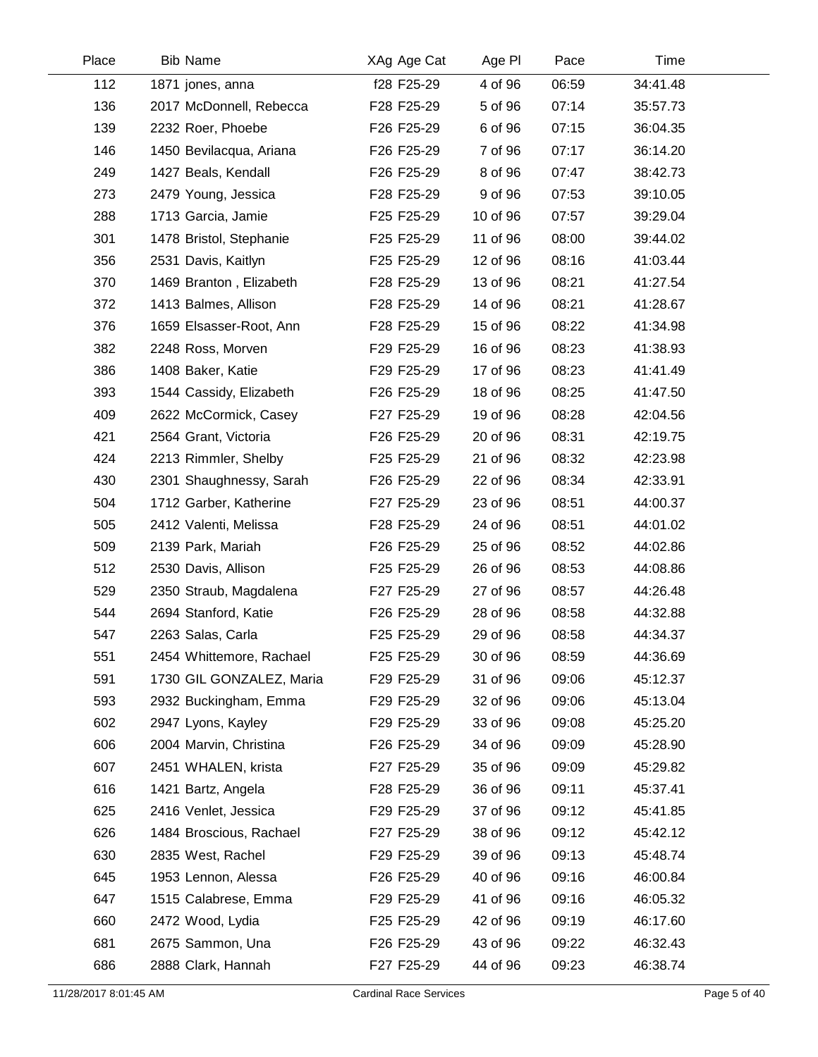| Place | Bib Name | XAg Age Cat | Age Pl | Pace | Time |
|---|---|---|---|---|---|
| 112 | 1871 jones, anna | f28 F25-29 | 4 of 96 | 06:59 | 34:41.48 |
| 136 | 2017 McDonnell, Rebecca | F28 F25-29 | 5 of 96 | 07:14 | 35:57.73 |
| 139 | 2232 Roer, Phoebe | F26 F25-29 | 6 of 96 | 07:15 | 36:04.35 |
| 146 | 1450 Bevilacqua, Ariana | F26 F25-29 | 7 of 96 | 07:17 | 36:14.20 |
| 249 | 1427 Beals, Kendall | F26 F25-29 | 8 of 96 | 07:47 | 38:42.73 |
| 273 | 2479 Young, Jessica | F28 F25-29 | 9 of 96 | 07:53 | 39:10.05 |
| 288 | 1713 Garcia, Jamie | F25 F25-29 | 10 of 96 | 07:57 | 39:29.04 |
| 301 | 1478 Bristol, Stephanie | F25 F25-29 | 11 of 96 | 08:00 | 39:44.02 |
| 356 | 2531 Davis, Kaitlyn | F25 F25-29 | 12 of 96 | 08:16 | 41:03.44 |
| 370 | 1469 Branton , Elizabeth | F28 F25-29 | 13 of 96 | 08:21 | 41:27.54 |
| 372 | 1413 Balmes, Allison | F28 F25-29 | 14 of 96 | 08:21 | 41:28.67 |
| 376 | 1659 Elsasser-Root, Ann | F28 F25-29 | 15 of 96 | 08:22 | 41:34.98 |
| 382 | 2248 Ross, Morven | F29 F25-29 | 16 of 96 | 08:23 | 41:38.93 |
| 386 | 1408 Baker, Katie | F29 F25-29 | 17 of 96 | 08:23 | 41:41.49 |
| 393 | 1544 Cassidy, Elizabeth | F26 F25-29 | 18 of 96 | 08:25 | 41:47.50 |
| 409 | 2622 McCormick, Casey | F27 F25-29 | 19 of 96 | 08:28 | 42:04.56 |
| 421 | 2564 Grant, Victoria | F26 F25-29 | 20 of 96 | 08:31 | 42:19.75 |
| 424 | 2213 Rimmler, Shelby | F25 F25-29 | 21 of 96 | 08:32 | 42:23.98 |
| 430 | 2301 Shaughnessy, Sarah | F26 F25-29 | 22 of 96 | 08:34 | 42:33.91 |
| 504 | 1712 Garber, Katherine | F27 F25-29 | 23 of 96 | 08:51 | 44:00.37 |
| 505 | 2412 Valenti, Melissa | F28 F25-29 | 24 of 96 | 08:51 | 44:01.02 |
| 509 | 2139 Park, Mariah | F26 F25-29 | 25 of 96 | 08:52 | 44:02.86 |
| 512 | 2530 Davis, Allison | F25 F25-29 | 26 of 96 | 08:53 | 44:08.86 |
| 529 | 2350 Straub, Magdalena | F27 F25-29 | 27 of 96 | 08:57 | 44:26.48 |
| 544 | 2694 Stanford, Katie | F26 F25-29 | 28 of 96 | 08:58 | 44:32.88 |
| 547 | 2263 Salas, Carla | F25 F25-29 | 29 of 96 | 08:58 | 44:34.37 |
| 551 | 2454 Whittemore, Rachael | F25 F25-29 | 30 of 96 | 08:59 | 44:36.69 |
| 591 | 1730 GIL GONZALEZ, Maria | F29 F25-29 | 31 of 96 | 09:06 | 45:12.37 |
| 593 | 2932 Buckingham, Emma | F29 F25-29 | 32 of 96 | 09:06 | 45:13.04 |
| 602 | 2947 Lyons, Kayley | F29 F25-29 | 33 of 96 | 09:08 | 45:25.20 |
| 606 | 2004 Marvin, Christina | F26 F25-29 | 34 of 96 | 09:09 | 45:28.90 |
| 607 | 2451 WHALEN, krista | F27 F25-29 | 35 of 96 | 09:09 | 45:29.82 |
| 616 | 1421 Bartz, Angela | F28 F25-29 | 36 of 96 | 09:11 | 45:37.41 |
| 625 | 2416 Venlet, Jessica | F29 F25-29 | 37 of 96 | 09:12 | 45:41.85 |
| 626 | 1484 Broscious, Rachael | F27 F25-29 | 38 of 96 | 09:12 | 45:42.12 |
| 630 | 2835 West, Rachel | F29 F25-29 | 39 of 96 | 09:13 | 45:48.74 |
| 645 | 1953 Lennon, Alessa | F26 F25-29 | 40 of 96 | 09:16 | 46:00.84 |
| 647 | 1515 Calabrese, Emma | F29 F25-29 | 41 of 96 | 09:16 | 46:05.32 |
| 660 | 2472 Wood, Lydia | F25 F25-29 | 42 of 96 | 09:19 | 46:17.60 |
| 681 | 2675 Sammon, Una | F26 F25-29 | 43 of 96 | 09:22 | 46:32.43 |
| 686 | 2888 Clark, Hannah | F27 F25-29 | 44 of 96 | 09:23 | 46:38.74 |

11/28/2017 8:01:45 AM Cardinal Race Services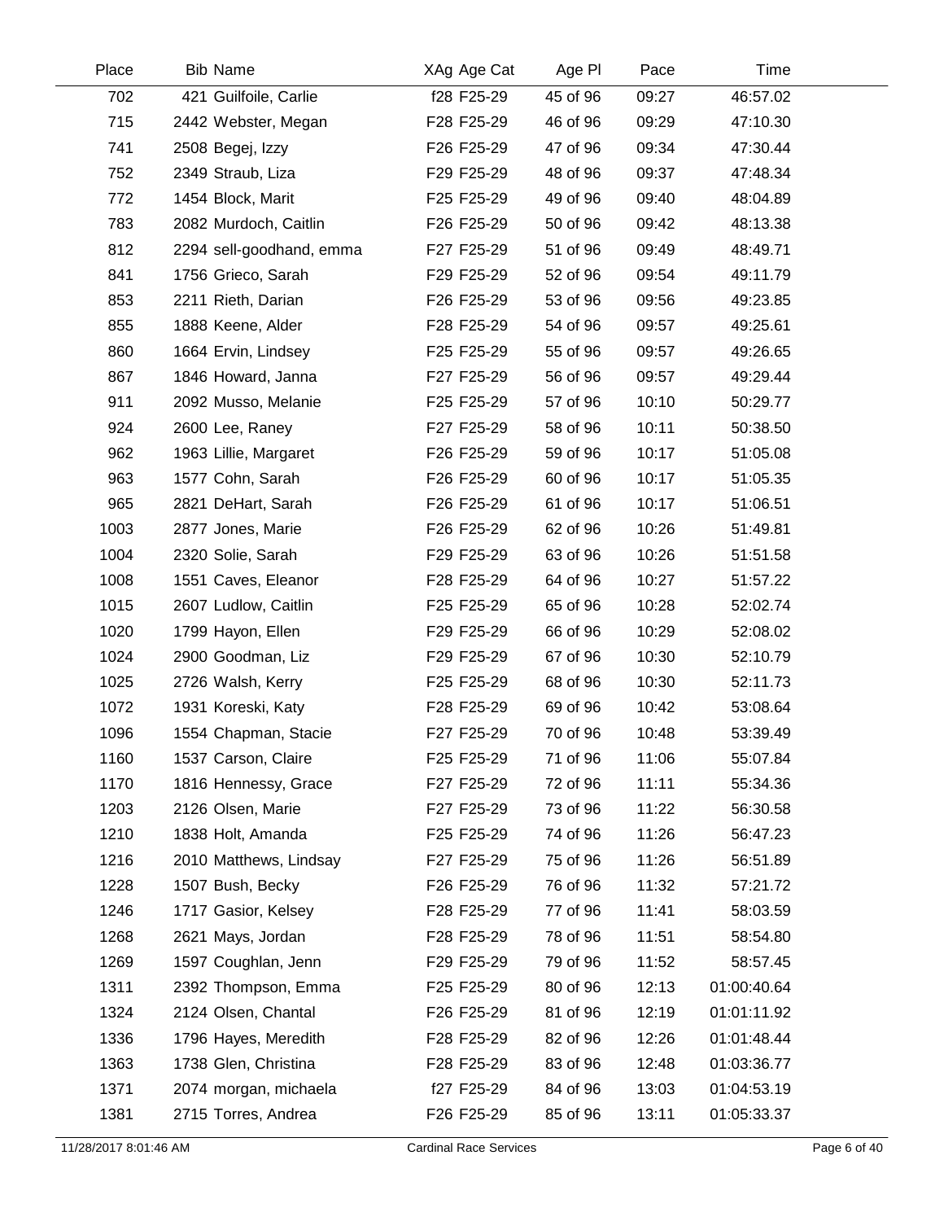| Place | Bib | Name | XAg | Age Cat | Age Pl | Pace | Time |
|---|---|---|---|---|---|---|---|
| 702 | 421 | Guilfoile, Carlie | f28 | F25-29 | 45 of 96 | 09:27 | 46:57.02 |
| 715 | 2442 | Webster, Megan | F28 | F25-29 | 46 of 96 | 09:29 | 47:10.30 |
| 741 | 2508 | Begej, Izzy | F26 | F25-29 | 47 of 96 | 09:34 | 47:30.44 |
| 752 | 2349 | Straub, Liza | F29 | F25-29 | 48 of 96 | 09:37 | 47:48.34 |
| 772 | 1454 | Block, Marit | F25 | F25-29 | 49 of 96 | 09:40 | 48:04.89 |
| 783 | 2082 | Murdoch, Caitlin | F26 | F25-29 | 50 of 96 | 09:42 | 48:13.38 |
| 812 | 2294 | sell-goodhand, emma | F27 | F25-29 | 51 of 96 | 09:49 | 48:49.71 |
| 841 | 1756 | Grieco, Sarah | F29 | F25-29 | 52 of 96 | 09:54 | 49:11.79 |
| 853 | 2211 | Rieth, Darian | F26 | F25-29 | 53 of 96 | 09:56 | 49:23.85 |
| 855 | 1888 | Keene, Alder | F28 | F25-29 | 54 of 96 | 09:57 | 49:25.61 |
| 860 | 1664 | Ervin, Lindsey | F25 | F25-29 | 55 of 96 | 09:57 | 49:26.65 |
| 867 | 1846 | Howard, Janna | F27 | F25-29 | 56 of 96 | 09:57 | 49:29.44 |
| 911 | 2092 | Musso, Melanie | F25 | F25-29 | 57 of 96 | 10:10 | 50:29.77 |
| 924 | 2600 | Lee, Raney | F27 | F25-29 | 58 of 96 | 10:11 | 50:38.50 |
| 962 | 1963 | Lillie, Margaret | F26 | F25-29 | 59 of 96 | 10:17 | 51:05.08 |
| 963 | 1577 | Cohn, Sarah | F26 | F25-29 | 60 of 96 | 10:17 | 51:05.35 |
| 965 | 2821 | DeHart, Sarah | F26 | F25-29 | 61 of 96 | 10:17 | 51:06.51 |
| 1003 | 2877 | Jones, Marie | F26 | F25-29 | 62 of 96 | 10:26 | 51:49.81 |
| 1004 | 2320 | Solie, Sarah | F29 | F25-29 | 63 of 96 | 10:26 | 51:51.58 |
| 1008 | 1551 | Caves, Eleanor | F28 | F25-29 | 64 of 96 | 10:27 | 51:57.22 |
| 1015 | 2607 | Ludlow, Caitlin | F25 | F25-29 | 65 of 96 | 10:28 | 52:02.74 |
| 1020 | 1799 | Hayon, Ellen | F29 | F25-29 | 66 of 96 | 10:29 | 52:08.02 |
| 1024 | 2900 | Goodman, Liz | F29 | F25-29 | 67 of 96 | 10:30 | 52:10.79 |
| 1025 | 2726 | Walsh, Kerry | F25 | F25-29 | 68 of 96 | 10:30 | 52:11.73 |
| 1072 | 1931 | Koreski, Katy | F28 | F25-29 | 69 of 96 | 10:42 | 53:08.64 |
| 1096 | 1554 | Chapman, Stacie | F27 | F25-29 | 70 of 96 | 10:48 | 53:39.49 |
| 1160 | 1537 | Carson, Claire | F25 | F25-29 | 71 of 96 | 11:06 | 55:07.84 |
| 1170 | 1816 | Hennessy, Grace | F27 | F25-29 | 72 of 96 | 11:11 | 55:34.36 |
| 1203 | 2126 | Olsen, Marie | F27 | F25-29 | 73 of 96 | 11:22 | 56:30.58 |
| 1210 | 1838 | Holt, Amanda | F25 | F25-29 | 74 of 96 | 11:26 | 56:47.23 |
| 1216 | 2010 | Matthews, Lindsay | F27 | F25-29 | 75 of 96 | 11:26 | 56:51.89 |
| 1228 | 1507 | Bush, Becky | F26 | F25-29 | 76 of 96 | 11:32 | 57:21.72 |
| 1246 | 1717 | Gasior, Kelsey | F28 | F25-29 | 77 of 96 | 11:41 | 58:03.59 |
| 1268 | 2621 | Mays, Jordan | F28 | F25-29 | 78 of 96 | 11:51 | 58:54.80 |
| 1269 | 1597 | Coughlan, Jenn | F29 | F25-29 | 79 of 96 | 11:52 | 58:57.45 |
| 1311 | 2392 | Thompson, Emma | F25 | F25-29 | 80 of 96 | 12:13 | 01:00:40.64 |
| 1324 | 2124 | Olsen, Chantal | F26 | F25-29 | 81 of 96 | 12:19 | 01:01:11.92 |
| 1336 | 1796 | Hayes, Meredith | F28 | F25-29 | 82 of 96 | 12:26 | 01:01:48.44 |
| 1363 | 1738 | Glen, Christina | F28 | F25-29 | 83 of 96 | 12:48 | 01:03:36.77 |
| 1371 | 2074 | morgan, michaela | f27 | F25-29 | 84 of 96 | 13:03 | 01:04:53.19 |
| 1381 | 2715 | Torres, Andrea | F26 | F25-29 | 85 of 96 | 13:11 | 01:05:33.37 |

11/28/2017 8:01:46 AM Cardinal Race Services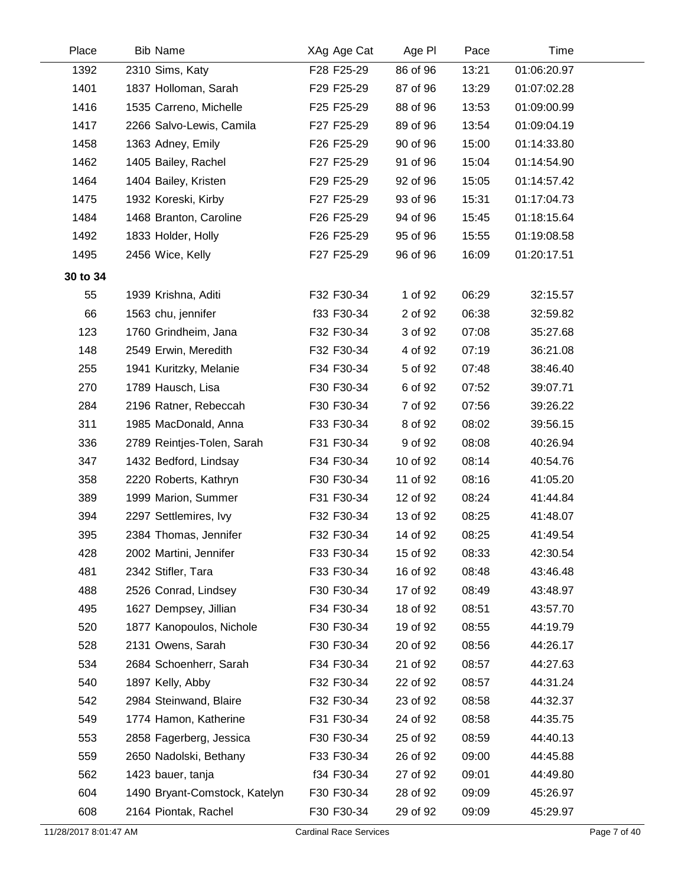| Place | Bib | Name | XAg | Age Cat | Age Pl | Pace | Time |
|---|---|---|---|---|---|---|---|
| 1392 | 2310 | Sims, Katy | F28 | F25-29 | 86 of 96 | 13:21 | 01:06:20.97 |
| 1401 | 1837 | Holloman, Sarah | F29 | F25-29 | 87 of 96 | 13:29 | 01:07:02.28 |
| 1416 | 1535 | Carreno, Michelle | F25 | F25-29 | 88 of 96 | 13:53 | 01:09:00.99 |
| 1417 | 2266 | Salvo-Lewis, Camila | F27 | F25-29 | 89 of 96 | 13:54 | 01:09:04.19 |
| 1458 | 1363 | Adney, Emily | F26 | F25-29 | 90 of 96 | 15:00 | 01:14:33.80 |
| 1462 | 1405 | Bailey, Rachel | F27 | F25-29 | 91 of 96 | 15:04 | 01:14:54.90 |
| 1464 | 1404 | Bailey, Kristen | F29 | F25-29 | 92 of 96 | 15:05 | 01:14:57.42 |
| 1475 | 1932 | Koreski, Kirby | F27 | F25-29 | 93 of 96 | 15:31 | 01:17:04.73 |
| 1484 | 1468 | Branton, Caroline | F26 | F25-29 | 94 of 96 | 15:45 | 01:18:15.64 |
| 1492 | 1833 | Holder, Holly | F26 | F25-29 | 95 of 96 | 15:55 | 01:19:08.58 |
| 1495 | 2456 | Wice, Kelly | F27 | F25-29 | 96 of 96 | 16:09 | 01:20:17.51 |
| **30 to 34** | | | | | | | |
| 55 | 1939 | Krishna, Aditi | F32 | F30-34 | 1 of 92 | 06:29 | 32:15.57 |
| 66 | 1563 | chu, jennifer | f33 | F30-34 | 2 of 92 | 06:38 | 32:59.82 |
| 123 | 1760 | Grindheim, Jana | F32 | F30-34 | 3 of 92 | 07:08 | 35:27.68 |
| 148 | 2549 | Erwin, Meredith | F32 | F30-34 | 4 of 92 | 07:19 | 36:21.08 |
| 255 | 1941 | Kuritzky, Melanie | F34 | F30-34 | 5 of 92 | 07:48 | 38:46.40 |
| 270 | 1789 | Hausch, Lisa | F30 | F30-34 | 6 of 92 | 07:52 | 39:07.71 |
| 284 | 2196 | Ratner, Rebeccah | F30 | F30-34 | 7 of 92 | 07:56 | 39:26.22 |
| 311 | 1985 | MacDonald, Anna | F33 | F30-34 | 8 of 92 | 08:02 | 39:56.15 |
| 336 | 2789 | Reintjes-Tolen, Sarah | F31 | F30-34 | 9 of 92 | 08:08 | 40:26.94 |
| 347 | 1432 | Bedford, Lindsay | F34 | F30-34 | 10 of 92 | 08:14 | 40:54.76 |
| 358 | 2220 | Roberts, Kathryn | F30 | F30-34 | 11 of 92 | 08:16 | 41:05.20 |
| 389 | 1999 | Marion, Summer | F31 | F30-34 | 12 of 92 | 08:24 | 41:44.84 |
| 394 | 2297 | Settlemires, Ivy | F32 | F30-34 | 13 of 92 | 08:25 | 41:48.07 |
| 395 | 2384 | Thomas, Jennifer | F32 | F30-34 | 14 of 92 | 08:25 | 41:49.54 |
| 428 | 2002 | Martini, Jennifer | F33 | F30-34 | 15 of 92 | 08:33 | 42:30.54 |
| 481 | 2342 | Stifler, Tara | F33 | F30-34 | 16 of 92 | 08:48 | 43:46.48 |
| 488 | 2526 | Conrad, Lindsey | F30 | F30-34 | 17 of 92 | 08:49 | 43:48.97 |
| 495 | 1627 | Dempsey, Jillian | F34 | F30-34 | 18 of 92 | 08:51 | 43:57.70 |
| 520 | 1877 | Kanopoulos, Nichole | F30 | F30-34 | 19 of 92 | 08:55 | 44:19.79 |
| 528 | 2131 | Owens, Sarah | F30 | F30-34 | 20 of 92 | 08:56 | 44:26.17 |
| 534 | 2684 | Schoenherr, Sarah | F34 | F30-34 | 21 of 92 | 08:57 | 44:27.63 |
| 540 | 1897 | Kelly, Abby | F32 | F30-34 | 22 of 92 | 08:57 | 44:31.24 |
| 542 | 2984 | Steinwand, Blaire | F32 | F30-34 | 23 of 92 | 08:58 | 44:32.37 |
| 549 | 1774 | Hamon, Katherine | F31 | F30-34 | 24 of 92 | 08:58 | 44:35.75 |
| 553 | 2858 | Fagerberg, Jessica | F30 | F30-34 | 25 of 92 | 08:59 | 44:40.13 |
| 559 | 2650 | Nadolski, Bethany | F33 | F30-34 | 26 of 92 | 09:00 | 44:45.88 |
| 562 | 1423 | bauer, tanja | f34 | F30-34 | 27 of 92 | 09:01 | 44:49.80 |
| 604 | 1490 | Bryant-Comstock, Katelyn | F30 | F30-34 | 28 of 92 | 09:09 | 45:26.97 |
| 608 | 2164 | Piontak, Rachel | F30 | F30-34 | 29 of 92 | 09:09 | 45:29.97 |

11/28/2017 8:01:47 AM Cardinal Race Services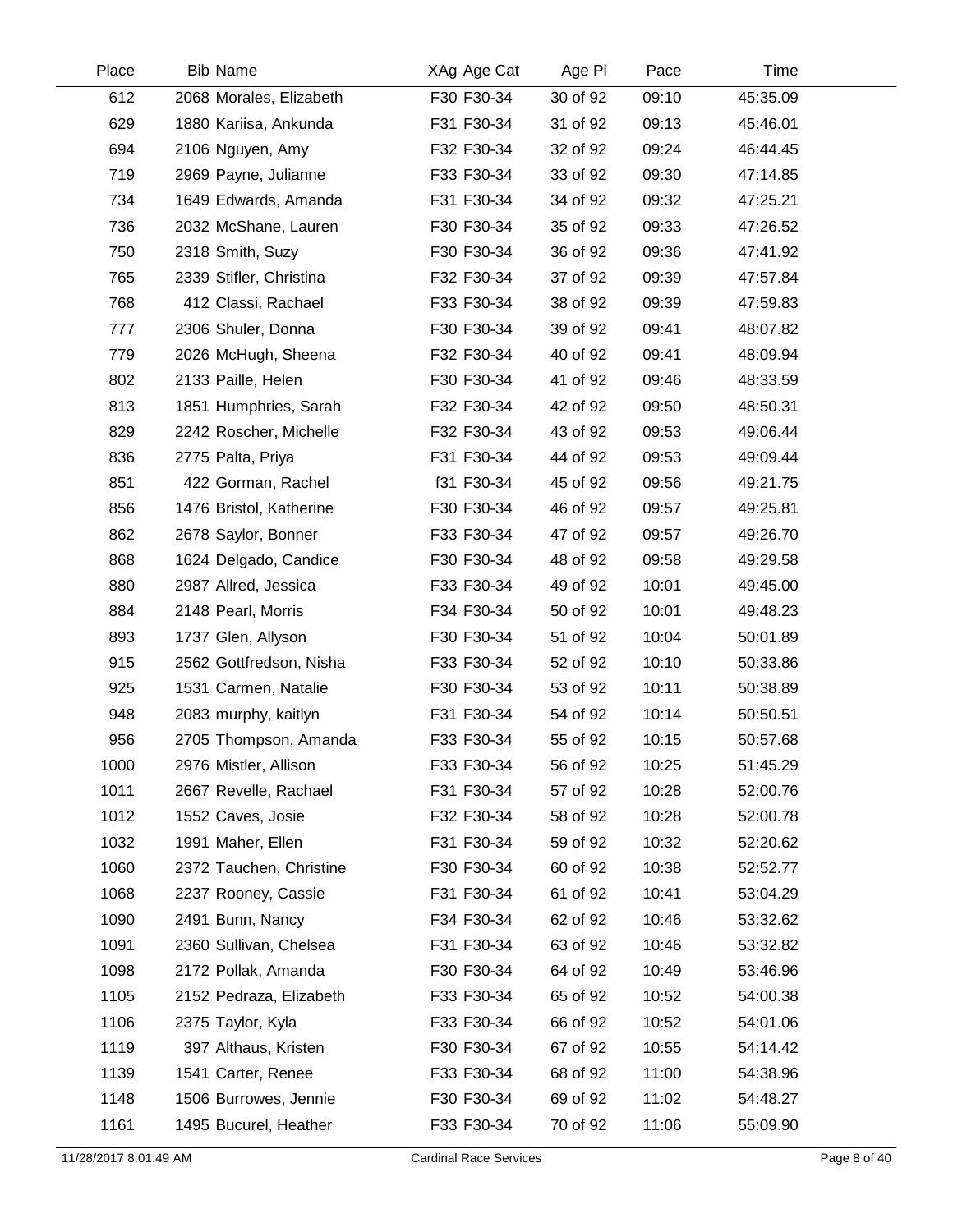| Place | Bib | Name | XAg | Age Cat | Age Pl | Pace | Time |
|---|---|---|---|---|---|---|---|
| 612 | 2068 | Morales, Elizabeth | F30 | F30-34 | 30 of 92 | 09:10 | 45:35.09 |
| 629 | 1880 | Kariisa, Ankunda | F31 | F30-34 | 31 of 92 | 09:13 | 45:46.01 |
| 694 | 2106 | Nguyen, Amy | F32 | F30-34 | 32 of 92 | 09:24 | 46:44.45 |
| 719 | 2969 | Payne, Julianne | F33 | F30-34 | 33 of 92 | 09:30 | 47:14.85 |
| 734 | 1649 | Edwards, Amanda | F31 | F30-34 | 34 of 92 | 09:32 | 47:25.21 |
| 736 | 2032 | McShane, Lauren | F30 | F30-34 | 35 of 92 | 09:33 | 47:26.52 |
| 750 | 2318 | Smith, Suzy | F30 | F30-34 | 36 of 92 | 09:36 | 47:41.92 |
| 765 | 2339 | Stifler, Christina | F32 | F30-34 | 37 of 92 | 09:39 | 47:57.84 |
| 768 | 412 | Classi, Rachael | F33 | F30-34 | 38 of 92 | 09:39 | 47:59.83 |
| 777 | 2306 | Shuler, Donna | F30 | F30-34 | 39 of 92 | 09:41 | 48:07.82 |
| 779 | 2026 | McHugh, Sheena | F32 | F30-34 | 40 of 92 | 09:41 | 48:09.94 |
| 802 | 2133 | Paille, Helen | F30 | F30-34 | 41 of 92 | 09:46 | 48:33.59 |
| 813 | 1851 | Humphries, Sarah | F32 | F30-34 | 42 of 92 | 09:50 | 48:50.31 |
| 829 | 2242 | Roscher, Michelle | F32 | F30-34 | 43 of 92 | 09:53 | 49:06.44 |
| 836 | 2775 | Palta, Priya | F31 | F30-34 | 44 of 92 | 09:53 | 49:09.44 |
| 851 | 422 | Gorman, Rachel | f31 | F30-34 | 45 of 92 | 09:56 | 49:21.75 |
| 856 | 1476 | Bristol, Katherine | F30 | F30-34 | 46 of 92 | 09:57 | 49:25.81 |
| 862 | 2678 | Saylor, Bonner | F33 | F30-34 | 47 of 92 | 09:57 | 49:26.70 |
| 868 | 1624 | Delgado, Candice | F30 | F30-34 | 48 of 92 | 09:58 | 49:29.58 |
| 880 | 2987 | Allred, Jessica | F33 | F30-34 | 49 of 92 | 10:01 | 49:45.00 |
| 884 | 2148 | Pearl, Morris | F34 | F30-34 | 50 of 92 | 10:01 | 49:48.23 |
| 893 | 1737 | Glen, Allyson | F30 | F30-34 | 51 of 92 | 10:04 | 50:01.89 |
| 915 | 2562 | Gottfredson, Nisha | F33 | F30-34 | 52 of 92 | 10:10 | 50:33.86 |
| 925 | 1531 | Carmen, Natalie | F30 | F30-34 | 53 of 92 | 10:11 | 50:38.89 |
| 948 | 2083 | murphy, kaitlyn | F31 | F30-34 | 54 of 92 | 10:14 | 50:50.51 |
| 956 | 2705 | Thompson, Amanda | F33 | F30-34 | 55 of 92 | 10:15 | 50:57.68 |
| 1000 | 2976 | Mistler, Allison | F33 | F30-34 | 56 of 92 | 10:25 | 51:45.29 |
| 1011 | 2667 | Revelle, Rachael | F31 | F30-34 | 57 of 92 | 10:28 | 52:00.76 |
| 1012 | 1552 | Caves, Josie | F32 | F30-34 | 58 of 92 | 10:28 | 52:00.78 |
| 1032 | 1991 | Maher, Ellen | F31 | F30-34 | 59 of 92 | 10:32 | 52:20.62 |
| 1060 | 2372 | Tauchen, Christine | F30 | F30-34 | 60 of 92 | 10:38 | 52:52.77 |
| 1068 | 2237 | Rooney, Cassie | F31 | F30-34 | 61 of 92 | 10:41 | 53:04.29 |
| 1090 | 2491 | Bunn, Nancy | F34 | F30-34 | 62 of 92 | 10:46 | 53:32.62 |
| 1091 | 2360 | Sullivan, Chelsea | F31 | F30-34 | 63 of 92 | 10:46 | 53:32.82 |
| 1098 | 2172 | Pollak, Amanda | F30 | F30-34 | 64 of 92 | 10:49 | 53:46.96 |
| 1105 | 2152 | Pedraza, Elizabeth | F33 | F30-34 | 65 of 92 | 10:52 | 54:00.38 |
| 1106 | 2375 | Taylor, Kyla | F33 | F30-34 | 66 of 92 | 10:52 | 54:01.06 |
| 1119 | 397 | Althaus, Kristen | F30 | F30-34 | 67 of 92 | 10:55 | 54:14.42 |
| 1139 | 1541 | Carter, Renee | F33 | F30-34 | 68 of 92 | 11:00 | 54:38.96 |
| 1148 | 1506 | Burrowes, Jennie | F30 | F30-34 | 69 of 92 | 11:02 | 54:48.27 |
| 1161 | 1495 | Bucurel, Heather | F33 | F30-34 | 70 of 92 | 11:06 | 55:09.90 |

11/28/2017 8:01:49 AM Cardinal Race Services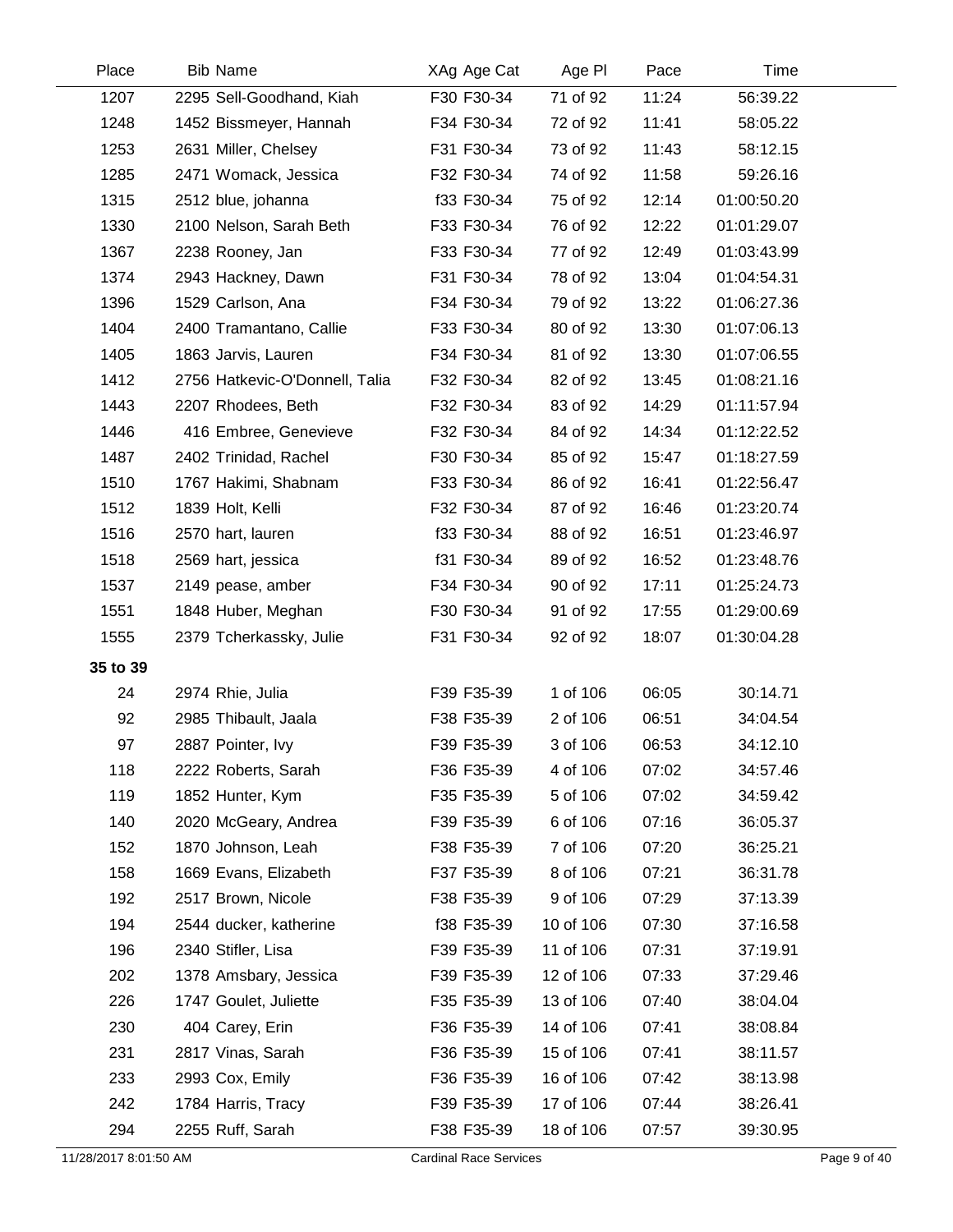| Place | Bib | Name | XAg | Age Cat | Age Pl | Pace | Time |
|---|---|---|---|---|---|---|---|
| 1207 | 2295 | Sell-Goodhand, Kiah | F30 | F30-34 | 71 of 92 | 11:24 | 56:39.22 |
| 1248 | 1452 | Bissmeyer, Hannah | F34 | F30-34 | 72 of 92 | 11:41 | 58:05.22 |
| 1253 | 2631 | Miller, Chelsey | F31 | F30-34 | 73 of 92 | 11:43 | 58:12.15 |
| 1285 | 2471 | Womack, Jessica | F32 | F30-34 | 74 of 92 | 11:58 | 59:26.16 |
| 1315 | 2512 | blue, johanna | f33 | F30-34 | 75 of 92 | 12:14 | 01:00:50.20 |
| 1330 | 2100 | Nelson, Sarah Beth | F33 | F30-34 | 76 of 92 | 12:22 | 01:01:29.07 |
| 1367 | 2238 | Rooney, Jan | F33 | F30-34 | 77 of 92 | 12:49 | 01:03:43.99 |
| 1374 | 2943 | Hackney, Dawn | F31 | F30-34 | 78 of 92 | 13:04 | 01:04:54.31 |
| 1396 | 1529 | Carlson, Ana | F34 | F30-34 | 79 of 92 | 13:22 | 01:06:27.36 |
| 1404 | 2400 | Tramantano, Callie | F33 | F30-34 | 80 of 92 | 13:30 | 01:07:06.13 |
| 1405 | 1863 | Jarvis, Lauren | F34 | F30-34 | 81 of 92 | 13:30 | 01:07:06.55 |
| 1412 | 2756 | Hatkevic-O'Donnell, Talia | F32 | F30-34 | 82 of 92 | 13:45 | 01:08:21.16 |
| 1443 | 2207 | Rhodees, Beth | F32 | F30-34 | 83 of 92 | 14:29 | 01:11:57.94 |
| 1446 | 416 | Embree, Genevieve | F32 | F30-34 | 84 of 92 | 14:34 | 01:12:22.52 |
| 1487 | 2402 | Trinidad, Rachel | F30 | F30-34 | 85 of 92 | 15:47 | 01:18:27.59 |
| 1510 | 1767 | Hakimi, Shabnam | F33 | F30-34 | 86 of 92 | 16:41 | 01:22:56.47 |
| 1512 | 1839 | Holt, Kelli | F32 | F30-34 | 87 of 92 | 16:46 | 01:23:20.74 |
| 1516 | 2570 | hart, lauren | f33 | F30-34 | 88 of 92 | 16:51 | 01:23:46.97 |
| 1518 | 2569 | hart, jessica | f31 | F30-34 | 89 of 92 | 16:52 | 01:23:48.76 |
| 1537 | 2149 | pease, amber | F34 | F30-34 | 90 of 92 | 17:11 | 01:25:24.73 |
| 1551 | 1848 | Huber, Meghan | F30 | F30-34 | 91 of 92 | 17:55 | 01:29:00.69 |
| 1555 | 2379 | Tcherkassky, Julie | F31 | F30-34 | 92 of 92 | 18:07 | 01:30:04.28 |
| **35 to 39** | | | | | | | |
| 24 | 2974 | Rhie, Julia | F39 | F35-39 | 1 of 106 | 06:05 | 30:14.71 |
| 92 | 2985 | Thibault, Jaala | F38 | F35-39 | 2 of 106 | 06:51 | 34:04.54 |
| 97 | 2887 | Pointer, Ivy | F39 | F35-39 | 3 of 106 | 06:53 | 34:12.10 |
| 118 | 2222 | Roberts, Sarah | F36 | F35-39 | 4 of 106 | 07:02 | 34:57.46 |
| 119 | 1852 | Hunter, Kym | F35 | F35-39 | 5 of 106 | 07:02 | 34:59.42 |
| 140 | 2020 | McGeary, Andrea | F39 | F35-39 | 6 of 106 | 07:16 | 36:05.37 |
| 152 | 1870 | Johnson, Leah | F38 | F35-39 | 7 of 106 | 07:20 | 36:25.21 |
| 158 | 1669 | Evans, Elizabeth | F37 | F35-39 | 8 of 106 | 07:21 | 36:31.78 |
| 192 | 2517 | Brown, Nicole | F38 | F35-39 | 9 of 106 | 07:29 | 37:13.39 |
| 194 | 2544 | ducker, katherine | f38 | F35-39 | 10 of 106 | 07:30 | 37:16.58 |
| 196 | 2340 | Stifler, Lisa | F39 | F35-39 | 11 of 106 | 07:31 | 37:19.91 |
| 202 | 1378 | Amsbary, Jessica | F39 | F35-39 | 12 of 106 | 07:33 | 37:29.46 |
| 226 | 1747 | Goulet, Juliette | F35 | F35-39 | 13 of 106 | 07:40 | 38:04.04 |
| 230 | 404 | Carey, Erin | F36 | F35-39 | 14 of 106 | 07:41 | 38:08.84 |
| 231 | 2817 | Vinas, Sarah | F36 | F35-39 | 15 of 106 | 07:41 | 38:11.57 |
| 233 | 2993 | Cox, Emily | F36 | F35-39 | 16 of 106 | 07:42 | 38:13.98 |
| 242 | 1784 | Harris, Tracy | F39 | F35-39 | 17 of 106 | 07:44 | 38:26.41 |
| 294 | 2255 | Ruff, Sarah | F38 | F35-39 | 18 of 106 | 07:57 | 39:30.95 |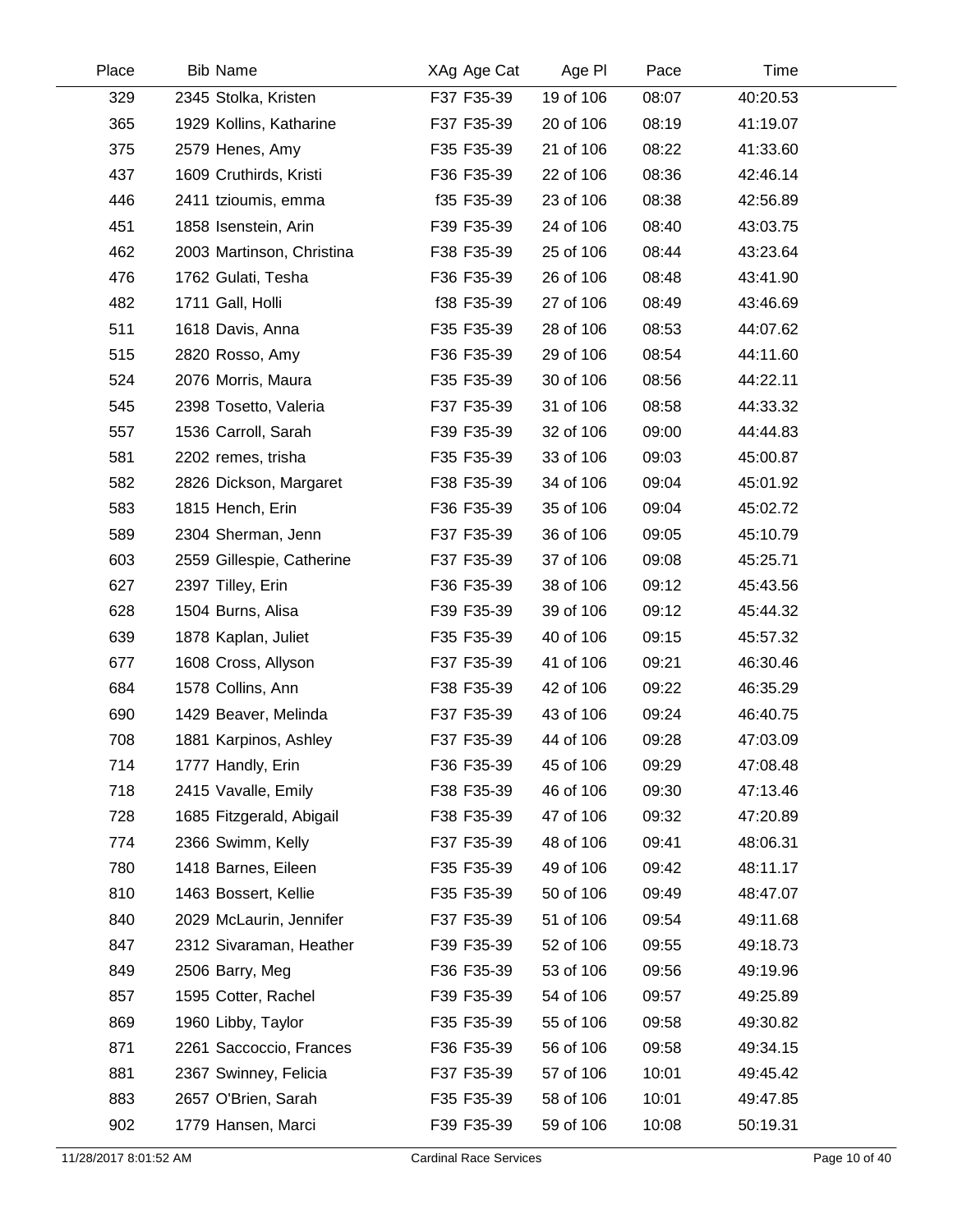| Place | Bib | Name | XAg | Age Cat | Age Pl | Pace | Time |
|---|---|---|---|---|---|---|---|
| 329 | 2345 | Stolka, Kristen | F37 | F35-39 | 19 of 106 | 08:07 | 40:20.53 |
| 365 | 1929 | Kollins, Katharine | F37 | F35-39 | 20 of 106 | 08:19 | 41:19.07 |
| 375 | 2579 | Henes, Amy | F35 | F35-39 | 21 of 106 | 08:22 | 41:33.60 |
| 437 | 1609 | Cruthirds, Kristi | F36 | F35-39 | 22 of 106 | 08:36 | 42:46.14 |
| 446 | 2411 | tzioumis, emma | f35 | F35-39 | 23 of 106 | 08:38 | 42:56.89 |
| 451 | 1858 | Isenstein, Arin | F39 | F35-39 | 24 of 106 | 08:40 | 43:03.75 |
| 462 | 2003 | Martinson, Christina | F38 | F35-39 | 25 of 106 | 08:44 | 43:23.64 |
| 476 | 1762 | Gulati, Tesha | F36 | F35-39 | 26 of 106 | 08:48 | 43:41.90 |
| 482 | 1711 | Gall, Holli | f38 | F35-39 | 27 of 106 | 08:49 | 43:46.69 |
| 511 | 1618 | Davis, Anna | F35 | F35-39 | 28 of 106 | 08:53 | 44:07.62 |
| 515 | 2820 | Rosso, Amy | F36 | F35-39 | 29 of 106 | 08:54 | 44:11.60 |
| 524 | 2076 | Morris, Maura | F35 | F35-39 | 30 of 106 | 08:56 | 44:22.11 |
| 545 | 2398 | Tosetto, Valeria | F37 | F35-39 | 31 of 106 | 08:58 | 44:33.32 |
| 557 | 1536 | Carroll, Sarah | F39 | F35-39 | 32 of 106 | 09:00 | 44:44.83 |
| 581 | 2202 | remes, trisha | F35 | F35-39 | 33 of 106 | 09:03 | 45:00.87 |
| 582 | 2826 | Dickson, Margaret | F38 | F35-39 | 34 of 106 | 09:04 | 45:01.92 |
| 583 | 1815 | Hench, Erin | F36 | F35-39 | 35 of 106 | 09:04 | 45:02.72 |
| 589 | 2304 | Sherman, Jenn | F37 | F35-39 | 36 of 106 | 09:05 | 45:10.79 |
| 603 | 2559 | Gillespie, Catherine | F37 | F35-39 | 37 of 106 | 09:08 | 45:25.71 |
| 627 | 2397 | Tilley, Erin | F36 | F35-39 | 38 of 106 | 09:12 | 45:43.56 |
| 628 | 1504 | Burns, Alisa | F39 | F35-39 | 39 of 106 | 09:12 | 45:44.32 |
| 639 | 1878 | Kaplan, Juliet | F35 | F35-39 | 40 of 106 | 09:15 | 45:57.32 |
| 677 | 1608 | Cross, Allyson | F37 | F35-39 | 41 of 106 | 09:21 | 46:30.46 |
| 684 | 1578 | Collins, Ann | F38 | F35-39 | 42 of 106 | 09:22 | 46:35.29 |
| 690 | 1429 | Beaver, Melinda | F37 | F35-39 | 43 of 106 | 09:24 | 46:40.75 |
| 708 | 1881 | Karpinos, Ashley | F37 | F35-39 | 44 of 106 | 09:28 | 47:03.09 |
| 714 | 1777 | Handly, Erin | F36 | F35-39 | 45 of 106 | 09:29 | 47:08.48 |
| 718 | 2415 | Vavalle, Emily | F38 | F35-39 | 46 of 106 | 09:30 | 47:13.46 |
| 728 | 1685 | Fitzgerald, Abigail | F38 | F35-39 | 47 of 106 | 09:32 | 47:20.89 |
| 774 | 2366 | Swimm, Kelly | F37 | F35-39 | 48 of 106 | 09:41 | 48:06.31 |
| 780 | 1418 | Barnes, Eileen | F35 | F35-39 | 49 of 106 | 09:42 | 48:11.17 |
| 810 | 1463 | Bossert, Kellie | F35 | F35-39 | 50 of 106 | 09:49 | 48:47.07 |
| 840 | 2029 | McLaurin, Jennifer | F37 | F35-39 | 51 of 106 | 09:54 | 49:11.68 |
| 847 | 2312 | Sivaraman, Heather | F39 | F35-39 | 52 of 106 | 09:55 | 49:18.73 |
| 849 | 2506 | Barry, Meg | F36 | F35-39 | 53 of 106 | 09:56 | 49:19.96 |
| 857 | 1595 | Cotter, Rachel | F39 | F35-39 | 54 of 106 | 09:57 | 49:25.89 |
| 869 | 1960 | Libby, Taylor | F35 | F35-39 | 55 of 106 | 09:58 | 49:30.82 |
| 871 | 2261 | Saccoccio, Frances | F36 | F35-39 | 56 of 106 | 09:58 | 49:34.15 |
| 881 | 2367 | Swinney, Felicia | F37 | F35-39 | 57 of 106 | 10:01 | 49:45.42 |
| 883 | 2657 | O'Brien, Sarah | F35 | F35-39 | 58 of 106 | 10:01 | 49:47.85 |
| 902 | 1779 | Hansen, Marci | F39 | F35-39 | 59 of 106 | 10:08 | 50:19.31 |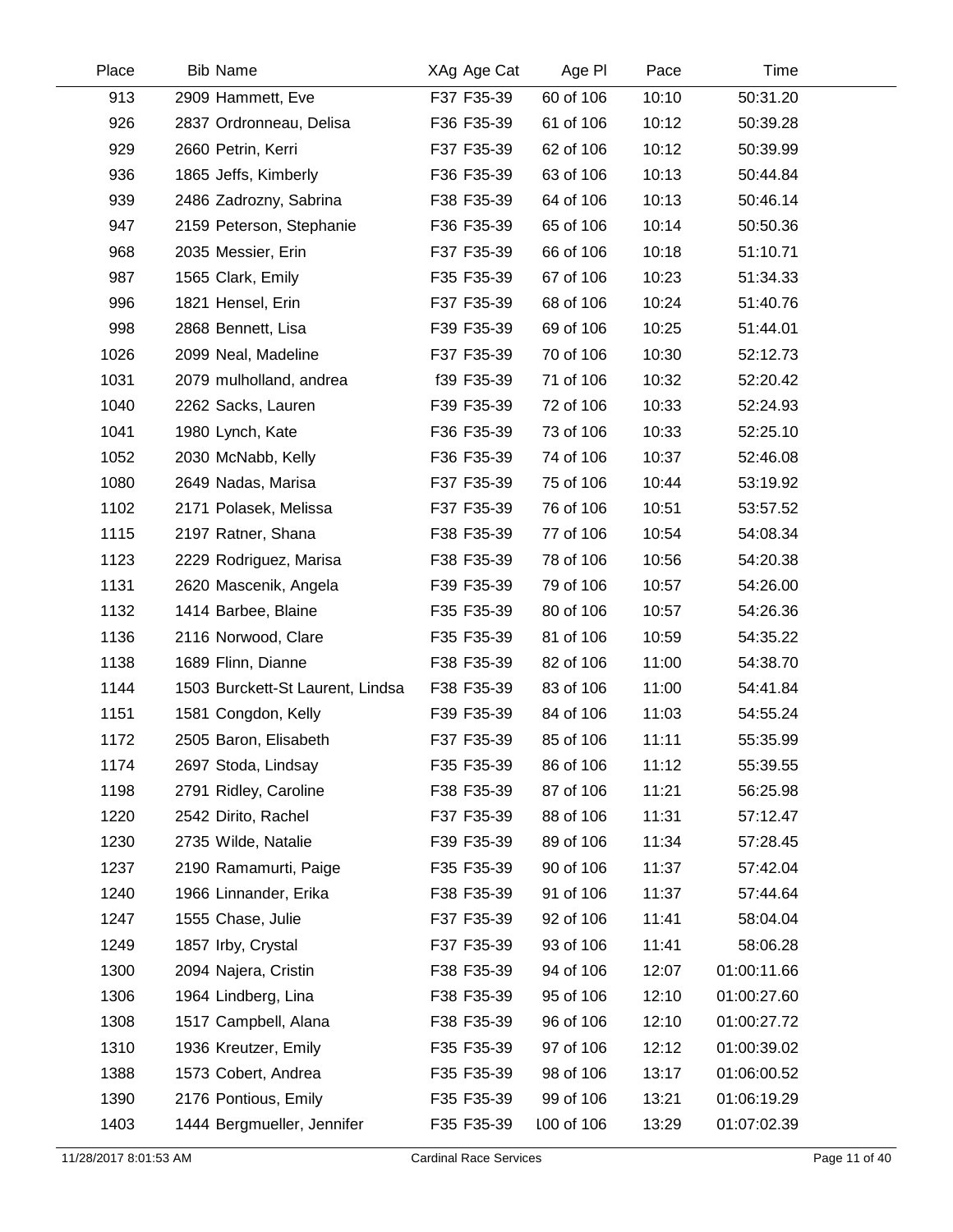| Place | Bib | Name | XAg | Age Cat | Age Pl | Pace | Time |
|---|---|---|---|---|---|---|---|
| 913 | 2909 | Hammett, Eve | F37 | F35-39 | 60 of 106 | 10:10 | 50:31.20 |
| 926 | 2837 | Ordronneau, Delisa | F36 | F35-39 | 61 of 106 | 10:12 | 50:39.28 |
| 929 | 2660 | Petrin, Kerri | F37 | F35-39 | 62 of 106 | 10:12 | 50:39.99 |
| 936 | 1865 | Jeffs, Kimberly | F36 | F35-39 | 63 of 106 | 10:13 | 50:44.84 |
| 939 | 2486 | Zadrozny, Sabrina | F38 | F35-39 | 64 of 106 | 10:13 | 50:46.14 |
| 947 | 2159 | Peterson, Stephanie | F36 | F35-39 | 65 of 106 | 10:14 | 50:50.36 |
| 968 | 2035 | Messier, Erin | F37 | F35-39 | 66 of 106 | 10:18 | 51:10.71 |
| 987 | 1565 | Clark, Emily | F35 | F35-39 | 67 of 106 | 10:23 | 51:34.33 |
| 996 | 1821 | Hensel, Erin | F37 | F35-39 | 68 of 106 | 10:24 | 51:40.76 |
| 998 | 2868 | Bennett, Lisa | F39 | F35-39 | 69 of 106 | 10:25 | 51:44.01 |
| 1026 | 2099 | Neal, Madeline | F37 | F35-39 | 70 of 106 | 10:30 | 52:12.73 |
| 1031 | 2079 | mulholland, andrea | f39 | F35-39 | 71 of 106 | 10:32 | 52:20.42 |
| 1040 | 2262 | Sacks, Lauren | F39 | F35-39 | 72 of 106 | 10:33 | 52:24.93 |
| 1041 | 1980 | Lynch, Kate | F36 | F35-39 | 73 of 106 | 10:33 | 52:25.10 |
| 1052 | 2030 | McNabb, Kelly | F36 | F35-39 | 74 of 106 | 10:37 | 52:46.08 |
| 1080 | 2649 | Nadas, Marisa | F37 | F35-39 | 75 of 106 | 10:44 | 53:19.92 |
| 1102 | 2171 | Polasek, Melissa | F37 | F35-39 | 76 of 106 | 10:51 | 53:57.52 |
| 1115 | 2197 | Ratner, Shana | F38 | F35-39 | 77 of 106 | 10:54 | 54:08.34 |
| 1123 | 2229 | Rodriguez, Marisa | F38 | F35-39 | 78 of 106 | 10:56 | 54:20.38 |
| 1131 | 2620 | Mascenik, Angela | F39 | F35-39 | 79 of 106 | 10:57 | 54:26.00 |
| 1132 | 1414 | Barbee, Blaine | F35 | F35-39 | 80 of 106 | 10:57 | 54:26.36 |
| 1136 | 2116 | Norwood, Clare | F35 | F35-39 | 81 of 106 | 10:59 | 54:35.22 |
| 1138 | 1689 | Flinn, Dianne | F38 | F35-39 | 82 of 106 | 11:00 | 54:38.70 |
| 1144 | 1503 | Burckett-St Laurent, Lindsa | F38 | F35-39 | 83 of 106 | 11:00 | 54:41.84 |
| 1151 | 1581 | Congdon, Kelly | F39 | F35-39 | 84 of 106 | 11:03 | 54:55.24 |
| 1172 | 2505 | Baron, Elisabeth | F37 | F35-39 | 85 of 106 | 11:11 | 55:35.99 |
| 1174 | 2697 | Stoda, Lindsay | F35 | F35-39 | 86 of 106 | 11:12 | 55:39.55 |
| 1198 | 2791 | Ridley, Caroline | F38 | F35-39 | 87 of 106 | 11:21 | 56:25.98 |
| 1220 | 2542 | Dirito, Rachel | F37 | F35-39 | 88 of 106 | 11:31 | 57:12.47 |
| 1230 | 2735 | Wilde, Natalie | F39 | F35-39 | 89 of 106 | 11:34 | 57:28.45 |
| 1237 | 2190 | Ramamurti, Paige | F35 | F35-39 | 90 of 106 | 11:37 | 57:42.04 |
| 1240 | 1966 | Linnander, Erika | F38 | F35-39 | 91 of 106 | 11:37 | 57:44.64 |
| 1247 | 1555 | Chase, Julie | F37 | F35-39 | 92 of 106 | 11:41 | 58:04.04 |
| 1249 | 1857 | Irby, Crystal | F37 | F35-39 | 93 of 106 | 11:41 | 58:06.28 |
| 1300 | 2094 | Najera, Cristin | F38 | F35-39 | 94 of 106 | 12:07 | 01:00:11.66 |
| 1306 | 1964 | Lindberg, Lina | F38 | F35-39 | 95 of 106 | 12:10 | 01:00:27.60 |
| 1308 | 1517 | Campbell, Alana | F38 | F35-39 | 96 of 106 | 12:10 | 01:00:27.72 |
| 1310 | 1936 | Kreutzer, Emily | F35 | F35-39 | 97 of 106 | 12:12 | 01:00:39.02 |
| 1388 | 1573 | Cobert, Andrea | F35 | F35-39 | 98 of 106 | 13:17 | 01:06:00.52 |
| 1390 | 2176 | Pontious, Emily | F35 | F35-39 | 99 of 106 | 13:21 | 01:06:19.29 |
| 1403 | 1444 | Bergmueller, Jennifer | F35 | F35-39 | 100 of 106 | 13:29 | 01:07:02.39 |

11/28/2017 8:01:53 AM Cardinal Race Services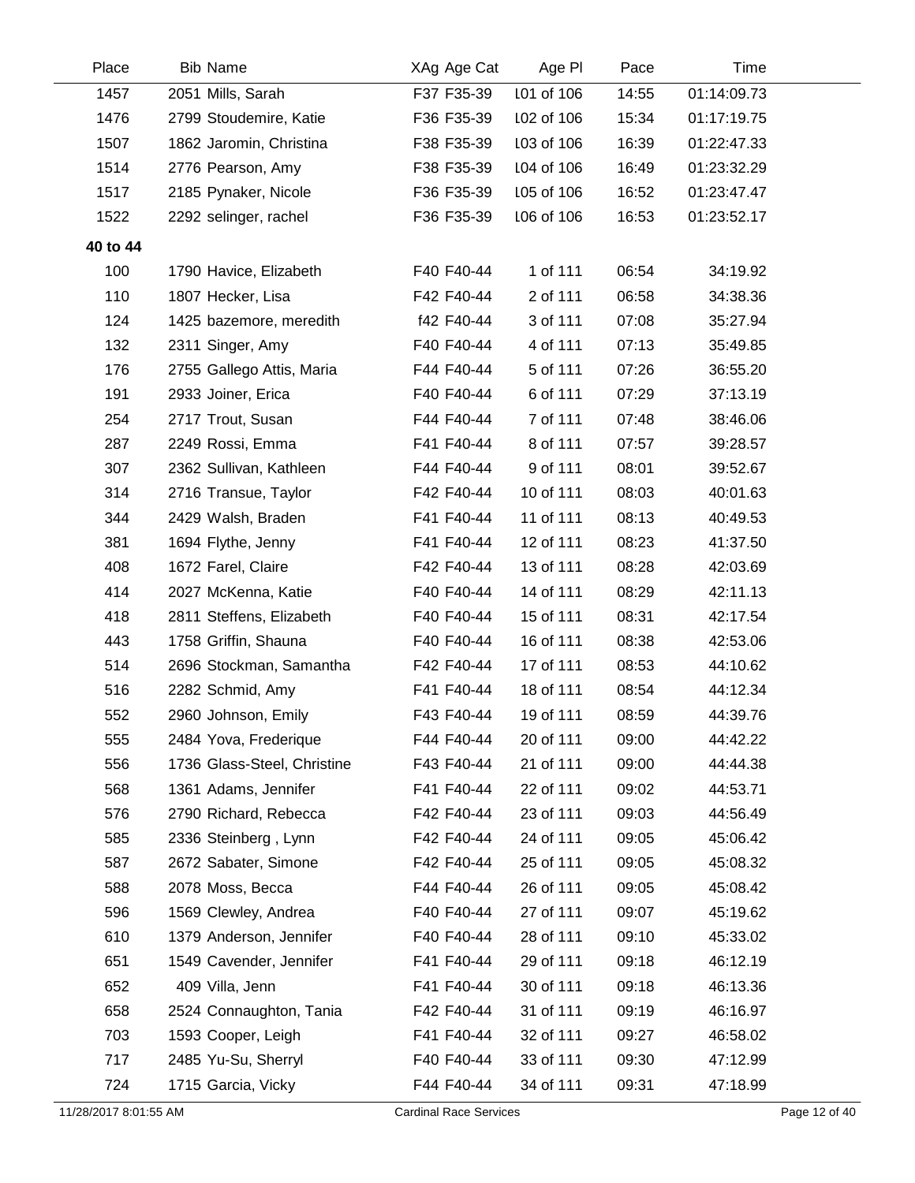| Place | Bib | Name | XAg | Age Cat | Age Pl | Pace | Time |
|---|---|---|---|---|---|---|---|
| 1457 | 2051 | Mills, Sarah | F37 | F35-39 | 101 of 106 | 14:55 | 01:14:09.73 |
| 1476 | 2799 | Stoudemire, Katie | F36 | F35-39 | 102 of 106 | 15:34 | 01:17:19.75 |
| 1507 | 1862 | Jaromin, Christina | F38 | F35-39 | 103 of 106 | 16:39 | 01:22:47.33 |
| 1514 | 2776 | Pearson, Amy | F38 | F35-39 | 104 of 106 | 16:49 | 01:23:32.29 |
| 1517 | 2185 | Pynaker, Nicole | F36 | F35-39 | 105 of 106 | 16:52 | 01:23:47.47 |
| 1522 | 2292 | selinger, rachel | F36 | F35-39 | 106 of 106 | 16:53 | 01:23:52.17 |
| **40 to 44** | | | | | | | |
| 100 | 1790 | Havice, Elizabeth | F40 | F40-44 | 1 of 111 | 06:54 | 34:19.92 |
| 110 | 1807 | Hecker, Lisa | F42 | F40-44 | 2 of 111 | 06:58 | 34:38.36 |
| 124 | 1425 | bazemore, meredith | f42 | F40-44 | 3 of 111 | 07:08 | 35:27.94 |
| 132 | 2311 | Singer, Amy | F40 | F40-44 | 4 of 111 | 07:13 | 35:49.85 |
| 176 | 2755 | Gallego Attis, Maria | F44 | F40-44 | 5 of 111 | 07:26 | 36:55.20 |
| 191 | 2933 | Joiner, Erica | F40 | F40-44 | 6 of 111 | 07:29 | 37:13.19 |
| 254 | 2717 | Trout, Susan | F44 | F40-44 | 7 of 111 | 07:48 | 38:46.06 |
| 287 | 2249 | Rossi, Emma | F41 | F40-44 | 8 of 111 | 07:57 | 39:28.57 |
| 307 | 2362 | Sullivan, Kathleen | F44 | F40-44 | 9 of 111 | 08:01 | 39:52.67 |
| 314 | 2716 | Transue, Taylor | F42 | F40-44 | 10 of 111 | 08:03 | 40:01.63 |
| 344 | 2429 | Walsh, Braden | F41 | F40-44 | 11 of 111 | 08:13 | 40:49.53 |
| 381 | 1694 | Flythe, Jenny | F41 | F40-44 | 12 of 111 | 08:23 | 41:37.50 |
| 408 | 1672 | Farel, Claire | F42 | F40-44 | 13 of 111 | 08:28 | 42:03.69 |
| 414 | 2027 | McKenna, Katie | F40 | F40-44 | 14 of 111 | 08:29 | 42:11.13 |
| 418 | 2811 | Steffens, Elizabeth | F40 | F40-44 | 15 of 111 | 08:31 | 42:17.54 |
| 443 | 1758 | Griffin, Shauna | F40 | F40-44 | 16 of 111 | 08:38 | 42:53.06 |
| 514 | 2696 | Stockman, Samantha | F42 | F40-44 | 17 of 111 | 08:53 | 44:10.62 |
| 516 | 2282 | Schmid, Amy | F41 | F40-44 | 18 of 111 | 08:54 | 44:12.34 |
| 552 | 2960 | Johnson, Emily | F43 | F40-44 | 19 of 111 | 08:59 | 44:39.76 |
| 555 | 2484 | Yova, Frederique | F44 | F40-44 | 20 of 111 | 09:00 | 44:42.22 |
| 556 | 1736 | Glass-Steel, Christine | F43 | F40-44 | 21 of 111 | 09:00 | 44:44.38 |
| 568 | 1361 | Adams, Jennifer | F41 | F40-44 | 22 of 111 | 09:02 | 44:53.71 |
| 576 | 2790 | Richard, Rebecca | F42 | F40-44 | 23 of 111 | 09:03 | 44:56.49 |
| 585 | 2336 | Steinberg , Lynn | F42 | F40-44 | 24 of 111 | 09:05 | 45:06.42 |
| 587 | 2672 | Sabater, Simone | F42 | F40-44 | 25 of 111 | 09:05 | 45:08.32 |
| 588 | 2078 | Moss, Becca | F44 | F40-44 | 26 of 111 | 09:05 | 45:08.42 |
| 596 | 1569 | Clewley, Andrea | F40 | F40-44 | 27 of 111 | 09:07 | 45:19.62 |
| 610 | 1379 | Anderson, Jennifer | F40 | F40-44 | 28 of 111 | 09:10 | 45:33.02 |
| 651 | 1549 | Cavender, Jennifer | F41 | F40-44 | 29 of 111 | 09:18 | 46:12.19 |
| 652 | 409 | Villa, Jenn | F41 | F40-44 | 30 of 111 | 09:18 | 46:13.36 |
| 658 | 2524 | Connaughton, Tania | F42 | F40-44 | 31 of 111 | 09:19 | 46:16.97 |
| 703 | 1593 | Cooper, Leigh | F41 | F40-44 | 32 of 111 | 09:27 | 46:58.02 |
| 717 | 2485 | Yu-Su, Sherryl | F40 | F40-44 | 33 of 111 | 09:30 | 47:12.99 |
| 724 | 1715 | Garcia, Vicky | F44 | F40-44 | 34 of 111 | 09:31 | 47:18.99 |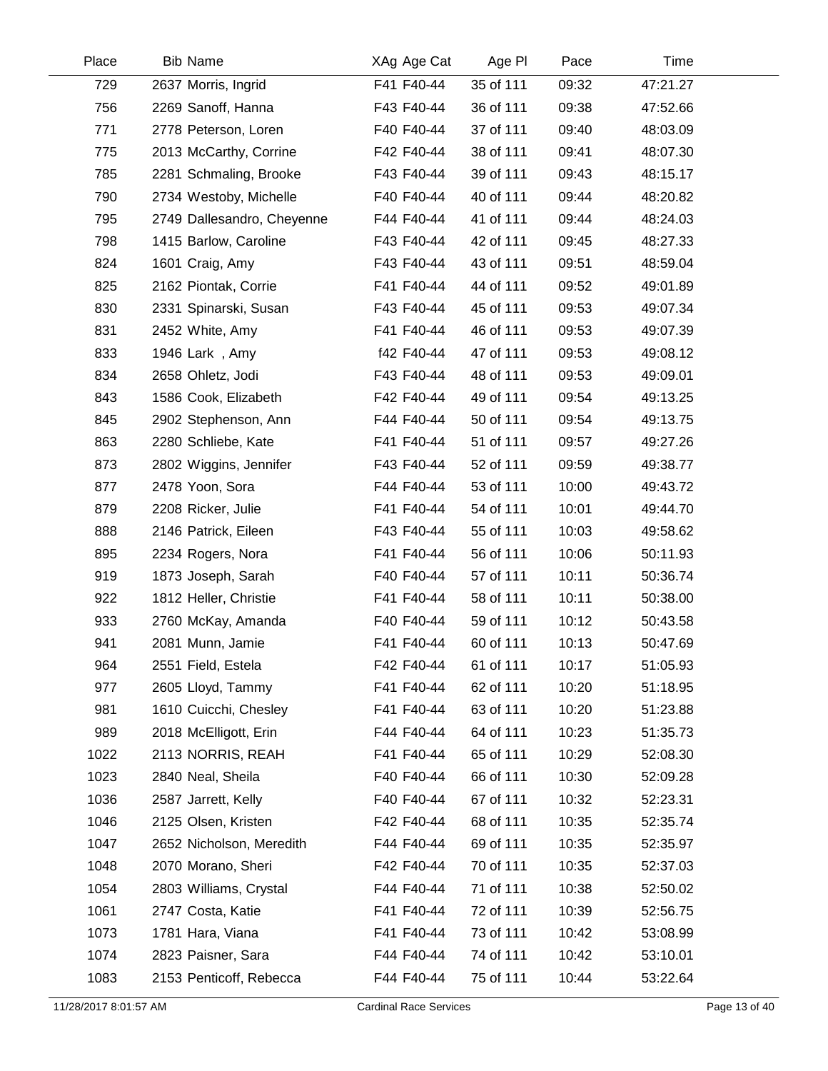| Place | Bib | Name | XAg | Age Cat | Age Pl | Pace | Time |
|---|---|---|---|---|---|---|---|
| 729 | 2637 | Morris, Ingrid | F41 | F40-44 | 35 of 111 | 09:32 | 47:21.27 |
| 756 | 2269 | Sanoff, Hanna | F43 | F40-44 | 36 of 111 | 09:38 | 47:52.66 |
| 771 | 2778 | Peterson, Loren | F40 | F40-44 | 37 of 111 | 09:40 | 48:03.09 |
| 775 | 2013 | McCarthy, Corrine | F42 | F40-44 | 38 of 111 | 09:41 | 48:07.30 |
| 785 | 2281 | Schmaling, Brooke | F43 | F40-44 | 39 of 111 | 09:43 | 48:15.17 |
| 790 | 2734 | Westoby, Michelle | F40 | F40-44 | 40 of 111 | 09:44 | 48:20.82 |
| 795 | 2749 | Dallesandro, Cheyenne | F44 | F40-44 | 41 of 111 | 09:44 | 48:24.03 |
| 798 | 1415 | Barlow, Caroline | F43 | F40-44 | 42 of 111 | 09:45 | 48:27.33 |
| 824 | 1601 | Craig, Amy | F43 | F40-44 | 43 of 111 | 09:51 | 48:59.04 |
| 825 | 2162 | Piontak, Corrie | F41 | F40-44 | 44 of 111 | 09:52 | 49:01.89 |
| 830 | 2331 | Spinarski, Susan | F43 | F40-44 | 45 of 111 | 09:53 | 49:07.34 |
| 831 | 2452 | White, Amy | F41 | F40-44 | 46 of 111 | 09:53 | 49:07.39 |
| 833 | 1946 | Lark , Amy | f42 | F40-44 | 47 of 111 | 09:53 | 49:08.12 |
| 834 | 2658 | Ohletz, Jodi | F43 | F40-44 | 48 of 111 | 09:53 | 49:09.01 |
| 843 | 1586 | Cook, Elizabeth | F42 | F40-44 | 49 of 111 | 09:54 | 49:13.25 |
| 845 | 2902 | Stephenson, Ann | F44 | F40-44 | 50 of 111 | 09:54 | 49:13.75 |
| 863 | 2280 | Schliebe, Kate | F41 | F40-44 | 51 of 111 | 09:57 | 49:27.26 |
| 873 | 2802 | Wiggins, Jennifer | F43 | F40-44 | 52 of 111 | 09:59 | 49:38.77 |
| 877 | 2478 | Yoon, Sora | F44 | F40-44 | 53 of 111 | 10:00 | 49:43.72 |
| 879 | 2208 | Ricker, Julie | F41 | F40-44 | 54 of 111 | 10:01 | 49:44.70 |
| 888 | 2146 | Patrick, Eileen | F43 | F40-44 | 55 of 111 | 10:03 | 49:58.62 |
| 895 | 2234 | Rogers, Nora | F41 | F40-44 | 56 of 111 | 10:06 | 50:11.93 |
| 919 | 1873 | Joseph, Sarah | F40 | F40-44 | 57 of 111 | 10:11 | 50:36.74 |
| 922 | 1812 | Heller, Christie | F41 | F40-44 | 58 of 111 | 10:11 | 50:38.00 |
| 933 | 2760 | McKay, Amanda | F40 | F40-44 | 59 of 111 | 10:12 | 50:43.58 |
| 941 | 2081 | Munn, Jamie | F41 | F40-44 | 60 of 111 | 10:13 | 50:47.69 |
| 964 | 2551 | Field, Estela | F42 | F40-44 | 61 of 111 | 10:17 | 51:05.93 |
| 977 | 2605 | Lloyd, Tammy | F41 | F40-44 | 62 of 111 | 10:20 | 51:18.95 |
| 981 | 1610 | Cuicchi, Chesley | F41 | F40-44 | 63 of 111 | 10:20 | 51:23.88 |
| 989 | 2018 | McElligott, Erin | F44 | F40-44 | 64 of 111 | 10:23 | 51:35.73 |
| 1022 | 2113 | NORRIS, REAH | F41 | F40-44 | 65 of 111 | 10:29 | 52:08.30 |
| 1023 | 2840 | Neal, Sheila | F40 | F40-44 | 66 of 111 | 10:30 | 52:09.28 |
| 1036 | 2587 | Jarrett, Kelly | F40 | F40-44 | 67 of 111 | 10:32 | 52:23.31 |
| 1046 | 2125 | Olsen, Kristen | F42 | F40-44 | 68 of 111 | 10:35 | 52:35.74 |
| 1047 | 2652 | Nicholson, Meredith | F44 | F40-44 | 69 of 111 | 10:35 | 52:35.97 |
| 1048 | 2070 | Morano, Sheri | F42 | F40-44 | 70 of 111 | 10:35 | 52:37.03 |
| 1054 | 2803 | Williams, Crystal | F44 | F40-44 | 71 of 111 | 10:38 | 52:50.02 |
| 1061 | 2747 | Costa, Katie | F41 | F40-44 | 72 of 111 | 10:39 | 52:56.75 |
| 1073 | 1781 | Hara, Viana | F41 | F40-44 | 73 of 111 | 10:42 | 53:08.99 |
| 1074 | 2823 | Paisner, Sara | F44 | F40-44 | 74 of 111 | 10:42 | 53:10.01 |
| 1083 | 2153 | Penticoff, Rebecca | F44 | F40-44 | 75 of 111 | 10:44 | 53:22.64 |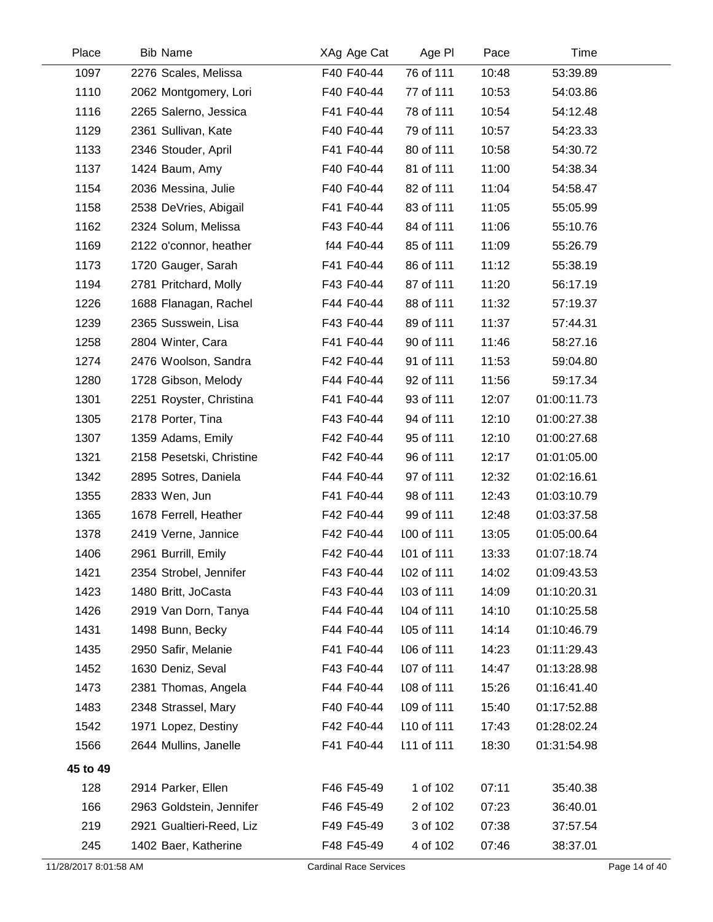| Place | Bib | Name | XAg | Age Cat | Age Pl | Pace | Time |
|---|---|---|---|---|---|---|---|
| 1097 | 2276 | Scales, Melissa | F40 | F40-44 | 76 of 111 | 10:48 | 53:39.89 |
| 1110 | 2062 | Montgomery, Lori | F40 | F40-44 | 77 of 111 | 10:53 | 54:03.86 |
| 1116 | 2265 | Salerno, Jessica | F41 | F40-44 | 78 of 111 | 10:54 | 54:12.48 |
| 1129 | 2361 | Sullivan, Kate | F40 | F40-44 | 79 of 111 | 10:57 | 54:23.33 |
| 1133 | 2346 | Stouder, April | F41 | F40-44 | 80 of 111 | 10:58 | 54:30.72 |
| 1137 | 1424 | Baum, Amy | F40 | F40-44 | 81 of 111 | 11:00 | 54:38.34 |
| 1154 | 2036 | Messina, Julie | F40 | F40-44 | 82 of 111 | 11:04 | 54:58.47 |
| 1158 | 2538 | DeVries, Abigail | F41 | F40-44 | 83 of 111 | 11:05 | 55:05.99 |
| 1162 | 2324 | Solum, Melissa | F43 | F40-44 | 84 of 111 | 11:06 | 55:10.76 |
| 1169 | 2122 | o'connor, heather | f44 | F40-44 | 85 of 111 | 11:09 | 55:26.79 |
| 1173 | 1720 | Gauger, Sarah | F41 | F40-44 | 86 of 111 | 11:12 | 55:38.19 |
| 1194 | 2781 | Pritchard, Molly | F43 | F40-44 | 87 of 111 | 11:20 | 56:17.19 |
| 1226 | 1688 | Flanagan, Rachel | F44 | F40-44 | 88 of 111 | 11:32 | 57:19.37 |
| 1239 | 2365 | Susswein, Lisa | F43 | F40-44 | 89 of 111 | 11:37 | 57:44.31 |
| 1258 | 2804 | Winter, Cara | F41 | F40-44 | 90 of 111 | 11:46 | 58:27.16 |
| 1274 | 2476 | Woolson, Sandra | F42 | F40-44 | 91 of 111 | 11:53 | 59:04.80 |
| 1280 | 1728 | Gibson, Melody | F44 | F40-44 | 92 of 111 | 11:56 | 59:17.34 |
| 1301 | 2251 | Royster, Christina | F41 | F40-44 | 93 of 111 | 12:07 | 01:00:11.73 |
| 1305 | 2178 | Porter, Tina | F43 | F40-44 | 94 of 111 | 12:10 | 01:00:27.38 |
| 1307 | 1359 | Adams, Emily | F42 | F40-44 | 95 of 111 | 12:10 | 01:00:27.68 |
| 1321 | 2158 | Pesetski, Christine | F42 | F40-44 | 96 of 111 | 12:17 | 01:01:05.00 |
| 1342 | 2895 | Sotres, Daniela | F44 | F40-44 | 97 of 111 | 12:32 | 01:02:16.61 |
| 1355 | 2833 | Wen, Jun | F41 | F40-44 | 98 of 111 | 12:43 | 01:03:10.79 |
| 1365 | 1678 | Ferrell, Heather | F42 | F40-44 | 99 of 111 | 12:48 | 01:03:37.58 |
| 1378 | 2419 | Verne, Jannice | F42 | F40-44 | 100 of 111 | 13:05 | 01:05:00.64 |
| 1406 | 2961 | Burrill, Emily | F42 | F40-44 | 101 of 111 | 13:33 | 01:07:18.74 |
| 1421 | 2354 | Strobel, Jennifer | F43 | F40-44 | 102 of 111 | 14:02 | 01:09:43.53 |
| 1423 | 1480 | Britt, JoCasta | F43 | F40-44 | 103 of 111 | 14:09 | 01:10:20.31 |
| 1426 | 2919 | Van Dorn, Tanya | F44 | F40-44 | 104 of 111 | 14:10 | 01:10:25.58 |
| 1431 | 1498 | Bunn, Becky | F44 | F40-44 | 105 of 111 | 14:14 | 01:10:46.79 |
| 1435 | 2950 | Safir, Melanie | F41 | F40-44 | 106 of 111 | 14:23 | 01:11:29.43 |
| 1452 | 1630 | Deniz, Seval | F43 | F40-44 | 107 of 111 | 14:47 | 01:13:28.98 |
| 1473 | 2381 | Thomas, Angela | F44 | F40-44 | 108 of 111 | 15:26 | 01:16:41.40 |
| 1483 | 2348 | Strassel, Mary | F40 | F40-44 | 109 of 111 | 15:40 | 01:17:52.88 |
| 1542 | 1971 | Lopez, Destiny | F42 | F40-44 | 110 of 111 | 17:43 | 01:28:02.24 |
| 1566 | 2644 | Mullins, Janelle | F41 | F40-44 | 111 of 111 | 18:30 | 01:31:54.98 |
| **45 to 49** | | | | | | | |
| 128 | 2914 | Parker, Ellen | F46 | F45-49 | 1 of 102 | 07:11 | 35:40.38 |
| 166 | 2963 | Goldstein, Jennifer | F46 | F45-49 | 2 of 102 | 07:23 | 36:40.01 |
| 219 | 2921 | Gualtieri-Reed, Liz | F49 | F45-49 | 3 of 102 | 07:38 | 37:57.54 |
| 245 | 1402 | Baer, Katherine | F48 | F45-49 | 4 of 102 | 07:46 | 38:37.01 |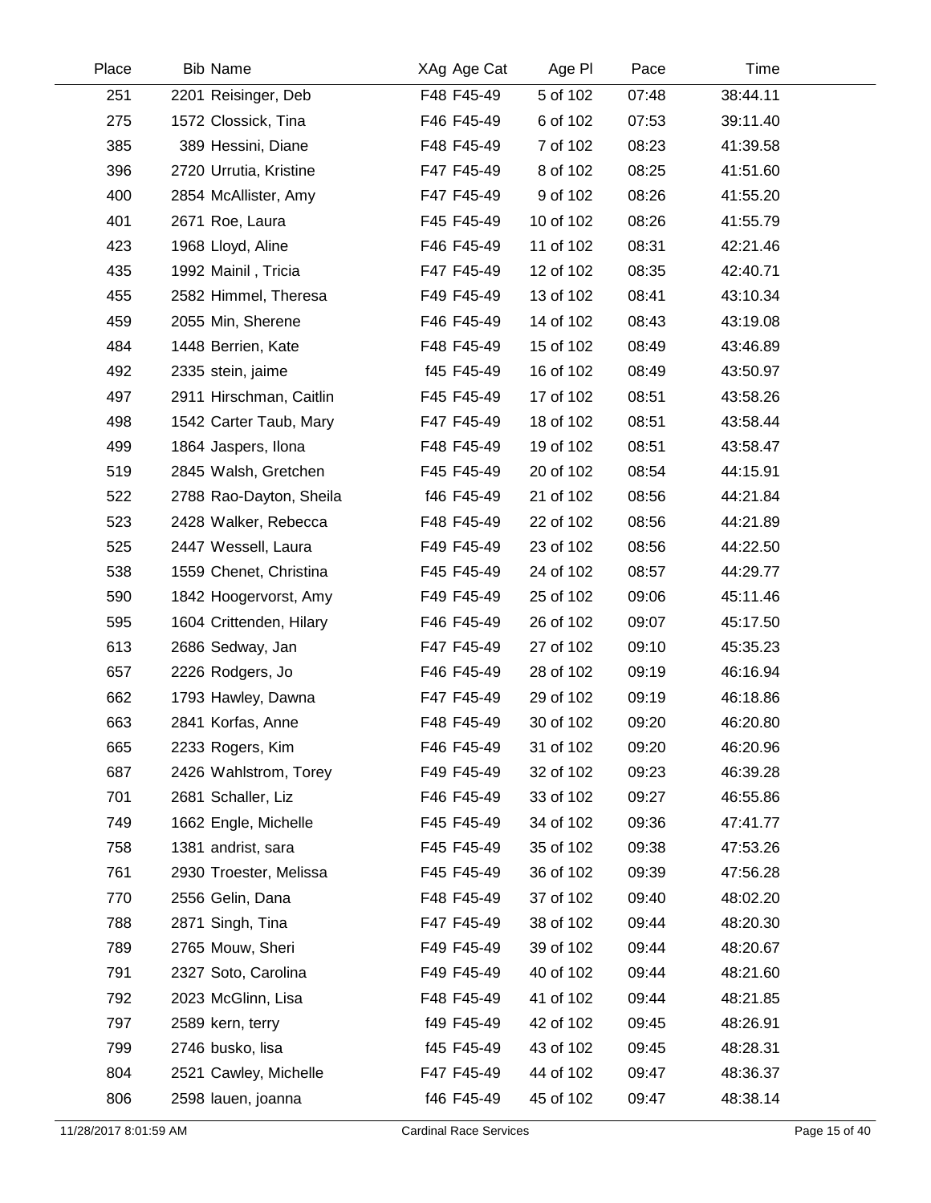| Place | Bib | Name | XAg | Age Cat | Age Pl | Pace | Time |
|---|---|---|---|---|---|---|---|
| 251 | 2201 | Reisinger, Deb | F48 | F45-49 | 5 of 102 | 07:48 | 38:44.11 |
| 275 | 1572 | Clossick, Tina | F46 | F45-49 | 6 of 102 | 07:53 | 39:11.40 |
| 385 | 389 | Hessini, Diane | F48 | F45-49 | 7 of 102 | 08:23 | 41:39.58 |
| 396 | 2720 | Urrutia, Kristine | F47 | F45-49 | 8 of 102 | 08:25 | 41:51.60 |
| 400 | 2854 | McAllister, Amy | F47 | F45-49 | 9 of 102 | 08:26 | 41:55.20 |
| 401 | 2671 | Roe, Laura | F45 | F45-49 | 10 of 102 | 08:26 | 41:55.79 |
| 423 | 1968 | Lloyd, Aline | F46 | F45-49 | 11 of 102 | 08:31 | 42:21.46 |
| 435 | 1992 | Mainil , Tricia | F47 | F45-49 | 12 of 102 | 08:35 | 42:40.71 |
| 455 | 2582 | Himmel, Theresa | F49 | F45-49 | 13 of 102 | 08:41 | 43:10.34 |
| 459 | 2055 | Min, Sherene | F46 | F45-49 | 14 of 102 | 08:43 | 43:19.08 |
| 484 | 1448 | Berrien, Kate | F48 | F45-49 | 15 of 102 | 08:49 | 43:46.89 |
| 492 | 2335 | stein, jaime | f45 | F45-49 | 16 of 102 | 08:49 | 43:50.97 |
| 497 | 2911 | Hirschman, Caitlin | F45 | F45-49 | 17 of 102 | 08:51 | 43:58.26 |
| 498 | 1542 | Carter Taub, Mary | F47 | F45-49 | 18 of 102 | 08:51 | 43:58.44 |
| 499 | 1864 | Jaspers, Ilona | F48 | F45-49 | 19 of 102 | 08:51 | 43:58.47 |
| 519 | 2845 | Walsh, Gretchen | F45 | F45-49 | 20 of 102 | 08:54 | 44:15.91 |
| 522 | 2788 | Rao-Dayton, Sheila | f46 | F45-49 | 21 of 102 | 08:56 | 44:21.84 |
| 523 | 2428 | Walker, Rebecca | F48 | F45-49 | 22 of 102 | 08:56 | 44:21.89 |
| 525 | 2447 | Wessell, Laura | F49 | F45-49 | 23 of 102 | 08:56 | 44:22.50 |
| 538 | 1559 | Chenet, Christina | F45 | F45-49 | 24 of 102 | 08:57 | 44:29.77 |
| 590 | 1842 | Hoogervorst, Amy | F49 | F45-49 | 25 of 102 | 09:06 | 45:11.46 |
| 595 | 1604 | Crittenden, Hilary | F46 | F45-49 | 26 of 102 | 09:07 | 45:17.50 |
| 613 | 2686 | Sedway, Jan | F47 | F45-49 | 27 of 102 | 09:10 | 45:35.23 |
| 657 | 2226 | Rodgers, Jo | F46 | F45-49 | 28 of 102 | 09:19 | 46:16.94 |
| 662 | 1793 | Hawley, Dawna | F47 | F45-49 | 29 of 102 | 09:19 | 46:18.86 |
| 663 | 2841 | Korfas, Anne | F48 | F45-49 | 30 of 102 | 09:20 | 46:20.80 |
| 665 | 2233 | Rogers, Kim | F46 | F45-49 | 31 of 102 | 09:20 | 46:20.96 |
| 687 | 2426 | Wahlstrom, Torey | F49 | F45-49 | 32 of 102 | 09:23 | 46:39.28 |
| 701 | 2681 | Schaller, Liz | F46 | F45-49 | 33 of 102 | 09:27 | 46:55.86 |
| 749 | 1662 | Engle, Michelle | F45 | F45-49 | 34 of 102 | 09:36 | 47:41.77 |
| 758 | 1381 | andrist, sara | F45 | F45-49 | 35 of 102 | 09:38 | 47:53.26 |
| 761 | 2930 | Troester, Melissa | F45 | F45-49 | 36 of 102 | 09:39 | 47:56.28 |
| 770 | 2556 | Gelin, Dana | F48 | F45-49 | 37 of 102 | 09:40 | 48:02.20 |
| 788 | 2871 | Singh, Tina | F47 | F45-49 | 38 of 102 | 09:44 | 48:20.30 |
| 789 | 2765 | Mouw, Sheri | F49 | F45-49 | 39 of 102 | 09:44 | 48:20.67 |
| 791 | 2327 | Soto, Carolina | F49 | F45-49 | 40 of 102 | 09:44 | 48:21.60 |
| 792 | 2023 | McGlinn, Lisa | F48 | F45-49 | 41 of 102 | 09:44 | 48:21.85 |
| 797 | 2589 | kern, terry | f49 | F45-49 | 42 of 102 | 09:45 | 48:26.91 |
| 799 | 2746 | busko, lisa | f45 | F45-49 | 43 of 102 | 09:45 | 48:28.31 |
| 804 | 2521 | Cawley, Michelle | F47 | F45-49 | 44 of 102 | 09:47 | 48:36.37 |
| 806 | 2598 | lauen, joanna | f46 | F45-49 | 45 of 102 | 09:47 | 48:38.14 |

11/28/2017 8:01:59 AM Cardinal Race Services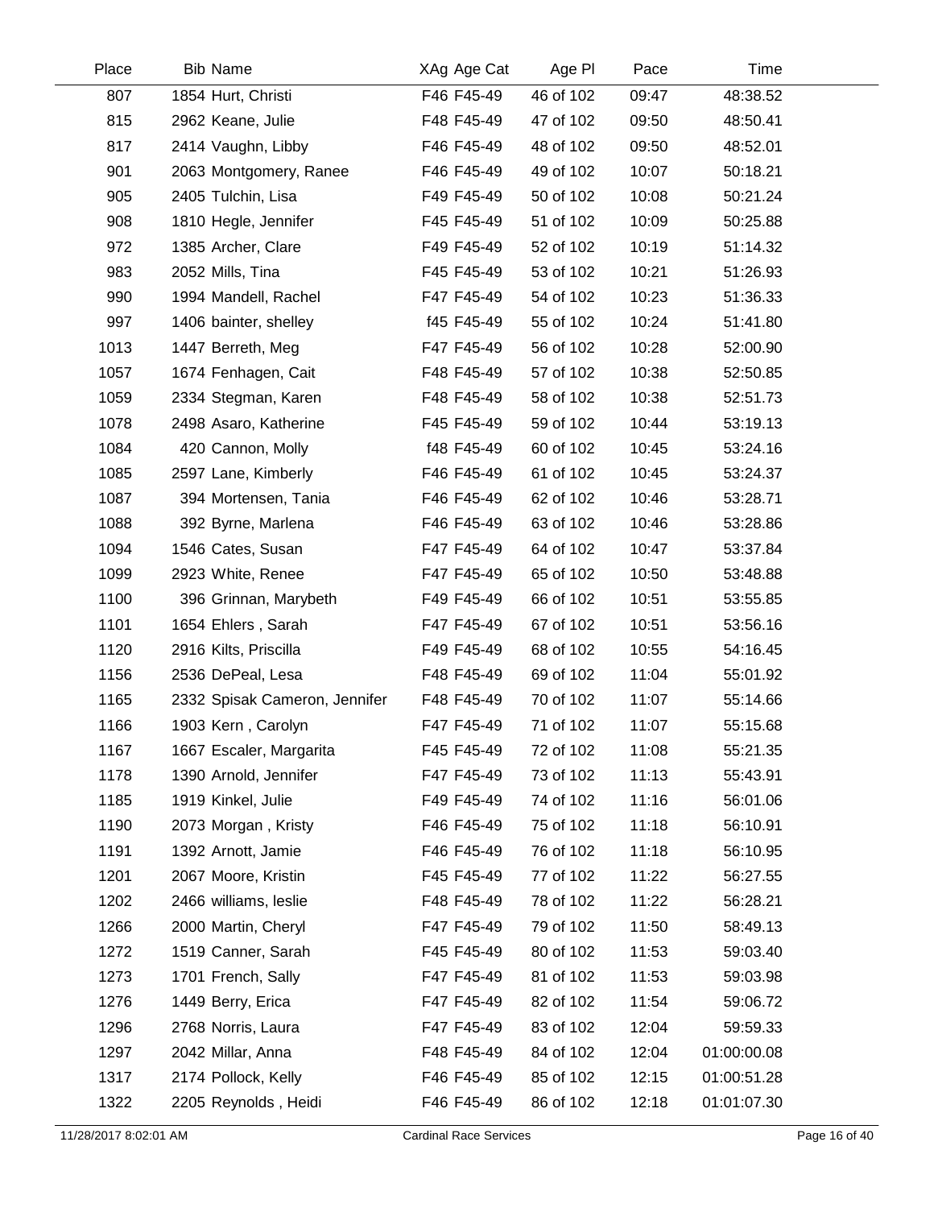| Place | Bib | Name | XAg | Age Cat | Age Pl | Pace | Time |
|---|---|---|---|---|---|---|---|
| 807 | 1854 | Hurt, Christi | F46 | F45-49 | 46 of 102 | 09:47 | 48:38.52 |
| 815 | 2962 | Keane, Julie | F48 | F45-49 | 47 of 102 | 09:50 | 48:50.41 |
| 817 | 2414 | Vaughn, Libby | F46 | F45-49 | 48 of 102 | 09:50 | 48:52.01 |
| 901 | 2063 | Montgomery, Ranee | F46 | F45-49 | 49 of 102 | 10:07 | 50:18.21 |
| 905 | 2405 | Tulchin, Lisa | F49 | F45-49 | 50 of 102 | 10:08 | 50:21.24 |
| 908 | 1810 | Hegle, Jennifer | F45 | F45-49 | 51 of 102 | 10:09 | 50:25.88 |
| 972 | 1385 | Archer, Clare | F49 | F45-49 | 52 of 102 | 10:19 | 51:14.32 |
| 983 | 2052 | Mills, Tina | F45 | F45-49 | 53 of 102 | 10:21 | 51:26.93 |
| 990 | 1994 | Mandell, Rachel | F47 | F45-49 | 54 of 102 | 10:23 | 51:36.33 |
| 997 | 1406 | bainter, shelley | f45 | F45-49 | 55 of 102 | 10:24 | 51:41.80 |
| 1013 | 1447 | Berreth, Meg | F47 | F45-49 | 56 of 102 | 10:28 | 52:00.90 |
| 1057 | 1674 | Fenhagen, Cait | F48 | F45-49 | 57 of 102 | 10:38 | 52:50.85 |
| 1059 | 2334 | Stegman, Karen | F48 | F45-49 | 58 of 102 | 10:38 | 52:51.73 |
| 1078 | 2498 | Asaro, Katherine | F45 | F45-49 | 59 of 102 | 10:44 | 53:19.13 |
| 1084 | 420 | Cannon, Molly | f48 | F45-49 | 60 of 102 | 10:45 | 53:24.16 |
| 1085 | 2597 | Lane, Kimberly | F46 | F45-49 | 61 of 102 | 10:45 | 53:24.37 |
| 1087 | 394 | Mortensen, Tania | F46 | F45-49 | 62 of 102 | 10:46 | 53:28.71 |
| 1088 | 392 | Byrne, Marlena | F46 | F45-49 | 63 of 102 | 10:46 | 53:28.86 |
| 1094 | 1546 | Cates, Susan | F47 | F45-49 | 64 of 102 | 10:47 | 53:37.84 |
| 1099 | 2923 | White, Renee | F47 | F45-49 | 65 of 102 | 10:50 | 53:48.88 |
| 1100 | 396 | Grinnan, Marybeth | F49 | F45-49 | 66 of 102 | 10:51 | 53:55.85 |
| 1101 | 1654 | Ehlers , Sarah | F47 | F45-49 | 67 of 102 | 10:51 | 53:56.16 |
| 1120 | 2916 | Kilts, Priscilla | F49 | F45-49 | 68 of 102 | 10:55 | 54:16.45 |
| 1156 | 2536 | DePeal, Lesa | F48 | F45-49 | 69 of 102 | 11:04 | 55:01.92 |
| 1165 | 2332 | Spisak Cameron, Jennifer | F48 | F45-49 | 70 of 102 | 11:07 | 55:14.66 |
| 1166 | 1903 | Kern , Carolyn | F47 | F45-49 | 71 of 102 | 11:07 | 55:15.68 |
| 1167 | 1667 | Escaler, Margarita | F45 | F45-49 | 72 of 102 | 11:08 | 55:21.35 |
| 1178 | 1390 | Arnold, Jennifer | F47 | F45-49 | 73 of 102 | 11:13 | 55:43.91 |
| 1185 | 1919 | Kinkel, Julie | F49 | F45-49 | 74 of 102 | 11:16 | 56:01.06 |
| 1190 | 2073 | Morgan , Kristy | F46 | F45-49 | 75 of 102 | 11:18 | 56:10.91 |
| 1191 | 1392 | Arnott, Jamie | F46 | F45-49 | 76 of 102 | 11:18 | 56:10.95 |
| 1201 | 2067 | Moore, Kristin | F45 | F45-49 | 77 of 102 | 11:22 | 56:27.55 |
| 1202 | 2466 | williams, leslie | F48 | F45-49 | 78 of 102 | 11:22 | 56:28.21 |
| 1266 | 2000 | Martin, Cheryl | F47 | F45-49 | 79 of 102 | 11:50 | 58:49.13 |
| 1272 | 1519 | Canner, Sarah | F45 | F45-49 | 80 of 102 | 11:53 | 59:03.40 |
| 1273 | 1701 | French, Sally | F47 | F45-49 | 81 of 102 | 11:53 | 59:03.98 |
| 1276 | 1449 | Berry, Erica | F47 | F45-49 | 82 of 102 | 11:54 | 59:06.72 |
| 1296 | 2768 | Norris, Laura | F47 | F45-49 | 83 of 102 | 12:04 | 59:59.33 |
| 1297 | 2042 | Millar, Anna | F48 | F45-49 | 84 of 102 | 12:04 | 01:00:00.08 |
| 1317 | 2174 | Pollock, Kelly | F46 | F45-49 | 85 of 102 | 12:15 | 01:00:51.28 |
| 1322 | 2205 | Reynolds , Heidi | F46 | F45-49 | 86 of 102 | 12:18 | 01:01:07.30 |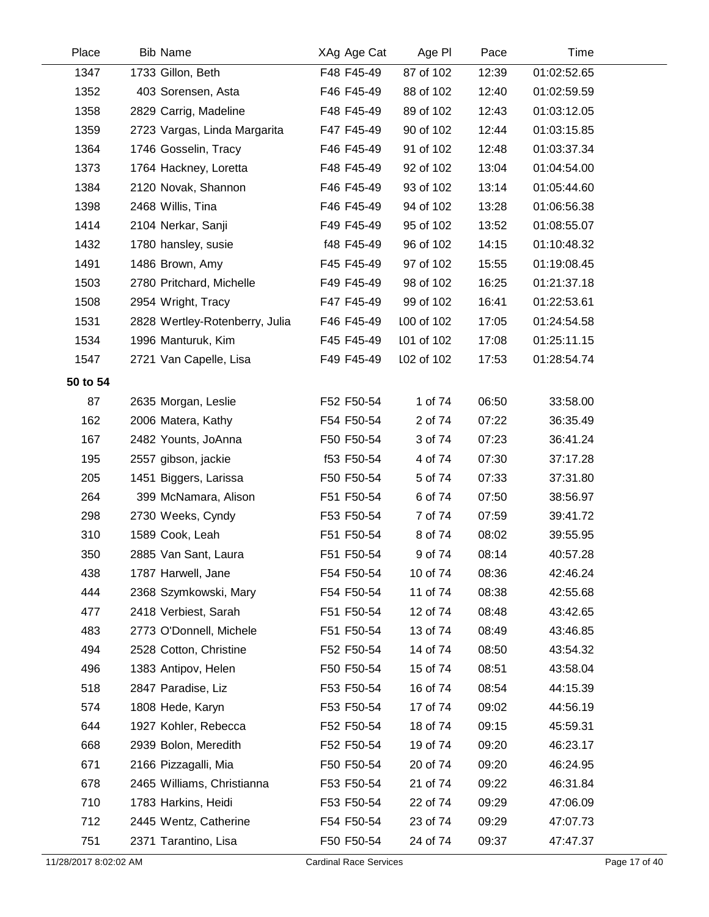| Place | Bib | Name | XAg | Age Cat | Age Pl | Pace | Time |
|---|---|---|---|---|---|---|---|
| 1347 | 1733 | Gillon, Beth | F48 | F45-49 | 87 of 102 | 12:39 | 01:02:52.65 |
| 1352 | 403 | Sorensen, Asta | F46 | F45-49 | 88 of 102 | 12:40 | 01:02:59.59 |
| 1358 | 2829 | Carrig, Madeline | F48 | F45-49 | 89 of 102 | 12:43 | 01:03:12.05 |
| 1359 | 2723 | Vargas, Linda Margarita | F47 | F45-49 | 90 of 102 | 12:44 | 01:03:15.85 |
| 1364 | 1746 | Gosselin, Tracy | F46 | F45-49 | 91 of 102 | 12:48 | 01:03:37.34 |
| 1373 | 1764 | Hackney, Loretta | F48 | F45-49 | 92 of 102 | 13:04 | 01:04:54.00 |
| 1384 | 2120 | Novak, Shannon | F46 | F45-49 | 93 of 102 | 13:14 | 01:05:44.60 |
| 1398 | 2468 | Willis, Tina | F46 | F45-49 | 94 of 102 | 13:28 | 01:06:56.38 |
| 1414 | 2104 | Nerkar, Sanji | F49 | F45-49 | 95 of 102 | 13:52 | 01:08:55.07 |
| 1432 | 1780 | hansley, susie | f48 | F45-49 | 96 of 102 | 14:15 | 01:10:48.32 |
| 1491 | 1486 | Brown, Amy | F45 | F45-49 | 97 of 102 | 15:55 | 01:19:08.45 |
| 1503 | 2780 | Pritchard, Michelle | F49 | F45-49 | 98 of 102 | 16:25 | 01:21:37.18 |
| 1508 | 2954 | Wright, Tracy | F47 | F45-49 | 99 of 102 | 16:41 | 01:22:53.61 |
| 1531 | 2828 | Wertley-Rotenberry, Julia | F46 | F45-49 | 100 of 102 | 17:05 | 01:24:54.58 |
| 1534 | 1996 | Manturuk, Kim | F45 | F45-49 | 101 of 102 | 17:08 | 01:25:11.15 |
| 1547 | 2721 | Van Capelle, Lisa | F49 | F45-49 | 102 of 102 | 17:53 | 01:28:54.74 |
| **50 to 54** | | | | | | | |
| 87 | 2635 | Morgan, Leslie | F52 | F50-54 | 1 of 74 | 06:50 | 33:58.00 |
| 162 | 2006 | Matera, Kathy | F54 | F50-54 | 2 of 74 | 07:22 | 36:35.49 |
| 167 | 2482 | Younts, JoAnna | F50 | F50-54 | 3 of 74 | 07:23 | 36:41.24 |
| 195 | 2557 | gibson, jackie | f53 | F50-54 | 4 of 74 | 07:30 | 37:17.28 |
| 205 | 1451 | Biggers, Larissa | F50 | F50-54 | 5 of 74 | 07:33 | 37:31.80 |
| 264 | 399 | McNamara, Alison | F51 | F50-54 | 6 of 74 | 07:50 | 38:56.97 |
| 298 | 2730 | Weeks, Cyndy | F53 | F50-54 | 7 of 74 | 07:59 | 39:41.72 |
| 310 | 1589 | Cook, Leah | F51 | F50-54 | 8 of 74 | 08:02 | 39:55.95 |
| 350 | 2885 | Van Sant, Laura | F51 | F50-54 | 9 of 74 | 08:14 | 40:57.28 |
| 438 | 1787 | Harwell, Jane | F54 | F50-54 | 10 of 74 | 08:36 | 42:46.24 |
| 444 | 2368 | Szymkowski, Mary | F54 | F50-54 | 11 of 74 | 08:38 | 42:55.68 |
| 477 | 2418 | Verbiest, Sarah | F51 | F50-54 | 12 of 74 | 08:48 | 43:42.65 |
| 483 | 2773 | O'Donnell, Michele | F51 | F50-54 | 13 of 74 | 08:49 | 43:46.85 |
| 494 | 2528 | Cotton, Christine | F52 | F50-54 | 14 of 74 | 08:50 | 43:54.32 |
| 496 | 1383 | Antipov, Helen | F50 | F50-54 | 15 of 74 | 08:51 | 43:58.04 |
| 518 | 2847 | Paradise, Liz | F53 | F50-54 | 16 of 74 | 08:54 | 44:15.39 |
| 574 | 1808 | Hede, Karyn | F53 | F50-54 | 17 of 74 | 09:02 | 44:56.19 |
| 644 | 1927 | Kohler, Rebecca | F52 | F50-54 | 18 of 74 | 09:15 | 45:59.31 |
| 668 | 2939 | Bolon, Meredith | F52 | F50-54 | 19 of 74 | 09:20 | 46:23.17 |
| 671 | 2166 | Pizzagalli, Mia | F50 | F50-54 | 20 of 74 | 09:20 | 46:24.95 |
| 678 | 2465 | Williams, Christianna | F53 | F50-54 | 21 of 74 | 09:22 | 46:31.84 |
| 710 | 1783 | Harkins, Heidi | F53 | F50-54 | 22 of 74 | 09:29 | 47:06.09 |
| 712 | 2445 | Wentz, Catherine | F54 | F50-54 | 23 of 74 | 09:29 | 47:07.73 |
| 751 | 2371 | Tarantino, Lisa | F50 | F50-54 | 24 of 74 | 09:37 | 47:47.37 |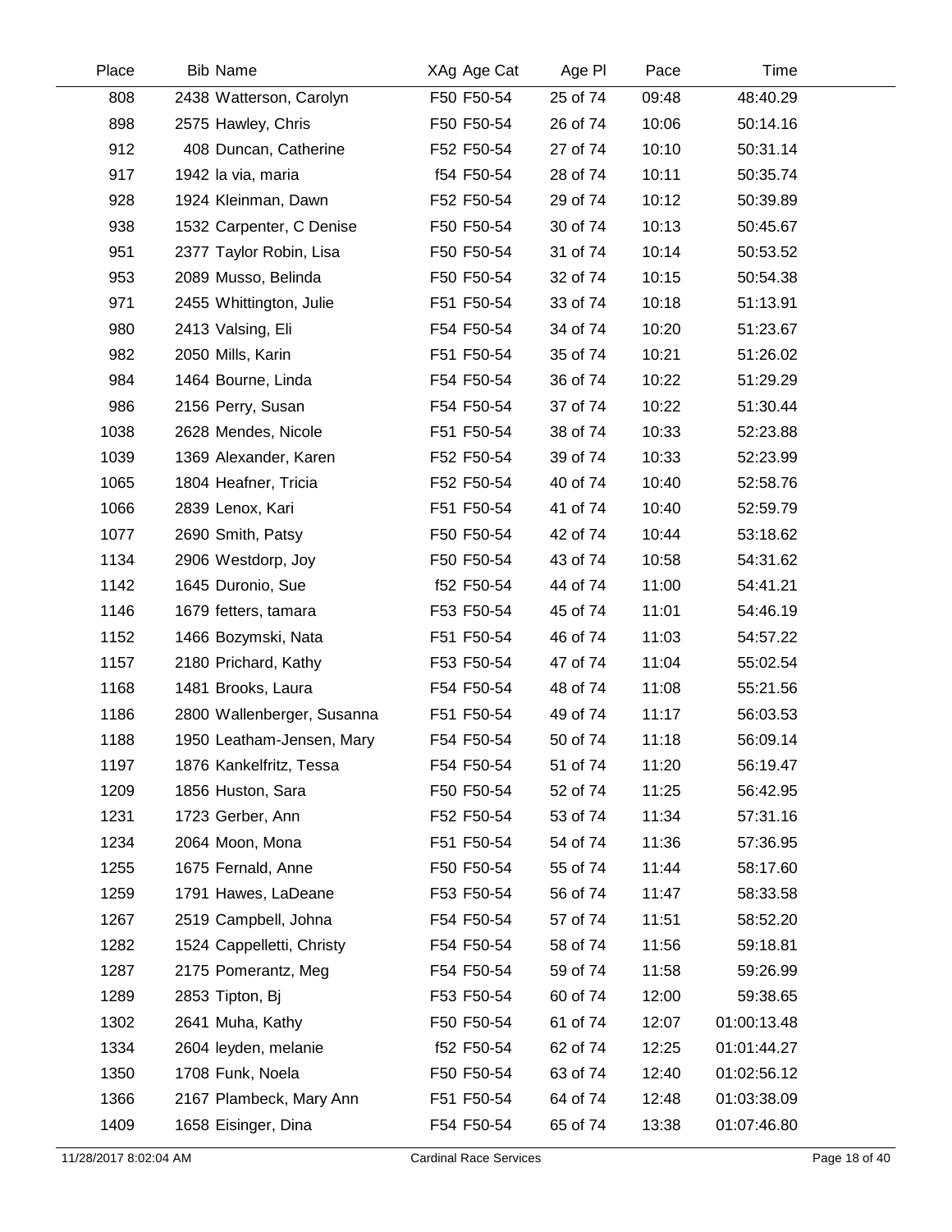| Place | Bib | Name | XAg | Age Cat | Age Pl | Pace | Time |
|---|---|---|---|---|---|---|---|
| 808 | 2438 | Watterson, Carolyn | F50 | F50-54 | 25 of 74 | 09:48 | 48:40.29 |
| 898 | 2575 | Hawley, Chris | F50 | F50-54 | 26 of 74 | 10:06 | 50:14.16 |
| 912 | 408 | Duncan, Catherine | F52 | F50-54 | 27 of 74 | 10:10 | 50:31.14 |
| 917 | 1942 | la via, maria | f54 | F50-54 | 28 of 74 | 10:11 | 50:35.74 |
| 928 | 1924 | Kleinman, Dawn | F52 | F50-54 | 29 of 74 | 10:12 | 50:39.89 |
| 938 | 1532 | Carpenter, C Denise | F50 | F50-54 | 30 of 74 | 10:13 | 50:45.67 |
| 951 | 2377 | Taylor Robin, Lisa | F50 | F50-54 | 31 of 74 | 10:14 | 50:53.52 |
| 953 | 2089 | Musso, Belinda | F50 | F50-54 | 32 of 74 | 10:15 | 50:54.38 |
| 971 | 2455 | Whittington, Julie | F51 | F50-54 | 33 of 74 | 10:18 | 51:13.91 |
| 980 | 2413 | Valsing, Eli | F54 | F50-54 | 34 of 74 | 10:20 | 51:23.67 |
| 982 | 2050 | Mills, Karin | F51 | F50-54 | 35 of 74 | 10:21 | 51:26.02 |
| 984 | 1464 | Bourne, Linda | F54 | F50-54 | 36 of 74 | 10:22 | 51:29.29 |
| 986 | 2156 | Perry, Susan | F54 | F50-54 | 37 of 74 | 10:22 | 51:30.44 |
| 1038 | 2628 | Mendes, Nicole | F51 | F50-54 | 38 of 74 | 10:33 | 52:23.88 |
| 1039 | 1369 | Alexander, Karen | F52 | F50-54 | 39 of 74 | 10:33 | 52:23.99 |
| 1065 | 1804 | Heafner, Tricia | F52 | F50-54 | 40 of 74 | 10:40 | 52:58.76 |
| 1066 | 2839 | Lenox, Kari | F51 | F50-54 | 41 of 74 | 10:40 | 52:59.79 |
| 1077 | 2690 | Smith, Patsy | F50 | F50-54 | 42 of 74 | 10:44 | 53:18.62 |
| 1134 | 2906 | Westdorp, Joy | F50 | F50-54 | 43 of 74 | 10:58 | 54:31.62 |
| 1142 | 1645 | Duronio, Sue | f52 | F50-54 | 44 of 74 | 11:00 | 54:41.21 |
| 1146 | 1679 | fetters, tamara | F53 | F50-54 | 45 of 74 | 11:01 | 54:46.19 |
| 1152 | 1466 | Bozymski, Nata | F51 | F50-54 | 46 of 74 | 11:03 | 54:57.22 |
| 1157 | 2180 | Prichard, Kathy | F53 | F50-54 | 47 of 74 | 11:04 | 55:02.54 |
| 1168 | 1481 | Brooks, Laura | F54 | F50-54 | 48 of 74 | 11:08 | 55:21.56 |
| 1186 | 2800 | Wallenberger, Susanna | F51 | F50-54 | 49 of 74 | 11:17 | 56:03.53 |
| 1188 | 1950 | Leatham-Jensen, Mary | F54 | F50-54 | 50 of 74 | 11:18 | 56:09.14 |
| 1197 | 1876 | Kankelfritz, Tessa | F54 | F50-54 | 51 of 74 | 11:20 | 56:19.47 |
| 1209 | 1856 | Huston, Sara | F50 | F50-54 | 52 of 74 | 11:25 | 56:42.95 |
| 1231 | 1723 | Gerber, Ann | F52 | F50-54 | 53 of 74 | 11:34 | 57:31.16 |
| 1234 | 2064 | Moon, Mona | F51 | F50-54 | 54 of 74 | 11:36 | 57:36.95 |
| 1255 | 1675 | Fernald, Anne | F50 | F50-54 | 55 of 74 | 11:44 | 58:17.60 |
| 1259 | 1791 | Hawes, LaDeane | F53 | F50-54 | 56 of 74 | 11:47 | 58:33.58 |
| 1267 | 2519 | Campbell, Johna | F54 | F50-54 | 57 of 74 | 11:51 | 58:52.20 |
| 1282 | 1524 | Cappelletti, Christy | F54 | F50-54 | 58 of 74 | 11:56 | 59:18.81 |
| 1287 | 2175 | Pomerantz, Meg | F54 | F50-54 | 59 of 74 | 11:58 | 59:26.99 |
| 1289 | 2853 | Tipton, Bj | F53 | F50-54 | 60 of 74 | 12:00 | 59:38.65 |
| 1302 | 2641 | Muha, Kathy | F50 | F50-54 | 61 of 74 | 12:07 | 01:00:13.48 |
| 1334 | 2604 | leyden, melanie | f52 | F50-54 | 62 of 74 | 12:25 | 01:01:44.27 |
| 1350 | 1708 | Funk, Noela | F50 | F50-54 | 63 of 74 | 12:40 | 01:02:56.12 |
| 1366 | 2167 | Plambeck, Mary Ann | F51 | F50-54 | 64 of 74 | 12:48 | 01:03:38.09 |
| 1409 | 1658 | Eisinger, Dina | F54 | F50-54 | 65 of 74 | 13:38 | 01:07:46.80 |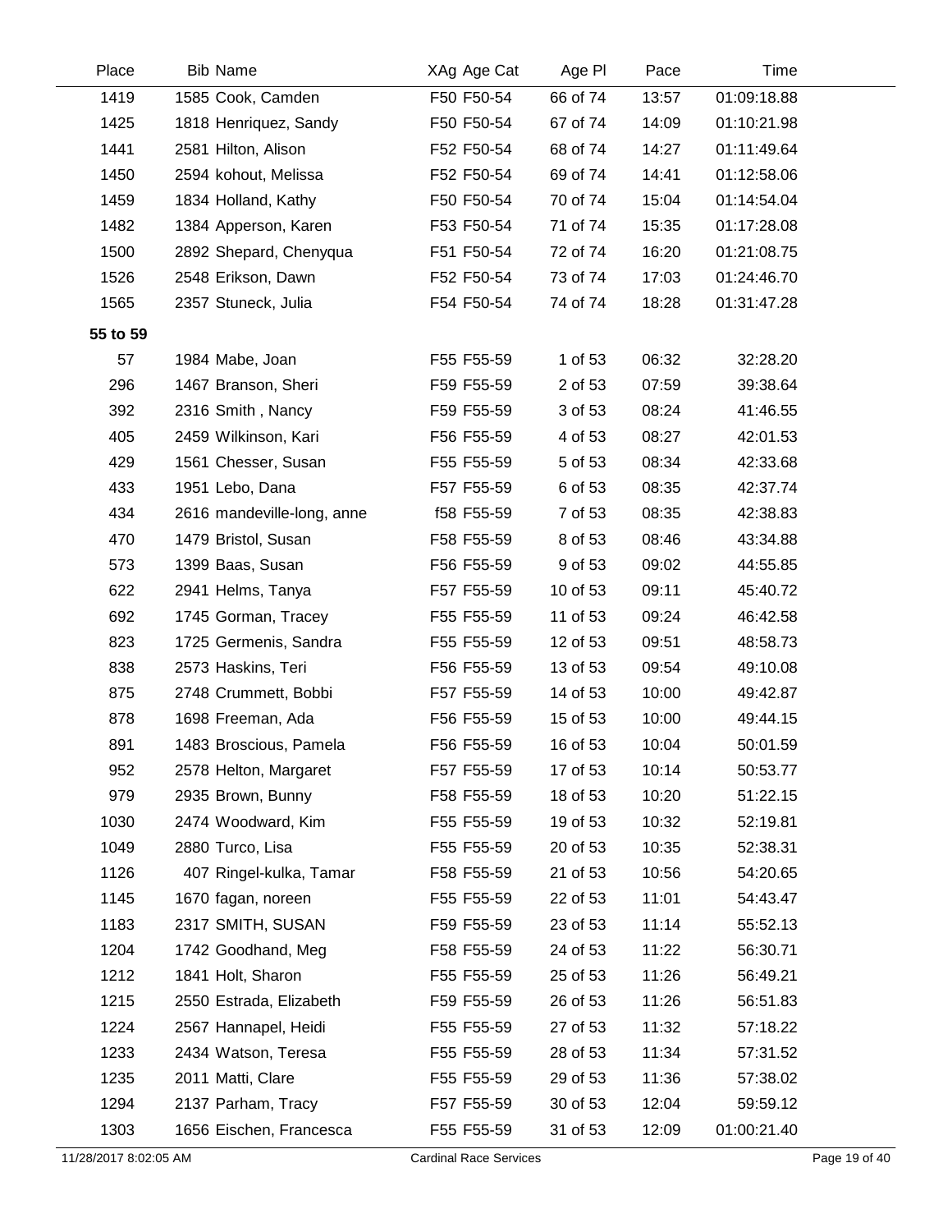| Place | Bib | Name | XAg | Age Cat | Age Pl | Pace | Time |
|---|---|---|---|---|---|---|---|
| 1419 | 1585 | Cook, Camden | F50 | F50-54 | 66 of 74 | 13:57 | 01:09:18.88 |
| 1425 | 1818 | Henriquez, Sandy | F50 | F50-54 | 67 of 74 | 14:09 | 01:10:21.98 |
| 1441 | 2581 | Hilton, Alison | F52 | F50-54 | 68 of 74 | 14:27 | 01:11:49.64 |
| 1450 | 2594 | kohout, Melissa | F52 | F50-54 | 69 of 74 | 14:41 | 01:12:58.06 |
| 1459 | 1834 | Holland, Kathy | F50 | F50-54 | 70 of 74 | 15:04 | 01:14:54.04 |
| 1482 | 1384 | Apperson, Karen | F53 | F50-54 | 71 of 74 | 15:35 | 01:17:28.08 |
| 1500 | 2892 | Shepard, Chenyqua | F51 | F50-54 | 72 of 74 | 16:20 | 01:21:08.75 |
| 1526 | 2548 | Erikson, Dawn | F52 | F50-54 | 73 of 74 | 17:03 | 01:24:46.70 |
| 1565 | 2357 | Stuneck, Julia | F54 | F50-54 | 74 of 74 | 18:28 | 01:31:47.28 |
| **55 to 59** | | | | | | | |
| 57 | 1984 | Mabe, Joan | F55 | F55-59 | 1 of 53 | 06:32 | 32:28.20 |
| 296 | 1467 | Branson, Sheri | F59 | F55-59 | 2 of 53 | 07:59 | 39:38.64 |
| 392 | 2316 | Smith , Nancy | F59 | F55-59 | 3 of 53 | 08:24 | 41:46.55 |
| 405 | 2459 | Wilkinson, Kari | F56 | F55-59 | 4 of 53 | 08:27 | 42:01.53 |
| 429 | 1561 | Chesser, Susan | F55 | F55-59 | 5 of 53 | 08:34 | 42:33.68 |
| 433 | 1951 | Lebo, Dana | F57 | F55-59 | 6 of 53 | 08:35 | 42:37.74 |
| 434 | 2616 | mandeville-long, anne | f58 | F55-59 | 7 of 53 | 08:35 | 42:38.83 |
| 470 | 1479 | Bristol, Susan | F58 | F55-59 | 8 of 53 | 08:46 | 43:34.88 |
| 573 | 1399 | Baas, Susan | F56 | F55-59 | 9 of 53 | 09:02 | 44:55.85 |
| 622 | 2941 | Helms, Tanya | F57 | F55-59 | 10 of 53 | 09:11 | 45:40.72 |
| 692 | 1745 | Gorman, Tracey | F55 | F55-59 | 11 of 53 | 09:24 | 46:42.58 |
| 823 | 1725 | Germenis, Sandra | F55 | F55-59 | 12 of 53 | 09:51 | 48:58.73 |
| 838 | 2573 | Haskins, Teri | F56 | F55-59 | 13 of 53 | 09:54 | 49:10.08 |
| 875 | 2748 | Crummett, Bobbi | F57 | F55-59 | 14 of 53 | 10:00 | 49:42.87 |
| 878 | 1698 | Freeman, Ada | F56 | F55-59 | 15 of 53 | 10:00 | 49:44.15 |
| 891 | 1483 | Broscious, Pamela | F56 | F55-59 | 16 of 53 | 10:04 | 50:01.59 |
| 952 | 2578 | Helton, Margaret | F57 | F55-59 | 17 of 53 | 10:14 | 50:53.77 |
| 979 | 2935 | Brown, Bunny | F58 | F55-59 | 18 of 53 | 10:20 | 51:22.15 |
| 1030 | 2474 | Woodward, Kim | F55 | F55-59 | 19 of 53 | 10:32 | 52:19.81 |
| 1049 | 2880 | Turco, Lisa | F55 | F55-59 | 20 of 53 | 10:35 | 52:38.31 |
| 1126 | 407 | Ringel-kulka, Tamar | F58 | F55-59 | 21 of 53 | 10:56 | 54:20.65 |
| 1145 | 1670 | fagan, noreen | F55 | F55-59 | 22 of 53 | 11:01 | 54:43.47 |
| 1183 | 2317 | SMITH, SUSAN | F59 | F55-59 | 23 of 53 | 11:14 | 55:52.13 |
| 1204 | 1742 | Goodhand, Meg | F58 | F55-59 | 24 of 53 | 11:22 | 56:30.71 |
| 1212 | 1841 | Holt, Sharon | F55 | F55-59 | 25 of 53 | 11:26 | 56:49.21 |
| 1215 | 2550 | Estrada, Elizabeth | F59 | F55-59 | 26 of 53 | 11:26 | 56:51.83 |
| 1224 | 2567 | Hannapel, Heidi | F55 | F55-59 | 27 of 53 | 11:32 | 57:18.22 |
| 1233 | 2434 | Watson, Teresa | F55 | F55-59 | 28 of 53 | 11:34 | 57:31.52 |
| 1235 | 2011 | Matti, Clare | F55 | F55-59 | 29 of 53 | 11:36 | 57:38.02 |
| 1294 | 2137 | Parham, Tracy | F57 | F55-59 | 30 of 53 | 12:04 | 59:59.12 |
| 1303 | 1656 | Eischen, Francesca | F55 | F55-59 | 31 of 53 | 12:09 | 01:00:21.40 |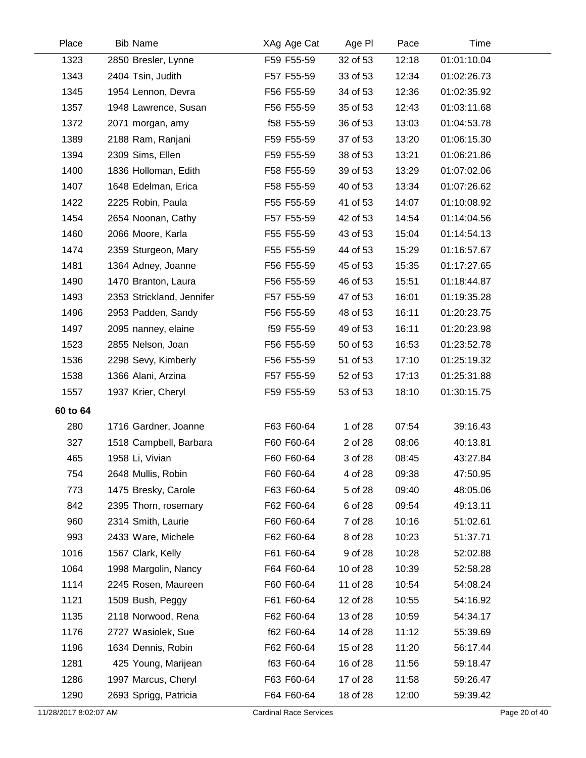| Place | Bib | Name | XAg | Age Cat | Age Pl | Pace | Time |
|---|---|---|---|---|---|---|---|
| 1323 | 2850 | Bresler, Lynne | F59 | F55-59 | 32 of 53 | 12:18 | 01:01:10.04 |
| 1343 | 2404 | Tsin, Judith | F57 | F55-59 | 33 of 53 | 12:34 | 01:02:26.73 |
| 1345 | 1954 | Lennon, Devra | F56 | F55-59 | 34 of 53 | 12:36 | 01:02:35.92 |
| 1357 | 1948 | Lawrence, Susan | F56 | F55-59 | 35 of 53 | 12:43 | 01:03:11.68 |
| 1372 | 2071 | morgan, amy | f58 | F55-59 | 36 of 53 | 13:03 | 01:04:53.78 |
| 1389 | 2188 | Ram, Ranjani | F59 | F55-59 | 37 of 53 | 13:20 | 01:06:15.30 |
| 1394 | 2309 | Sims, Ellen | F59 | F55-59 | 38 of 53 | 13:21 | 01:06:21.86 |
| 1400 | 1836 | Holloman, Edith | F58 | F55-59 | 39 of 53 | 13:29 | 01:07:02.06 |
| 1407 | 1648 | Edelman, Erica | F58 | F55-59 | 40 of 53 | 13:34 | 01:07:26.62 |
| 1422 | 2225 | Robin, Paula | F55 | F55-59 | 41 of 53 | 14:07 | 01:10:08.92 |
| 1454 | 2654 | Noonan, Cathy | F57 | F55-59 | 42 of 53 | 14:54 | 01:14:04.56 |
| 1460 | 2066 | Moore, Karla | F55 | F55-59 | 43 of 53 | 15:04 | 01:14:54.13 |
| 1474 | 2359 | Sturgeon, Mary | F55 | F55-59 | 44 of 53 | 15:29 | 01:16:57.67 |
| 1481 | 1364 | Adney, Joanne | F56 | F55-59 | 45 of 53 | 15:35 | 01:17:27.65 |
| 1490 | 1470 | Branton, Laura | F56 | F55-59 | 46 of 53 | 15:51 | 01:18:44.87 |
| 1493 | 2353 | Strickland, Jennifer | F57 | F55-59 | 47 of 53 | 16:01 | 01:19:35.28 |
| 1496 | 2953 | Padden, Sandy | F56 | F55-59 | 48 of 53 | 16:11 | 01:20:23.75 |
| 1497 | 2095 | nanney, elaine | f59 | F55-59 | 49 of 53 | 16:11 | 01:20:23.98 |
| 1523 | 2855 | Nelson, Joan | F56 | F55-59 | 50 of 53 | 16:53 | 01:23:52.78 |
| 1536 | 2298 | Sevy, Kimberly | F56 | F55-59 | 51 of 53 | 17:10 | 01:25:19.32 |
| 1538 | 1366 | Alani, Arzina | F57 | F55-59 | 52 of 53 | 17:13 | 01:25:31.88 |
| 1557 | 1937 | Krier, Cheryl | F59 | F55-59 | 53 of 53 | 18:10 | 01:30:15.75 |
| **60 to 64** | | | | | | | |
| 280 | 1716 | Gardner, Joanne | F63 | F60-64 | 1 of 28 | 07:54 | 39:16.43 |
| 327 | 1518 | Campbell, Barbara | F60 | F60-64 | 2 of 28 | 08:06 | 40:13.81 |
| 465 | 1958 | Li, Vivian | F60 | F60-64 | 3 of 28 | 08:45 | 43:27.84 |
| 754 | 2648 | Mullis, Robin | F60 | F60-64 | 4 of 28 | 09:38 | 47:50.95 |
| 773 | 1475 | Bresky, Carole | F63 | F60-64 | 5 of 28 | 09:40 | 48:05.06 |
| 842 | 2395 | Thorn, rosemary | F62 | F60-64 | 6 of 28 | 09:54 | 49:13.11 |
| 960 | 2314 | Smith, Laurie | F60 | F60-64 | 7 of 28 | 10:16 | 51:02.61 |
| 993 | 2433 | Ware, Michele | F62 | F60-64 | 8 of 28 | 10:23 | 51:37.71 |
| 1016 | 1567 | Clark, Kelly | F61 | F60-64 | 9 of 28 | 10:28 | 52:02.88 |
| 1064 | 1998 | Margolin, Nancy | F64 | F60-64 | 10 of 28 | 10:39 | 52:58.28 |
| 1114 | 2245 | Rosen, Maureen | F60 | F60-64 | 11 of 28 | 10:54 | 54:08.24 |
| 1121 | 1509 | Bush, Peggy | F61 | F60-64 | 12 of 28 | 10:55 | 54:16.92 |
| 1135 | 2118 | Norwood, Rena | F62 | F60-64 | 13 of 28 | 10:59 | 54:34.17 |
| 1176 | 2727 | Wasiolek, Sue | f62 | F60-64 | 14 of 28 | 11:12 | 55:39.69 |
| 1196 | 1634 | Dennis, Robin | F62 | F60-64 | 15 of 28 | 11:20 | 56:17.44 |
| 1281 | 425 | Young, Marijean | f63 | F60-64 | 16 of 28 | 11:56 | 59:18.47 |
| 1286 | 1997 | Marcus, Cheryl | F63 | F60-64 | 17 of 28 | 11:58 | 59:26.47 |
| 1290 | 2693 | Sprigg, Patricia | F64 | F60-64 | 18 of 28 | 12:00 | 59:39.42 |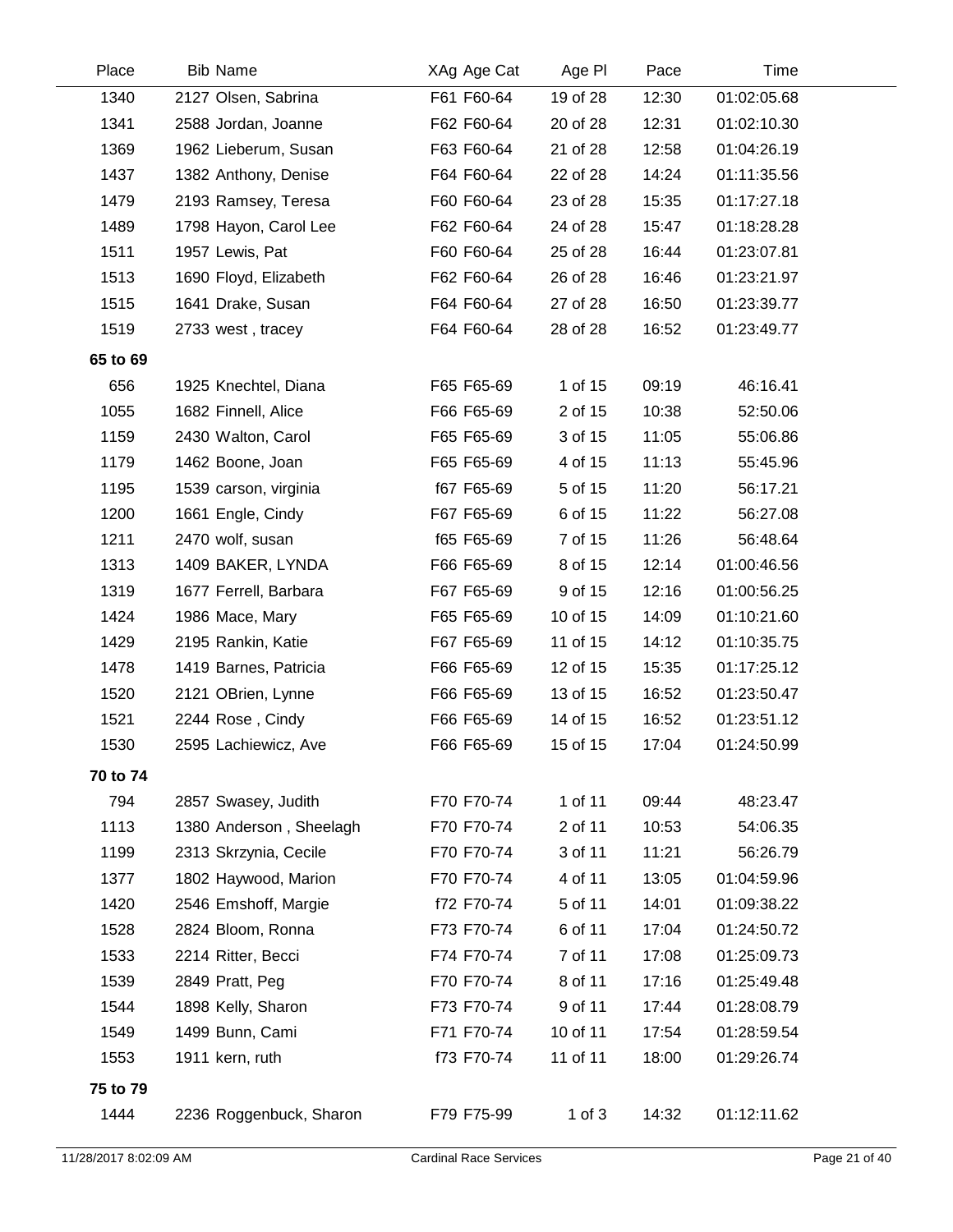| Place | Bib | Name | XAg | Age Cat | Age Pl | Pace | Time |
|---|---|---|---|---|---|---|---|
| 1340 | 2127 | Olsen, Sabrina | F61 | F60-64 | 19 of 28 | 12:30 | 01:02:05.68 |
| 1341 | 2588 | Jordan, Joanne | F62 | F60-64 | 20 of 28 | 12:31 | 01:02:10.30 |
| 1369 | 1962 | Lieberum, Susan | F63 | F60-64 | 21 of 28 | 12:58 | 01:04:26.19 |
| 1437 | 1382 | Anthony, Denise | F64 | F60-64 | 22 of 28 | 14:24 | 01:11:35.56 |
| 1479 | 2193 | Ramsey, Teresa | F60 | F60-64 | 23 of 28 | 15:35 | 01:17:27.18 |
| 1489 | 1798 | Hayon, Carol Lee | F62 | F60-64 | 24 of 28 | 15:47 | 01:18:28.28 |
| 1511 | 1957 | Lewis, Pat | F60 | F60-64 | 25 of 28 | 16:44 | 01:23:07.81 |
| 1513 | 1690 | Floyd, Elizabeth | F62 | F60-64 | 26 of 28 | 16:46 | 01:23:21.97 |
| 1515 | 1641 | Drake, Susan | F64 | F60-64 | 27 of 28 | 16:50 | 01:23:39.77 |
| 1519 | 2733 | west , tracey | F64 | F60-64 | 28 of 28 | 16:52 | 01:23:49.77 |
| **65 to 69** | | | | | | | |
| 656 | 1925 | Knechtel, Diana | F65 | F65-69 | 1 of 15 | 09:19 | 46:16.41 |
| 1055 | 1682 | Finnell, Alice | F66 | F65-69 | 2 of 15 | 10:38 | 52:50.06 |
| 1159 | 2430 | Walton, Carol | F65 | F65-69 | 3 of 15 | 11:05 | 55:06.86 |
| 1179 | 1462 | Boone, Joan | F65 | F65-69 | 4 of 15 | 11:13 | 55:45.96 |
| 1195 | 1539 | carson, virginia | f67 | F65-69 | 5 of 15 | 11:20 | 56:17.21 |
| 1200 | 1661 | Engle, Cindy | F67 | F65-69 | 6 of 15 | 11:22 | 56:27.08 |
| 1211 | 2470 | wolf, susan | f65 | F65-69 | 7 of 15 | 11:26 | 56:48.64 |
| 1313 | 1409 | BAKER, LYNDA | F66 | F65-69 | 8 of 15 | 12:14 | 01:00:46.56 |
| 1319 | 1677 | Ferrell, Barbara | F67 | F65-69 | 9 of 15 | 12:16 | 01:00:56.25 |
| 1424 | 1986 | Mace, Mary | F65 | F65-69 | 10 of 15 | 14:09 | 01:10:21.60 |
| 1429 | 2195 | Rankin, Katie | F67 | F65-69 | 11 of 15 | 14:12 | 01:10:35.75 |
| 1478 | 1419 | Barnes, Patricia | F66 | F65-69 | 12 of 15 | 15:35 | 01:17:25.12 |
| 1520 | 2121 | OBrien, Lynne | F66 | F65-69 | 13 of 15 | 16:52 | 01:23:50.47 |
| 1521 | 2244 | Rose , Cindy | F66 | F65-69 | 14 of 15 | 16:52 | 01:23:51.12 |
| 1530 | 2595 | Lachiewicz, Ave | F66 | F65-69 | 15 of 15 | 17:04 | 01:24:50.99 |
| **70 to 74** | | | | | | | |
| 794 | 2857 | Swasey, Judith | F70 | F70-74 | 1 of 11 | 09:44 | 48:23.47 |
| 1113 | 1380 | Anderson , Sheelagh | F70 | F70-74 | 2 of 11 | 10:53 | 54:06.35 |
| 1199 | 2313 | Skrzynia, Cecile | F70 | F70-74 | 3 of 11 | 11:21 | 56:26.79 |
| 1377 | 1802 | Haywood, Marion | F70 | F70-74 | 4 of 11 | 13:05 | 01:04:59.96 |
| 1420 | 2546 | Emshoff, Margie | f72 | F70-74 | 5 of 11 | 14:01 | 01:09:38.22 |
| 1528 | 2824 | Bloom, Ronna | F73 | F70-74 | 6 of 11 | 17:04 | 01:24:50.72 |
| 1533 | 2214 | Ritter, Becci | F74 | F70-74 | 7 of 11 | 17:08 | 01:25:09.73 |
| 1539 | 2849 | Pratt, Peg | F70 | F70-74 | 8 of 11 | 17:16 | 01:25:49.48 |
| 1544 | 1898 | Kelly, Sharon | F73 | F70-74 | 9 of 11 | 17:44 | 01:28:08.79 |
| 1549 | 1499 | Bunn, Cami | F71 | F70-74 | 10 of 11 | 17:54 | 01:28:59.54 |
| 1553 | 1911 | kern, ruth | f73 | F70-74 | 11 of 11 | 18:00 | 01:29:26.74 |
| **75 to 79** | | | | | | | |
| 1444 | 2236 | Roggenbuck, Sharon | F79 | F75-99 | 1 of 3 | 14:32 | 01:12:11.62 |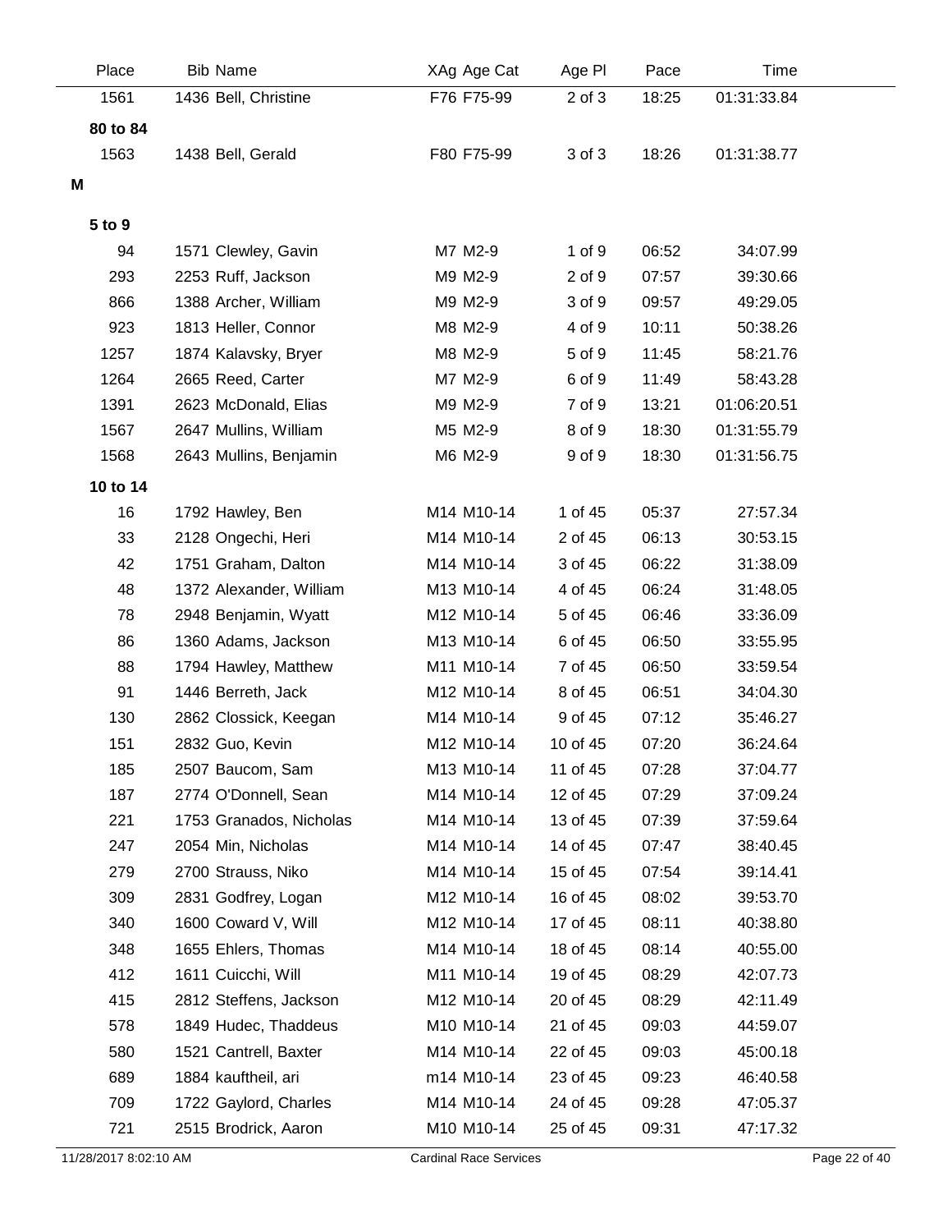| Place | Bib Name | XAg Age Cat | Age Pl | Pace | Time |
|---|---|---|---|---|---|
| 1561 | 1436 Bell, Christine | F76 F75-99 | 2 of 3 | 18:25 | 01:31:33.84 |
| **80 to 84** | | | | | |
| 1563 | 1438 Bell, Gerald | F80 F75-99 | 3 of 3 | 18:26 | 01:31:38.77 |
| **M** | | | | | |
| **5 to 9** | | | | | |
| 94 | 1571 Clewley, Gavin | M7 M2-9 | 1 of 9 | 06:52 | 34:07.99 |
| 293 | 2253 Ruff, Jackson | M9 M2-9 | 2 of 9 | 07:57 | 39:30.66 |
| 866 | 1388 Archer, William | M9 M2-9 | 3 of 9 | 09:57 | 49:29.05 |
| 923 | 1813 Heller, Connor | M8 M2-9 | 4 of 9 | 10:11 | 50:38.26 |
| 1257 | 1874 Kalavsky, Bryer | M8 M2-9 | 5 of 9 | 11:45 | 58:21.76 |
| 1264 | 2665 Reed, Carter | M7 M2-9 | 6 of 9 | 11:49 | 58:43.28 |
| 1391 | 2623 McDonald, Elias | M9 M2-9 | 7 of 9 | 13:21 | 01:06:20.51 |
| 1567 | 2647 Mullins, William | M5 M2-9 | 8 of 9 | 18:30 | 01:31:55.79 |
| 1568 | 2643 Mullins, Benjamin | M6 M2-9 | 9 of 9 | 18:30 | 01:31:56.75 |
| **10 to 14** | | | | | |
| 16 | 1792 Hawley, Ben | M14 M10-14 | 1 of 45 | 05:37 | 27:57.34 |
| 33 | 2128 Ongechi, Heri | M14 M10-14 | 2 of 45 | 06:13 | 30:53.15 |
| 42 | 1751 Graham, Dalton | M14 M10-14 | 3 of 45 | 06:22 | 31:38.09 |
| 48 | 1372 Alexander, William | M13 M10-14 | 4 of 45 | 06:24 | 31:48.05 |
| 78 | 2948 Benjamin, Wyatt | M12 M10-14 | 5 of 45 | 06:46 | 33:36.09 |
| 86 | 1360 Adams, Jackson | M13 M10-14 | 6 of 45 | 06:50 | 33:55.95 |
| 88 | 1794 Hawley, Matthew | M11 M10-14 | 7 of 45 | 06:50 | 33:59.54 |
| 91 | 1446 Berreth, Jack | M12 M10-14 | 8 of 45 | 06:51 | 34:04.30 |
| 130 | 2862 Clossick, Keegan | M14 M10-14 | 9 of 45 | 07:12 | 35:46.27 |
| 151 | 2832 Guo, Kevin | M12 M10-14 | 10 of 45 | 07:20 | 36:24.64 |
| 185 | 2507 Baucom, Sam | M13 M10-14 | 11 of 45 | 07:28 | 37:04.77 |
| 187 | 2774 O'Donnell, Sean | M14 M10-14 | 12 of 45 | 07:29 | 37:09.24 |
| 221 | 1753 Granados, Nicholas | M14 M10-14 | 13 of 45 | 07:39 | 37:59.64 |
| 247 | 2054 Min, Nicholas | M14 M10-14 | 14 of 45 | 07:47 | 38:40.45 |
| 279 | 2700 Strauss, Niko | M14 M10-14 | 15 of 45 | 07:54 | 39:14.41 |
| 309 | 2831 Godfrey, Logan | M12 M10-14 | 16 of 45 | 08:02 | 39:53.70 |
| 340 | 1600 Coward V, Will | M12 M10-14 | 17 of 45 | 08:11 | 40:38.80 |
| 348 | 1655 Ehlers, Thomas | M14 M10-14 | 18 of 45 | 08:14 | 40:55.00 |
| 412 | 1611 Cuicchi, Will | M11 M10-14 | 19 of 45 | 08:29 | 42:07.73 |
| 415 | 2812 Steffens, Jackson | M12 M10-14 | 20 of 45 | 08:29 | 42:11.49 |
| 578 | 1849 Hudec, Thaddeus | M10 M10-14 | 21 of 45 | 09:03 | 44:59.07 |
| 580 | 1521 Cantrell, Baxter | M14 M10-14 | 22 of 45 | 09:03 | 45:00.18 |
| 689 | 1884 kauftheil, ari | m14 M10-14 | 23 of 45 | 09:23 | 46:40.58 |
| 709 | 1722 Gaylord, Charles | M14 M10-14 | 24 of 45 | 09:28 | 47:05.37 |
| 721 | 2515 Brodrick, Aaron | M10 M10-14 | 25 of 45 | 09:31 | 47:17.32 |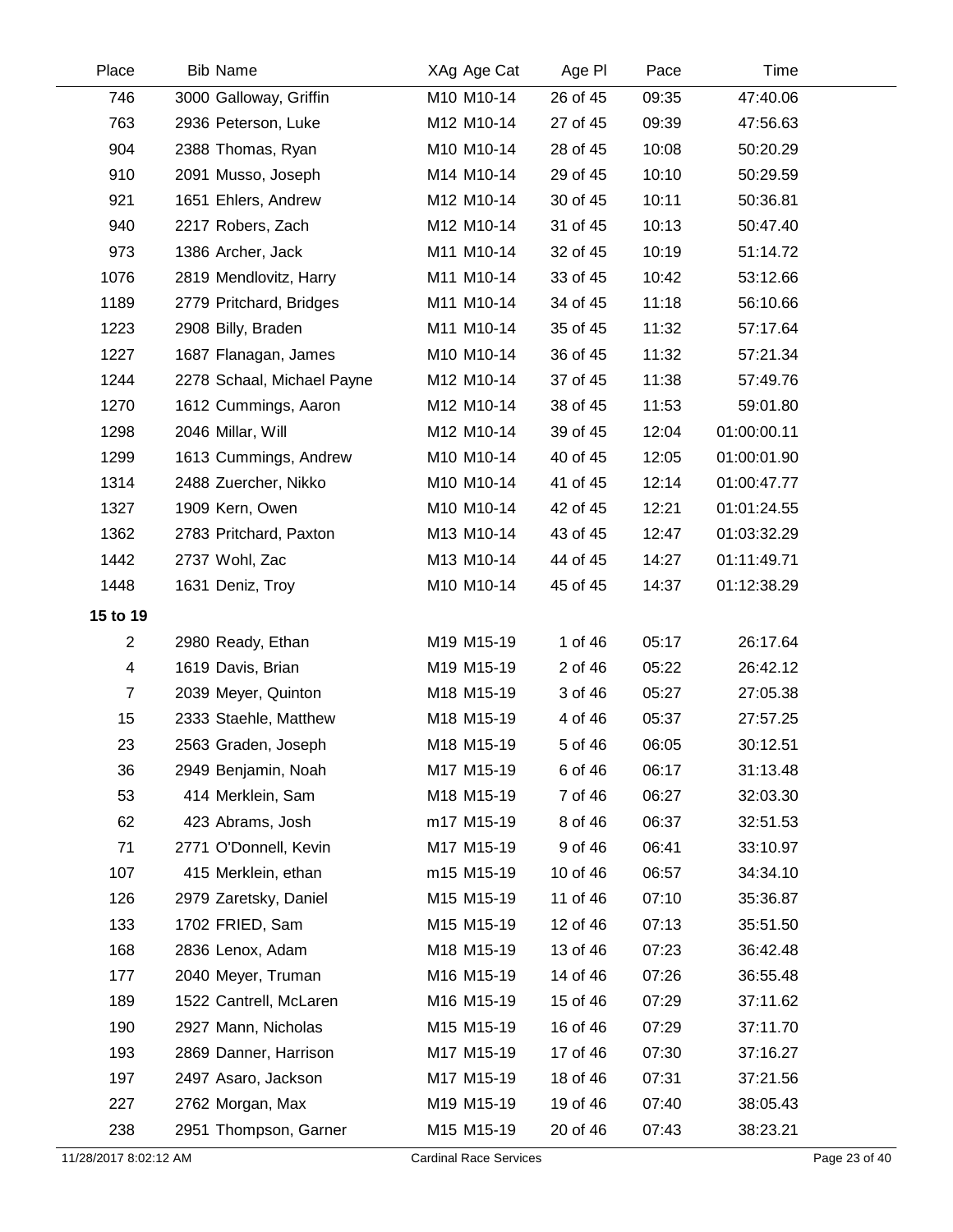| Place | Bib | Name | XAg | Age Cat | Age Pl | Pace | Time |
|---|---|---|---|---|---|---|---|
| 746 | 3000 | Galloway, Griffin | M10 | M10-14 | 26 of 45 | 09:35 | 47:40.06 |
| 763 | 2936 | Peterson, Luke | M12 | M10-14 | 27 of 45 | 09:39 | 47:56.63 |
| 904 | 2388 | Thomas, Ryan | M10 | M10-14 | 28 of 45 | 10:08 | 50:20.29 |
| 910 | 2091 | Musso, Joseph | M14 | M10-14 | 29 of 45 | 10:10 | 50:29.59 |
| 921 | 1651 | Ehlers, Andrew | M12 | M10-14 | 30 of 45 | 10:11 | 50:36.81 |
| 940 | 2217 | Robers, Zach | M12 | M10-14 | 31 of 45 | 10:13 | 50:47.40 |
| 973 | 1386 | Archer, Jack | M11 | M10-14 | 32 of 45 | 10:19 | 51:14.72 |
| 1076 | 2819 | Mendlovitz, Harry | M11 | M10-14 | 33 of 45 | 10:42 | 53:12.66 |
| 1189 | 2779 | Pritchard, Bridges | M11 | M10-14 | 34 of 45 | 11:18 | 56:10.66 |
| 1223 | 2908 | Billy, Braden | M11 | M10-14 | 35 of 45 | 11:32 | 57:17.64 |
| 1227 | 1687 | Flanagan, James | M10 | M10-14 | 36 of 45 | 11:32 | 57:21.34 |
| 1244 | 2278 | Schaal, Michael Payne | M12 | M10-14 | 37 of 45 | 11:38 | 57:49.76 |
| 1270 | 1612 | Cummings, Aaron | M12 | M10-14 | 38 of 45 | 11:53 | 59:01.80 |
| 1298 | 2046 | Millar, Will | M12 | M10-14 | 39 of 45 | 12:04 | 01:00:00.11 |
| 1299 | 1613 | Cummings, Andrew | M10 | M10-14 | 40 of 45 | 12:05 | 01:00:01.90 |
| 1314 | 2488 | Zuercher, Nikko | M10 | M10-14 | 41 of 45 | 12:14 | 01:00:47.77 |
| 1327 | 1909 | Kern, Owen | M10 | M10-14 | 42 of 45 | 12:21 | 01:01:24.55 |
| 1362 | 2783 | Pritchard, Paxton | M13 | M10-14 | 43 of 45 | 12:47 | 01:03:32.29 |
| 1442 | 2737 | Wohl, Zac | M13 | M10-14 | 44 of 45 | 14:27 | 01:11:49.71 |
| 1448 | 1631 | Deniz, Troy | M10 | M10-14 | 45 of 45 | 14:37 | 01:12:38.29 |
| **15 to 19** | | | | | | | |
| 2 | 2980 | Ready, Ethan | M19 | M15-19 | 1 of 46 | 05:17 | 26:17.64 |
| 4 | 1619 | Davis, Brian | M19 | M15-19 | 2 of 46 | 05:22 | 26:42.12 |
| 7 | 2039 | Meyer, Quinton | M18 | M15-19 | 3 of 46 | 05:27 | 27:05.38 |
| 15 | 2333 | Staehle, Matthew | M18 | M15-19 | 4 of 46 | 05:37 | 27:57.25 |
| 23 | 2563 | Graden, Joseph | M18 | M15-19 | 5 of 46 | 06:05 | 30:12.51 |
| 36 | 2949 | Benjamin, Noah | M17 | M15-19 | 6 of 46 | 06:17 | 31:13.48 |
| 53 | 414 | Merklein, Sam | M18 | M15-19 | 7 of 46 | 06:27 | 32:03.30 |
| 62 | 423 | Abrams, Josh | m17 | M15-19 | 8 of 46 | 06:37 | 32:51.53 |
| 71 | 2771 | O'Donnell, Kevin | M17 | M15-19 | 9 of 46 | 06:41 | 33:10.97 |
| 107 | 415 | Merklein, ethan | m15 | M15-19 | 10 of 46 | 06:57 | 34:34.10 |
| 126 | 2979 | Zaretsky, Daniel | M15 | M15-19 | 11 of 46 | 07:10 | 35:36.87 |
| 133 | 1702 | FRIED, Sam | M15 | M15-19 | 12 of 46 | 07:13 | 35:51.50 |
| 168 | 2836 | Lenox, Adam | M18 | M15-19 | 13 of 46 | 07:23 | 36:42.48 |
| 177 | 2040 | Meyer, Truman | M16 | M15-19 | 14 of 46 | 07:26 | 36:55.48 |
| 189 | 1522 | Cantrell, McLaren | M16 | M15-19 | 15 of 46 | 07:29 | 37:11.62 |
| 190 | 2927 | Mann, Nicholas | M15 | M15-19 | 16 of 46 | 07:29 | 37:11.70 |
| 193 | 2869 | Danner, Harrison | M17 | M15-19 | 17 of 46 | 07:30 | 37:16.27 |
| 197 | 2497 | Asaro, Jackson | M17 | M15-19 | 18 of 46 | 07:31 | 37:21.56 |
| 227 | 2762 | Morgan, Max | M19 | M15-19 | 19 of 46 | 07:40 | 38:05.43 |
| 238 | 2951 | Thompson, Garner | M15 | M15-19 | 20 of 46 | 07:43 | 38:23.21 |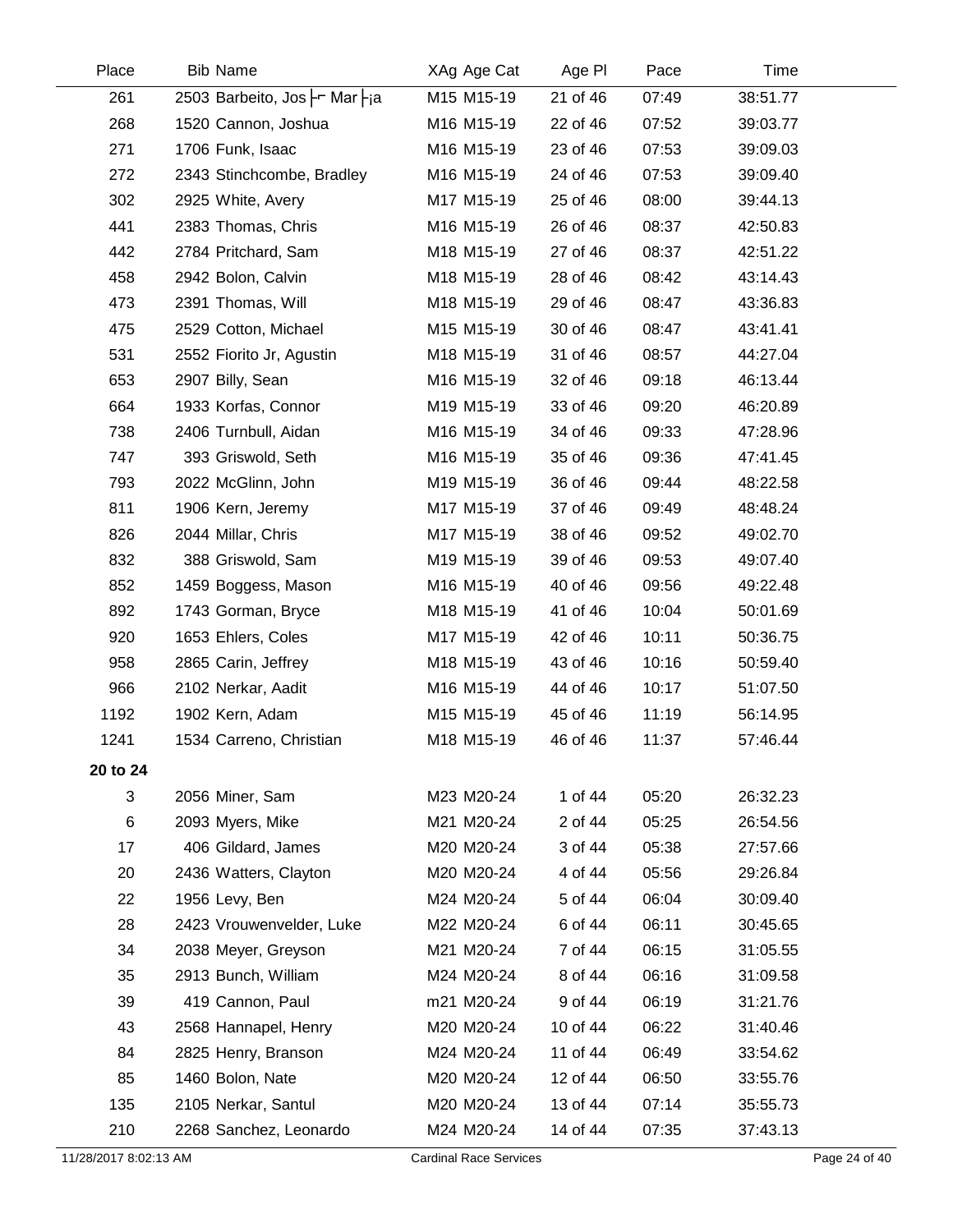| Place | Bib | Name | XAg | Age Cat | Age Pl | Pace | Time |
|---|---|---|---|---|---|---|---|
| 261 | 2503 | Barbeito, Jos ├─ Mar ├¡a | M15 | M15-19 | 21 of 46 | 07:49 | 38:51.77 |
| 268 | 1520 | Cannon, Joshua | M16 | M15-19 | 22 of 46 | 07:52 | 39:03.77 |
| 271 | 1706 | Funk, Isaac | M16 | M15-19 | 23 of 46 | 07:53 | 39:09.03 |
| 272 | 2343 | Stinchcombe, Bradley | M16 | M15-19 | 24 of 46 | 07:53 | 39:09.40 |
| 302 | 2925 | White, Avery | M17 | M15-19 | 25 of 46 | 08:00 | 39:44.13 |
| 441 | 2383 | Thomas, Chris | M16 | M15-19 | 26 of 46 | 08:37 | 42:50.83 |
| 442 | 2784 | Pritchard, Sam | M18 | M15-19 | 27 of 46 | 08:37 | 42:51.22 |
| 458 | 2942 | Bolon, Calvin | M18 | M15-19 | 28 of 46 | 08:42 | 43:14.43 |
| 473 | 2391 | Thomas, Will | M18 | M15-19 | 29 of 46 | 08:47 | 43:36.83 |
| 475 | 2529 | Cotton, Michael | M15 | M15-19 | 30 of 46 | 08:47 | 43:41.41 |
| 531 | 2552 | Fiorito Jr, Agustin | M18 | M15-19 | 31 of 46 | 08:57 | 44:27.04 |
| 653 | 2907 | Billy, Sean | M16 | M15-19 | 32 of 46 | 09:18 | 46:13.44 |
| 664 | 1933 | Korfas, Connor | M19 | M15-19 | 33 of 46 | 09:20 | 46:20.89 |
| 738 | 2406 | Turnbull, Aidan | M16 | M15-19 | 34 of 46 | 09:33 | 47:28.96 |
| 747 | 393 | Griswold, Seth | M16 | M15-19 | 35 of 46 | 09:36 | 47:41.45 |
| 793 | 2022 | McGlinn, John | M19 | M15-19 | 36 of 46 | 09:44 | 48:22.58 |
| 811 | 1906 | Kern, Jeremy | M17 | M15-19 | 37 of 46 | 09:49 | 48:48.24 |
| 826 | 2044 | Millar, Chris | M17 | M15-19 | 38 of 46 | 09:52 | 49:02.70 |
| 832 | 388 | Griswold, Sam | M19 | M15-19 | 39 of 46 | 09:53 | 49:07.40 |
| 852 | 1459 | Boggess, Mason | M16 | M15-19 | 40 of 46 | 09:56 | 49:22.48 |
| 892 | 1743 | Gorman, Bryce | M18 | M15-19 | 41 of 46 | 10:04 | 50:01.69 |
| 920 | 1653 | Ehlers, Coles | M17 | M15-19 | 42 of 46 | 10:11 | 50:36.75 |
| 958 | 2865 | Carin, Jeffrey | M18 | M15-19 | 43 of 46 | 10:16 | 50:59.40 |
| 966 | 2102 | Nerkar, Aadit | M16 | M15-19 | 44 of 46 | 10:17 | 51:07.50 |
| 1192 | 1902 | Kern, Adam | M15 | M15-19 | 45 of 46 | 11:19 | 56:14.95 |
| 1241 | 1534 | Carreno, Christian | M18 | M15-19 | 46 of 46 | 11:37 | 57:46.44 |
| **20 to 24** | | | | | | | |
| 3 | 2056 | Miner, Sam | M23 | M20-24 | 1 of 44 | 05:20 | 26:32.23 |
| 6 | 2093 | Myers, Mike | M21 | M20-24 | 2 of 44 | 05:25 | 26:54.56 |
| 17 | 406 | Gildard, James | M20 | M20-24 | 3 of 44 | 05:38 | 27:57.66 |
| 20 | 2436 | Watters, Clayton | M20 | M20-24 | 4 of 44 | 05:56 | 29:26.84 |
| 22 | 1956 | Levy, Ben | M24 | M20-24 | 5 of 44 | 06:04 | 30:09.40 |
| 28 | 2423 | Vrouwenvelder, Luke | M22 | M20-24 | 6 of 44 | 06:11 | 30:45.65 |
| 34 | 2038 | Meyer, Greyson | M21 | M20-24 | 7 of 44 | 06:15 | 31:05.55 |
| 35 | 2913 | Bunch, William | M24 | M20-24 | 8 of 44 | 06:16 | 31:09.58 |
| 39 | 419 | Cannon, Paul | m21 | M20-24 | 9 of 44 | 06:19 | 31:21.76 |
| 43 | 2568 | Hannapel, Henry | M20 | M20-24 | 10 of 44 | 06:22 | 31:40.46 |
| 84 | 2825 | Henry, Branson | M24 | M20-24 | 11 of 44 | 06:49 | 33:54.62 |
| 85 | 1460 | Bolon, Nate | M20 | M20-24 | 12 of 44 | 06:50 | 33:55.76 |
| 135 | 2105 | Nerkar, Santul | M20 | M20-24 | 13 of 44 | 07:14 | 35:55.73 |
| 210 | 2268 | Sanchez, Leonardo | M24 | M20-24 | 14 of 44 | 07:35 | 37:43.13 |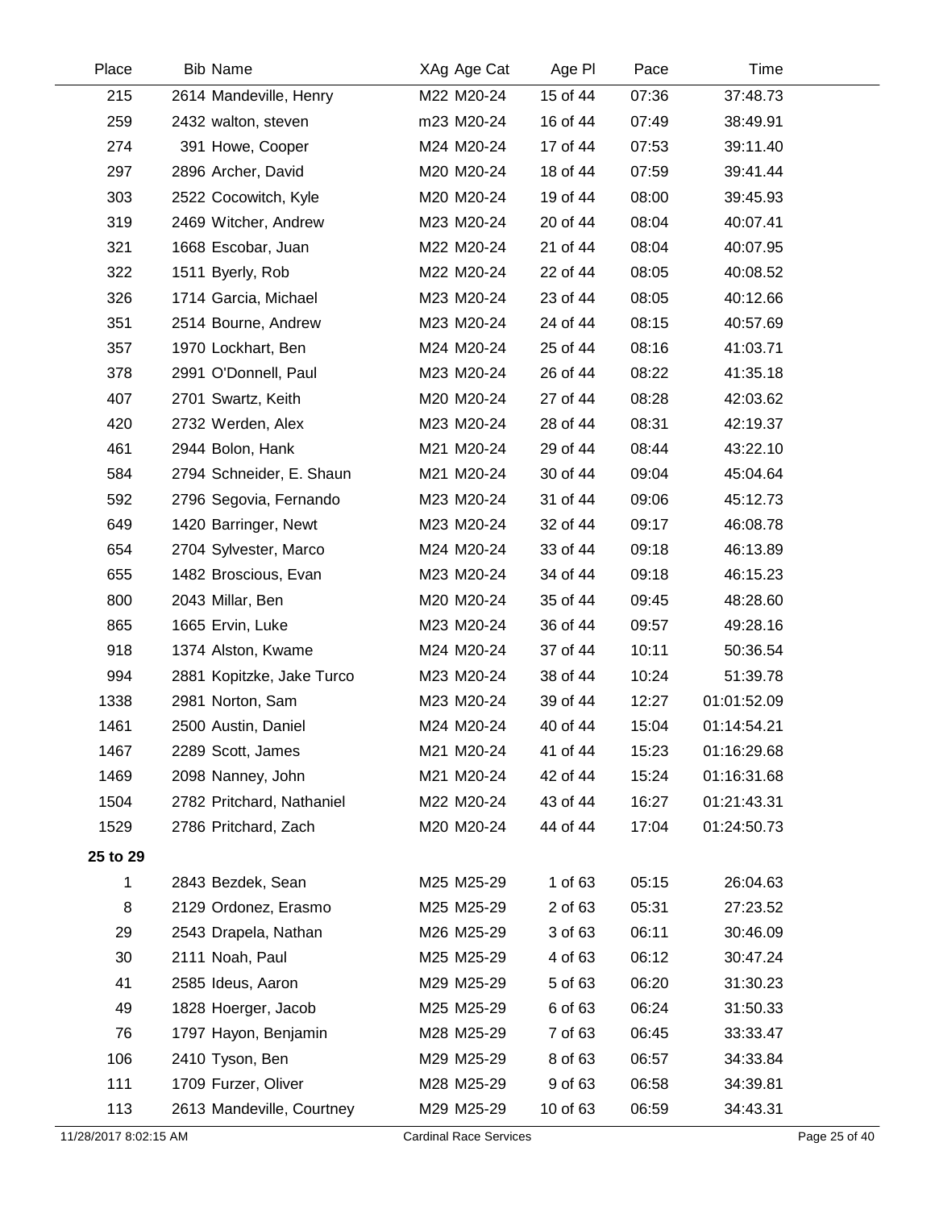| Place | Bib | Name | XAg | Age Cat | Age Pl | Pace | Time |
|---|---|---|---|---|---|---|---|
| 215 | 2614 | Mandeville, Henry | M22 | M20-24 | 15 of 44 | 07:36 | 37:48.73 |
| 259 | 2432 | walton, steven | m23 | M20-24 | 16 of 44 | 07:49 | 38:49.91 |
| 274 | 391 | Howe, Cooper | M24 | M20-24 | 17 of 44 | 07:53 | 39:11.40 |
| 297 | 2896 | Archer, David | M20 | M20-24 | 18 of 44 | 07:59 | 39:41.44 |
| 303 | 2522 | Cocowitch, Kyle | M20 | M20-24 | 19 of 44 | 08:00 | 39:45.93 |
| 319 | 2469 | Witcher, Andrew | M23 | M20-24 | 20 of 44 | 08:04 | 40:07.41 |
| 321 | 1668 | Escobar, Juan | M22 | M20-24 | 21 of 44 | 08:04 | 40:07.95 |
| 322 | 1511 | Byerly, Rob | M22 | M20-24 | 22 of 44 | 08:05 | 40:08.52 |
| 326 | 1714 | Garcia, Michael | M23 | M20-24 | 23 of 44 | 08:05 | 40:12.66 |
| 351 | 2514 | Bourne, Andrew | M23 | M20-24 | 24 of 44 | 08:15 | 40:57.69 |
| 357 | 1970 | Lockhart, Ben | M24 | M20-24 | 25 of 44 | 08:16 | 41:03.71 |
| 378 | 2991 | O'Donnell, Paul | M23 | M20-24 | 26 of 44 | 08:22 | 41:35.18 |
| 407 | 2701 | Swartz, Keith | M20 | M20-24 | 27 of 44 | 08:28 | 42:03.62 |
| 420 | 2732 | Werden, Alex | M23 | M20-24 | 28 of 44 | 08:31 | 42:19.37 |
| 461 | 2944 | Bolon, Hank | M21 | M20-24 | 29 of 44 | 08:44 | 43:22.10 |
| 584 | 2794 | Schneider, E. Shaun | M21 | M20-24 | 30 of 44 | 09:04 | 45:04.64 |
| 592 | 2796 | Segovia, Fernando | M23 | M20-24 | 31 of 44 | 09:06 | 45:12.73 |
| 649 | 1420 | Barringer, Newt | M23 | M20-24 | 32 of 44 | 09:17 | 46:08.78 |
| 654 | 2704 | Sylvester, Marco | M24 | M20-24 | 33 of 44 | 09:18 | 46:13.89 |
| 655 | 1482 | Broscious, Evan | M23 | M20-24 | 34 of 44 | 09:18 | 46:15.23 |
| 800 | 2043 | Millar, Ben | M20 | M20-24 | 35 of 44 | 09:45 | 48:28.60 |
| 865 | 1665 | Ervin, Luke | M23 | M20-24 | 36 of 44 | 09:57 | 49:28.16 |
| 918 | 1374 | Alston, Kwame | M24 | M20-24 | 37 of 44 | 10:11 | 50:36.54 |
| 994 | 2881 | Kopitzke, Jake Turco | M23 | M20-24 | 38 of 44 | 10:24 | 51:39.78 |
| 1338 | 2981 | Norton, Sam | M23 | M20-24 | 39 of 44 | 12:27 | 01:01:52.09 |
| 1461 | 2500 | Austin, Daniel | M24 | M20-24 | 40 of 44 | 15:04 | 01:14:54.21 |
| 1467 | 2289 | Scott, James | M21 | M20-24 | 41 of 44 | 15:23 | 01:16:29.68 |
| 1469 | 2098 | Nanney, John | M21 | M20-24 | 42 of 44 | 15:24 | 01:16:31.68 |
| 1504 | 2782 | Pritchard, Nathaniel | M22 | M20-24 | 43 of 44 | 16:27 | 01:21:43.31 |
| 1529 | 2786 | Pritchard, Zach | M20 | M20-24 | 44 of 44 | 17:04 | 01:24:50.73 |

**25 to 29**

| Place | Bib | Name | XAg | Age Cat | Age Pl | Pace | Time |
|---|---|---|---|---|---|---|---|
| 1 | 2843 | Bezdek, Sean | M25 | M25-29 | 1 of 63 | 05:15 | 26:04.63 |
| 8 | 2129 | Ordonez, Erasmo | M25 | M25-29 | 2 of 63 | 05:31 | 27:23.52 |
| 29 | 2543 | Drapela, Nathan | M26 | M25-29 | 3 of 63 | 06:11 | 30:46.09 |
| 30 | 2111 | Noah, Paul | M25 | M25-29 | 4 of 63 | 06:12 | 30:47.24 |
| 41 | 2585 | Ideus, Aaron | M29 | M25-29 | 5 of 63 | 06:20 | 31:30.23 |
| 49 | 1828 | Hoerger, Jacob | M25 | M25-29 | 6 of 63 | 06:24 | 31:50.33 |
| 76 | 1797 | Hayon, Benjamin | M28 | M25-29 | 7 of 63 | 06:45 | 33:33.47 |
| 106 | 2410 | Tyson, Ben | M29 | M25-29 | 8 of 63 | 06:57 | 34:33.84 |
| 111 | 1709 | Furzer, Oliver | M28 | M25-29 | 9 of 63 | 06:58 | 34:39.81 |
| 113 | 2613 | Mandeville, Courtney | M29 | M25-29 | 10 of 63 | 06:59 | 34:43.31 |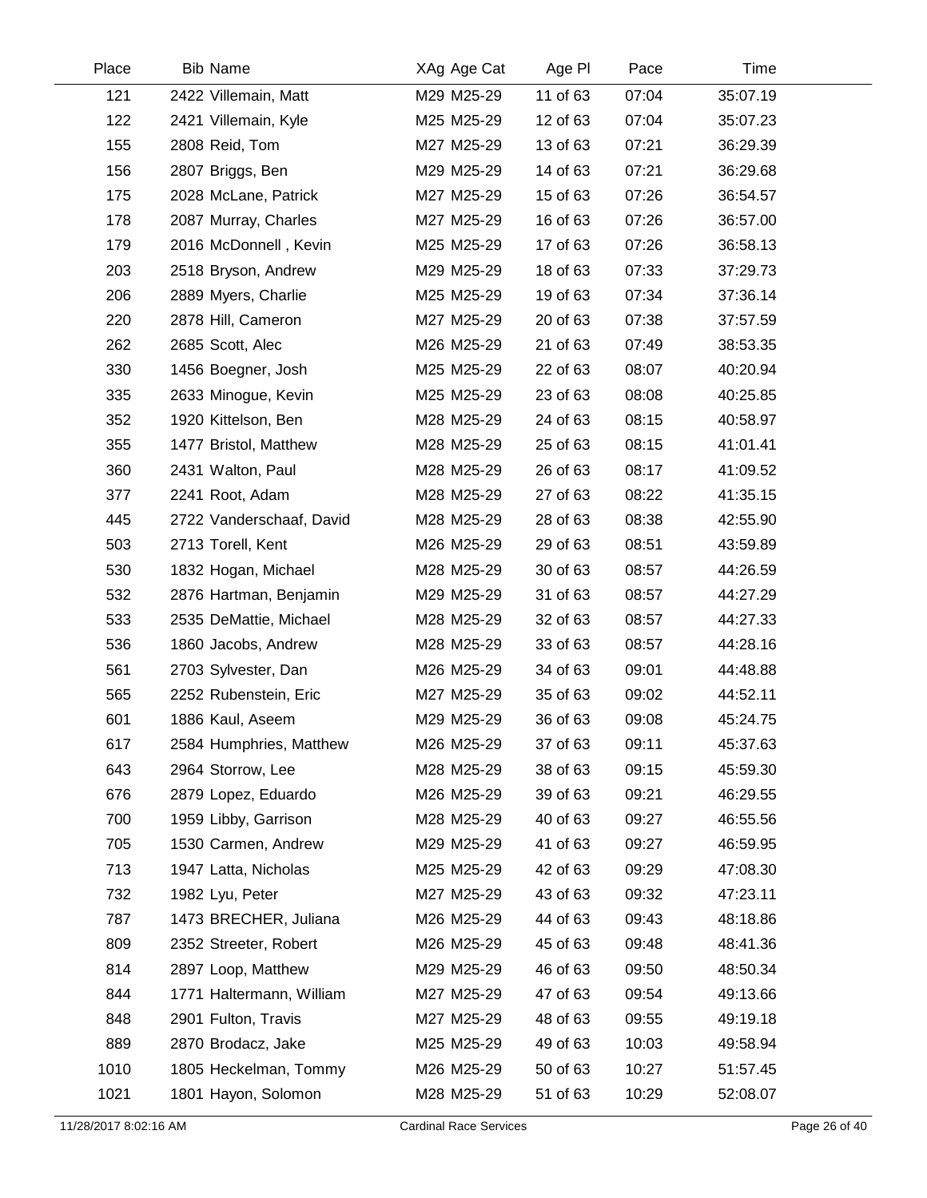| Place | Bib | Name | XAg | Age Cat | Age Pl | Pace | Time |
|---|---|---|---|---|---|---|---|
| 121 | 2422 | Villemain, Matt | M29 | M25-29 | 11 of 63 | 07:04 | 35:07.19 |
| 122 | 2421 | Villemain, Kyle | M25 | M25-29 | 12 of 63 | 07:04 | 35:07.23 |
| 155 | 2808 | Reid, Tom | M27 | M25-29 | 13 of 63 | 07:21 | 36:29.39 |
| 156 | 2807 | Briggs, Ben | M29 | M25-29 | 14 of 63 | 07:21 | 36:29.68 |
| 175 | 2028 | McLane, Patrick | M27 | M25-29 | 15 of 63 | 07:26 | 36:54.57 |
| 178 | 2087 | Murray, Charles | M27 | M25-29 | 16 of 63 | 07:26 | 36:57.00 |
| 179 | 2016 | McDonnell , Kevin | M25 | M25-29 | 17 of 63 | 07:26 | 36:58.13 |
| 203 | 2518 | Bryson, Andrew | M29 | M25-29 | 18 of 63 | 07:33 | 37:29.73 |
| 206 | 2889 | Myers, Charlie | M25 | M25-29 | 19 of 63 | 07:34 | 37:36.14 |
| 220 | 2878 | Hill, Cameron | M27 | M25-29 | 20 of 63 | 07:38 | 37:57.59 |
| 262 | 2685 | Scott, Alec | M26 | M25-29 | 21 of 63 | 07:49 | 38:53.35 |
| 330 | 1456 | Boegner, Josh | M25 | M25-29 | 22 of 63 | 08:07 | 40:20.94 |
| 335 | 2633 | Minogue, Kevin | M25 | M25-29 | 23 of 63 | 08:08 | 40:25.85 |
| 352 | 1920 | Kittelson, Ben | M28 | M25-29 | 24 of 63 | 08:15 | 40:58.97 |
| 355 | 1477 | Bristol, Matthew | M28 | M25-29 | 25 of 63 | 08:15 | 41:01.41 |
| 360 | 2431 | Walton, Paul | M28 | M25-29 | 26 of 63 | 08:17 | 41:09.52 |
| 377 | 2241 | Root, Adam | M28 | M25-29 | 27 of 63 | 08:22 | 41:35.15 |
| 445 | 2722 | Vanderschaaf, David | M28 | M25-29 | 28 of 63 | 08:38 | 42:55.90 |
| 503 | 2713 | Torell, Kent | M26 | M25-29 | 29 of 63 | 08:51 | 43:59.89 |
| 530 | 1832 | Hogan, Michael | M28 | M25-29 | 30 of 63 | 08:57 | 44:26.59 |
| 532 | 2876 | Hartman, Benjamin | M29 | M25-29 | 31 of 63 | 08:57 | 44:27.29 |
| 533 | 2535 | DeMattie, Michael | M28 | M25-29 | 32 of 63 | 08:57 | 44:27.33 |
| 536 | 1860 | Jacobs, Andrew | M28 | M25-29 | 33 of 63 | 08:57 | 44:28.16 |
| 561 | 2703 | Sylvester, Dan | M26 | M25-29 | 34 of 63 | 09:01 | 44:48.88 |
| 565 | 2252 | Rubenstein, Eric | M27 | M25-29 | 35 of 63 | 09:02 | 44:52.11 |
| 601 | 1886 | Kaul, Aseem | M29 | M25-29 | 36 of 63 | 09:08 | 45:24.75 |
| 617 | 2584 | Humphries, Matthew | M26 | M25-29 | 37 of 63 | 09:11 | 45:37.63 |
| 643 | 2964 | Storrow, Lee | M28 | M25-29 | 38 of 63 | 09:15 | 45:59.30 |
| 676 | 2879 | Lopez, Eduardo | M26 | M25-29 | 39 of 63 | 09:21 | 46:29.55 |
| 700 | 1959 | Libby, Garrison | M28 | M25-29 | 40 of 63 | 09:27 | 46:55.56 |
| 705 | 1530 | Carmen, Andrew | M29 | M25-29 | 41 of 63 | 09:27 | 46:59.95 |
| 713 | 1947 | Latta, Nicholas | M25 | M25-29 | 42 of 63 | 09:29 | 47:08.30 |
| 732 | 1982 | Lyu, Peter | M27 | M25-29 | 43 of 63 | 09:32 | 47:23.11 |
| 787 | 1473 | BRECHER, Juliana | M26 | M25-29 | 44 of 63 | 09:43 | 48:18.86 |
| 809 | 2352 | Streeter, Robert | M26 | M25-29 | 45 of 63 | 09:48 | 48:41.36 |
| 814 | 2897 | Loop, Matthew | M29 | M25-29 | 46 of 63 | 09:50 | 48:50.34 |
| 844 | 1771 | Haltermann, William | M27 | M25-29 | 47 of 63 | 09:54 | 49:13.66 |
| 848 | 2901 | Fulton, Travis | M27 | M25-29 | 48 of 63 | 09:55 | 49:19.18 |
| 889 | 2870 | Brodacz, Jake | M25 | M25-29 | 49 of 63 | 10:03 | 49:58.94 |
| 1010 | 1805 | Heckelman, Tommy | M26 | M25-29 | 50 of 63 | 10:27 | 51:57.45 |
| 1021 | 1801 | Hayon, Solomon | M28 | M25-29 | 51 of 63 | 10:29 | 52:08.07 |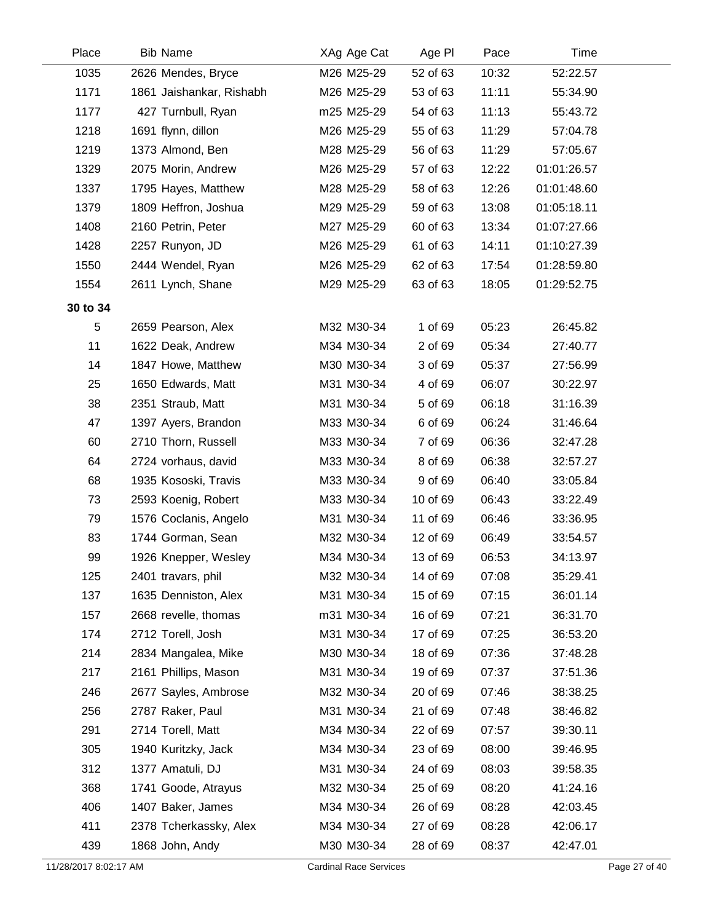| Place | Bib Name | XAg Age Cat | Age Pl | Pace | Time |
|---|---|---|---|---|---|
| 1035 | 2626 Mendes, Bryce | M26 M25-29 | 52 of 63 | 10:32 | 52:22.57 |
| 1171 | 1861 Jaishankar, Rishabh | M26 M25-29 | 53 of 63 | 11:11 | 55:34.90 |
| 1177 | 427 Turnbull, Ryan | m25 M25-29 | 54 of 63 | 11:13 | 55:43.72 |
| 1218 | 1691 flynn, dillon | M26 M25-29 | 55 of 63 | 11:29 | 57:04.78 |
| 1219 | 1373 Almond, Ben | M28 M25-29 | 56 of 63 | 11:29 | 57:05.67 |
| 1329 | 2075 Morin, Andrew | M26 M25-29 | 57 of 63 | 12:22 | 01:01:26.57 |
| 1337 | 1795 Hayes, Matthew | M28 M25-29 | 58 of 63 | 12:26 | 01:01:48.60 |
| 1379 | 1809 Heffron, Joshua | M29 M25-29 | 59 of 63 | 13:08 | 01:05:18.11 |
| 1408 | 2160 Petrin, Peter | M27 M25-29 | 60 of 63 | 13:34 | 01:07:27.66 |
| 1428 | 2257 Runyon, JD | M26 M25-29 | 61 of 63 | 14:11 | 01:10:27.39 |
| 1550 | 2444 Wendel, Ryan | M26 M25-29 | 62 of 63 | 17:54 | 01:28:59.80 |
| 1554 | 2611 Lynch, Shane | M29 M25-29 | 63 of 63 | 18:05 | 01:29:52.75 |
| **30 to 34** | | | | | |
| 5 | 2659 Pearson, Alex | M32 M30-34 | 1 of 69 | 05:23 | 26:45.82 |
| 11 | 1622 Deak, Andrew | M34 M30-34 | 2 of 69 | 05:34 | 27:40.77 |
| 14 | 1847 Howe, Matthew | M30 M30-34 | 3 of 69 | 05:37 | 27:56.99 |
| 25 | 1650 Edwards, Matt | M31 M30-34 | 4 of 69 | 06:07 | 30:22.97 |
| 38 | 2351 Straub, Matt | M31 M30-34 | 5 of 69 | 06:18 | 31:16.39 |
| 47 | 1397 Ayers, Brandon | M33 M30-34 | 6 of 69 | 06:24 | 31:46.64 |
| 60 | 2710 Thorn, Russell | M33 M30-34 | 7 of 69 | 06:36 | 32:47.28 |
| 64 | 2724 vorhaus, david | M33 M30-34 | 8 of 69 | 06:38 | 32:57.27 |
| 68 | 1935 Kososki, Travis | M33 M30-34 | 9 of 69 | 06:40 | 33:05.84 |
| 73 | 2593 Koenig, Robert | M33 M30-34 | 10 of 69 | 06:43 | 33:22.49 |
| 79 | 1576 Coclanis, Angelo | M31 M30-34 | 11 of 69 | 06:46 | 33:36.95 |
| 83 | 1744 Gorman, Sean | M32 M30-34 | 12 of 69 | 06:49 | 33:54.57 |
| 99 | 1926 Knepper, Wesley | M34 M30-34 | 13 of 69 | 06:53 | 34:13.97 |
| 125 | 2401 travars, phil | M32 M30-34 | 14 of 69 | 07:08 | 35:29.41 |
| 137 | 1635 Denniston, Alex | M31 M30-34 | 15 of 69 | 07:15 | 36:01.14 |
| 157 | 2668 revelle, thomas | m31 M30-34 | 16 of 69 | 07:21 | 36:31.70 |
| 174 | 2712 Torell, Josh | M31 M30-34 | 17 of 69 | 07:25 | 36:53.20 |
| 214 | 2834 Mangalea, Mike | M30 M30-34 | 18 of 69 | 07:36 | 37:48.28 |
| 217 | 2161 Phillips, Mason | M31 M30-34 | 19 of 69 | 07:37 | 37:51.36 |
| 246 | 2677 Sayles, Ambrose | M32 M30-34 | 20 of 69 | 07:46 | 38:38.25 |
| 256 | 2787 Raker, Paul | M31 M30-34 | 21 of 69 | 07:48 | 38:46.82 |
| 291 | 2714 Torell, Matt | M34 M30-34 | 22 of 69 | 07:57 | 39:30.11 |
| 305 | 1940 Kuritzky, Jack | M34 M30-34 | 23 of 69 | 08:00 | 39:46.95 |
| 312 | 1377 Amatuli, DJ | M31 M30-34 | 24 of 69 | 08:03 | 39:58.35 |
| 368 | 1741 Goode, Atrayus | M32 M30-34 | 25 of 69 | 08:20 | 41:24.16 |
| 406 | 1407 Baker, James | M34 M30-34 | 26 of 69 | 08:28 | 42:03.45 |
| 411 | 2378 Tcherkassky, Alex | M34 M30-34 | 27 of 69 | 08:28 | 42:06.17 |
| 439 | 1868 John, Andy | M30 M30-34 | 28 of 69 | 08:37 | 42:47.01 |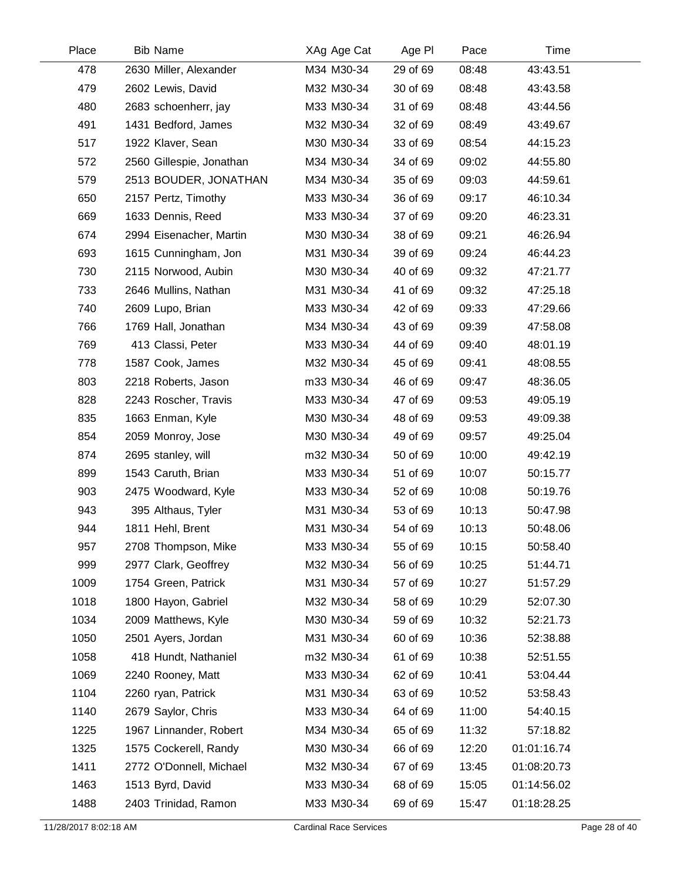| Place | Bib | Name | XAg | Age Cat | Age Pl | Pace | Time |
|---|---|---|---|---|---|---|---|
| 478 | 2630 | Miller, Alexander | M34 | M30-34 | 29 of 69 | 08:48 | 43:43.51 |
| 479 | 2602 | Lewis, David | M32 | M30-34 | 30 of 69 | 08:48 | 43:43.58 |
| 480 | 2683 | schoenherr, jay | M33 | M30-34 | 31 of 69 | 08:48 | 43:44.56 |
| 491 | 1431 | Bedford, James | M32 | M30-34 | 32 of 69 | 08:49 | 43:49.67 |
| 517 | 1922 | Klaver, Sean | M30 | M30-34 | 33 of 69 | 08:54 | 44:15.23 |
| 572 | 2560 | Gillespie, Jonathan | M34 | M30-34 | 34 of 69 | 09:02 | 44:55.80 |
| 579 | 2513 | BOUDER, JONATHAN | M34 | M30-34 | 35 of 69 | 09:03 | 44:59.61 |
| 650 | 2157 | Pertz, Timothy | M33 | M30-34 | 36 of 69 | 09:17 | 46:10.34 |
| 669 | 1633 | Dennis, Reed | M33 | M30-34 | 37 of 69 | 09:20 | 46:23.31 |
| 674 | 2994 | Eisenacher, Martin | M30 | M30-34 | 38 of 69 | 09:21 | 46:26.94 |
| 693 | 1615 | Cunningham, Jon | M31 | M30-34 | 39 of 69 | 09:24 | 46:44.23 |
| 730 | 2115 | Norwood, Aubin | M30 | M30-34 | 40 of 69 | 09:32 | 47:21.77 |
| 733 | 2646 | Mullins, Nathan | M31 | M30-34 | 41 of 69 | 09:32 | 47:25.18 |
| 740 | 2609 | Lupo, Brian | M33 | M30-34 | 42 of 69 | 09:33 | 47:29.66 |
| 766 | 1769 | Hall, Jonathan | M34 | M30-34 | 43 of 69 | 09:39 | 47:58.08 |
| 769 | 413 | Classi, Peter | M33 | M30-34 | 44 of 69 | 09:40 | 48:01.19 |
| 778 | 1587 | Cook, James | M32 | M30-34 | 45 of 69 | 09:41 | 48:08.55 |
| 803 | 2218 | Roberts, Jason | m33 | M30-34 | 46 of 69 | 09:47 | 48:36.05 |
| 828 | 2243 | Roscher, Travis | M33 | M30-34 | 47 of 69 | 09:53 | 49:05.19 |
| 835 | 1663 | Enman, Kyle | M30 | M30-34 | 48 of 69 | 09:53 | 49:09.38 |
| 854 | 2059 | Monroy, Jose | M30 | M30-34 | 49 of 69 | 09:57 | 49:25.04 |
| 874 | 2695 | stanley, will | m32 | M30-34 | 50 of 69 | 10:00 | 49:42.19 |
| 899 | 1543 | Caruth, Brian | M33 | M30-34 | 51 of 69 | 10:07 | 50:15.77 |
| 903 | 2475 | Woodward, Kyle | M33 | M30-34 | 52 of 69 | 10:08 | 50:19.76 |
| 943 | 395 | Althaus, Tyler | M31 | M30-34 | 53 of 69 | 10:13 | 50:47.98 |
| 944 | 1811 | Hehl, Brent | M31 | M30-34 | 54 of 69 | 10:13 | 50:48.06 |
| 957 | 2708 | Thompson, Mike | M33 | M30-34 | 55 of 69 | 10:15 | 50:58.40 |
| 999 | 2977 | Clark, Geoffrey | M32 | M30-34 | 56 of 69 | 10:25 | 51:44.71 |
| 1009 | 1754 | Green, Patrick | M31 | M30-34 | 57 of 69 | 10:27 | 51:57.29 |
| 1018 | 1800 | Hayon, Gabriel | M32 | M30-34 | 58 of 69 | 10:29 | 52:07.30 |
| 1034 | 2009 | Matthews, Kyle | M30 | M30-34 | 59 of 69 | 10:32 | 52:21.73 |
| 1050 | 2501 | Ayers, Jordan | M31 | M30-34 | 60 of 69 | 10:36 | 52:38.88 |
| 1058 | 418 | Hundt, Nathaniel | m32 | M30-34 | 61 of 69 | 10:38 | 52:51.55 |
| 1069 | 2240 | Rooney, Matt | M33 | M30-34 | 62 of 69 | 10:41 | 53:04.44 |
| 1104 | 2260 | ryan, Patrick | M31 | M30-34 | 63 of 69 | 10:52 | 53:58.43 |
| 1140 | 2679 | Saylor, Chris | M33 | M30-34 | 64 of 69 | 11:00 | 54:40.15 |
| 1225 | 1967 | Linnander, Robert | M34 | M30-34 | 65 of 69 | 11:32 | 57:18.82 |
| 1325 | 1575 | Cockerell, Randy | M30 | M30-34 | 66 of 69 | 12:20 | 01:01:16.74 |
| 1411 | 2772 | O'Donnell, Michael | M32 | M30-34 | 67 of 69 | 13:45 | 01:08:20.73 |
| 1463 | 1513 | Byrd, David | M33 | M30-34 | 68 of 69 | 15:05 | 01:14:56.02 |
| 1488 | 2403 | Trinidad, Ramon | M33 | M30-34 | 69 of 69 | 15:47 | 01:18:28.25 |

11/28/2017 8:02:18 AM Cardinal Race Services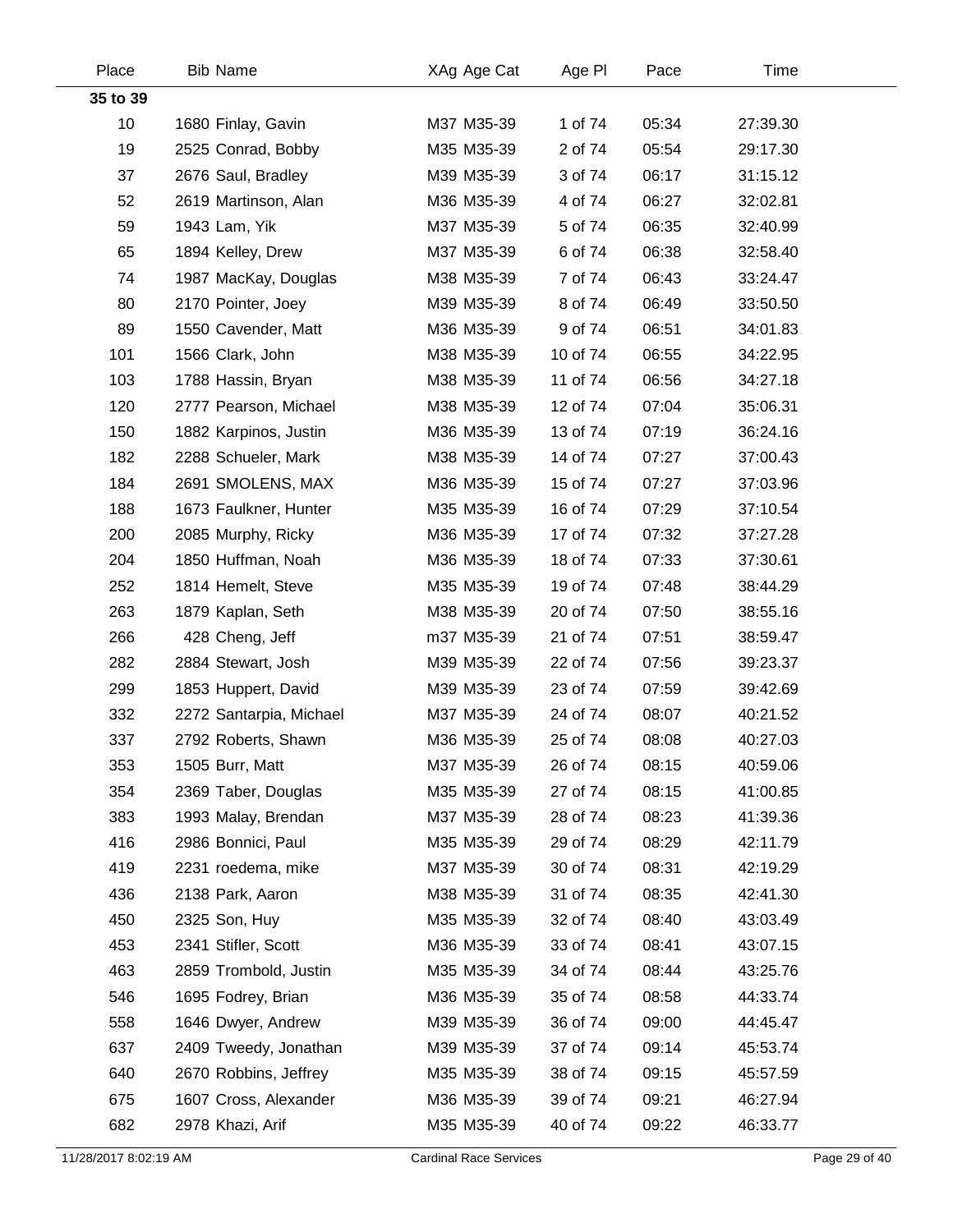| Place | Bib | Name | XAg | Age Cat | Age Pl | Pace | Time |
|---|---|---|---|---|---|---|---|
| **35 to 39** | | | | | | | |
| 10 | 1680 | Finlay, Gavin | M37 | M35-39 | 1 of 74 | 05:34 | 27:39.30 |
| 19 | 2525 | Conrad, Bobby | M35 | M35-39 | 2 of 74 | 05:54 | 29:17.30 |
| 37 | 2676 | Saul, Bradley | M39 | M35-39 | 3 of 74 | 06:17 | 31:15.12 |
| 52 | 2619 | Martinson, Alan | M36 | M35-39 | 4 of 74 | 06:27 | 32:02.81 |
| 59 | 1943 | Lam, Yik | M37 | M35-39 | 5 of 74 | 06:35 | 32:40.99 |
| 65 | 1894 | Kelley, Drew | M37 | M35-39 | 6 of 74 | 06:38 | 32:58.40 |
| 74 | 1987 | MacKay, Douglas | M38 | M35-39 | 7 of 74 | 06:43 | 33:24.47 |
| 80 | 2170 | Pointer, Joey | M39 | M35-39 | 8 of 74 | 06:49 | 33:50.50 |
| 89 | 1550 | Cavender, Matt | M36 | M35-39 | 9 of 74 | 06:51 | 34:01.83 |
| 101 | 1566 | Clark, John | M38 | M35-39 | 10 of 74 | 06:55 | 34:22.95 |
| 103 | 1788 | Hassin, Bryan | M38 | M35-39 | 11 of 74 | 06:56 | 34:27.18 |
| 120 | 2777 | Pearson, Michael | M38 | M35-39 | 12 of 74 | 07:04 | 35:06.31 |
| 150 | 1882 | Karpinos, Justin | M36 | M35-39 | 13 of 74 | 07:19 | 36:24.16 |
| 182 | 2288 | Schueler, Mark | M38 | M35-39 | 14 of 74 | 07:27 | 37:00.43 |
| 184 | 2691 | SMOLENS, MAX | M36 | M35-39 | 15 of 74 | 07:27 | 37:03.96 |
| 188 | 1673 | Faulkner, Hunter | M35 | M35-39 | 16 of 74 | 07:29 | 37:10.54 |
| 200 | 2085 | Murphy, Ricky | M36 | M35-39 | 17 of 74 | 07:32 | 37:27.28 |
| 204 | 1850 | Huffman, Noah | M36 | M35-39 | 18 of 74 | 07:33 | 37:30.61 |
| 252 | 1814 | Hemelt, Steve | M35 | M35-39 | 19 of 74 | 07:48 | 38:44.29 |
| 263 | 1879 | Kaplan, Seth | M38 | M35-39 | 20 of 74 | 07:50 | 38:55.16 |
| 266 | 428 | Cheng, Jeff | m37 | M35-39 | 21 of 74 | 07:51 | 38:59.47 |
| 282 | 2884 | Stewart, Josh | M39 | M35-39 | 22 of 74 | 07:56 | 39:23.37 |
| 299 | 1853 | Huppert, David | M39 | M35-39 | 23 of 74 | 07:59 | 39:42.69 |
| 332 | 2272 | Santarpia, Michael | M37 | M35-39 | 24 of 74 | 08:07 | 40:21.52 |
| 337 | 2792 | Roberts, Shawn | M36 | M35-39 | 25 of 74 | 08:08 | 40:27.03 |
| 353 | 1505 | Burr, Matt | M37 | M35-39 | 26 of 74 | 08:15 | 40:59.06 |
| 354 | 2369 | Taber, Douglas | M35 | M35-39 | 27 of 74 | 08:15 | 41:00.85 |
| 383 | 1993 | Malay, Brendan | M37 | M35-39 | 28 of 74 | 08:23 | 41:39.36 |
| 416 | 2986 | Bonnici, Paul | M35 | M35-39 | 29 of 74 | 08:29 | 42:11.79 |
| 419 | 2231 | roedema, mike | M37 | M35-39 | 30 of 74 | 08:31 | 42:19.29 |
| 436 | 2138 | Park, Aaron | M38 | M35-39 | 31 of 74 | 08:35 | 42:41.30 |
| 450 | 2325 | Son, Huy | M35 | M35-39 | 32 of 74 | 08:40 | 43:03.49 |
| 453 | 2341 | Stifler, Scott | M36 | M35-39 | 33 of 74 | 08:41 | 43:07.15 |
| 463 | 2859 | Trombold, Justin | M35 | M35-39 | 34 of 74 | 08:44 | 43:25.76 |
| 546 | 1695 | Fodrey, Brian | M36 | M35-39 | 35 of 74 | 08:58 | 44:33.74 |
| 558 | 1646 | Dwyer, Andrew | M39 | M35-39 | 36 of 74 | 09:00 | 44:45.47 |
| 637 | 2409 | Tweedy, Jonathan | M39 | M35-39 | 37 of 74 | 09:14 | 45:53.74 |
| 640 | 2670 | Robbins, Jeffrey | M35 | M35-39 | 38 of 74 | 09:15 | 45:57.59 |
| 675 | 1607 | Cross, Alexander | M36 | M35-39 | 39 of 74 | 09:21 | 46:27.94 |
| 682 | 2978 | Khazi, Arif | M35 | M35-39 | 40 of 74 | 09:22 | 46:33.77 |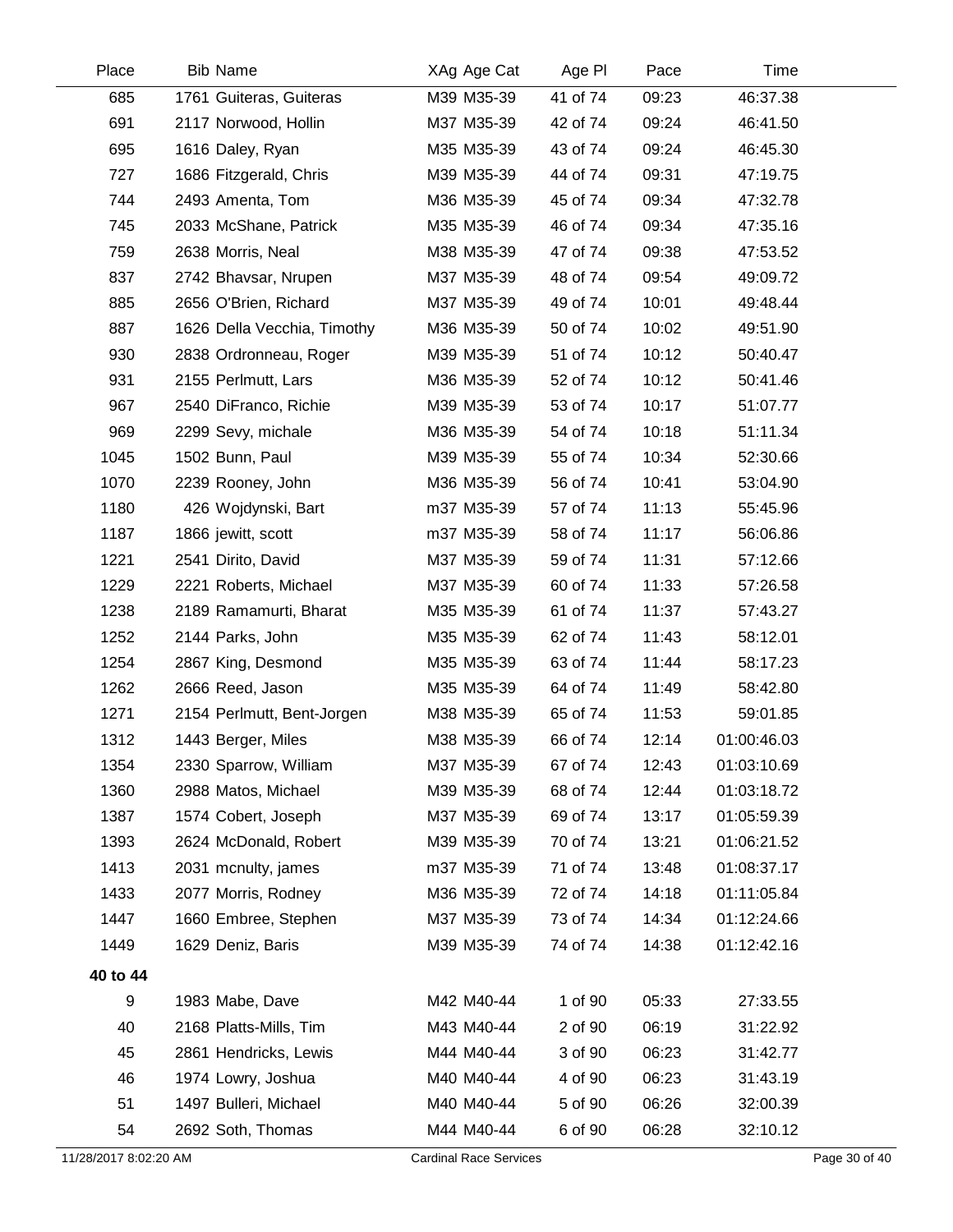| Place | Bib | Name | XAg | Age Cat | Age Pl | Pace | Time |
|---|---|---|---|---|---|---|---|
| 685 | 1761 | Guiteras, Guiteras | M39 | M35-39 | 41 of 74 | 09:23 | 46:37.38 |
| 691 | 2117 | Norwood, Hollin | M37 | M35-39 | 42 of 74 | 09:24 | 46:41.50 |
| 695 | 1616 | Daley, Ryan | M35 | M35-39 | 43 of 74 | 09:24 | 46:45.30 |
| 727 | 1686 | Fitzgerald, Chris | M39 | M35-39 | 44 of 74 | 09:31 | 47:19.75 |
| 744 | 2493 | Amenta, Tom | M36 | M35-39 | 45 of 74 | 09:34 | 47:32.78 |
| 745 | 2033 | McShane, Patrick | M35 | M35-39 | 46 of 74 | 09:34 | 47:35.16 |
| 759 | 2638 | Morris, Neal | M38 | M35-39 | 47 of 74 | 09:38 | 47:53.52 |
| 837 | 2742 | Bhavsar, Nrupen | M37 | M35-39 | 48 of 74 | 09:54 | 49:09.72 |
| 885 | 2656 | O'Brien, Richard | M37 | M35-39 | 49 of 74 | 10:01 | 49:48.44 |
| 887 | 1626 | Della Vecchia, Timothy | M36 | M35-39 | 50 of 74 | 10:02 | 49:51.90 |
| 930 | 2838 | Ordronneau, Roger | M39 | M35-39 | 51 of 74 | 10:12 | 50:40.47 |
| 931 | 2155 | Perlmutt, Lars | M36 | M35-39 | 52 of 74 | 10:12 | 50:41.46 |
| 967 | 2540 | DiFranco, Richie | M39 | M35-39 | 53 of 74 | 10:17 | 51:07.77 |
| 969 | 2299 | Sevy, michale | M36 | M35-39 | 54 of 74 | 10:18 | 51:11.34 |
| 1045 | 1502 | Bunn, Paul | M39 | M35-39 | 55 of 74 | 10:34 | 52:30.66 |
| 1070 | 2239 | Rooney, John | M36 | M35-39 | 56 of 74 | 10:41 | 53:04.90 |
| 1180 | 426 | Wojdynski, Bart | m37 | M35-39 | 57 of 74 | 11:13 | 55:45.96 |
| 1187 | 1866 | jewitt, scott | m37 | M35-39 | 58 of 74 | 11:17 | 56:06.86 |
| 1221 | 2541 | Dirito, David | M37 | M35-39 | 59 of 74 | 11:31 | 57:12.66 |
| 1229 | 2221 | Roberts, Michael | M37 | M35-39 | 60 of 74 | 11:33 | 57:26.58 |
| 1238 | 2189 | Ramamurti, Bharat | M35 | M35-39 | 61 of 74 | 11:37 | 57:43.27 |
| 1252 | 2144 | Parks, John | M35 | M35-39 | 62 of 74 | 11:43 | 58:12.01 |
| 1254 | 2867 | King, Desmond | M35 | M35-39 | 63 of 74 | 11:44 | 58:17.23 |
| 1262 | 2666 | Reed, Jason | M35 | M35-39 | 64 of 74 | 11:49 | 58:42.80 |
| 1271 | 2154 | Perlmutt, Bent-Jorgen | M38 | M35-39 | 65 of 74 | 11:53 | 59:01.85 |
| 1312 | 1443 | Berger, Miles | M38 | M35-39 | 66 of 74 | 12:14 | 01:00:46.03 |
| 1354 | 2330 | Sparrow, William | M37 | M35-39 | 67 of 74 | 12:43 | 01:03:10.69 |
| 1360 | 2988 | Matos, Michael | M39 | M35-39 | 68 of 74 | 12:44 | 01:03:18.72 |
| 1387 | 1574 | Cobert, Joseph | M37 | M35-39 | 69 of 74 | 13:17 | 01:05:59.39 |
| 1393 | 2624 | McDonald, Robert | M39 | M35-39 | 70 of 74 | 13:21 | 01:06:21.52 |
| 1413 | 2031 | mcnulty, james | m37 | M35-39 | 71 of 74 | 13:48 | 01:08:37.17 |
| 1433 | 2077 | Morris, Rodney | M36 | M35-39 | 72 of 74 | 14:18 | 01:11:05.84 |
| 1447 | 1660 | Embree, Stephen | M37 | M35-39 | 73 of 74 | 14:34 | 01:12:24.66 |
| 1449 | 1629 | Deniz, Baris | M39 | M35-39 | 74 of 74 | 14:38 | 01:12:42.16 |
| **40 to 44** | | | | | | | |
| 9 | 1983 | Mabe, Dave | M42 | M40-44 | 1 of 90 | 05:33 | 27:33.55 |
| 40 | 2168 | Platts-Mills, Tim | M43 | M40-44 | 2 of 90 | 06:19 | 31:22.92 |
| 45 | 2861 | Hendricks, Lewis | M44 | M40-44 | 3 of 90 | 06:23 | 31:42.77 |
| 46 | 1974 | Lowry, Joshua | M40 | M40-44 | 4 of 90 | 06:23 | 31:43.19 |
| 51 | 1497 | Bulleri, Michael | M40 | M40-44 | 5 of 90 | 06:26 | 32:00.39 |
| 54 | 2692 | Soth, Thomas | M44 | M40-44 | 6 of 90 | 06:28 | 32:10.12 |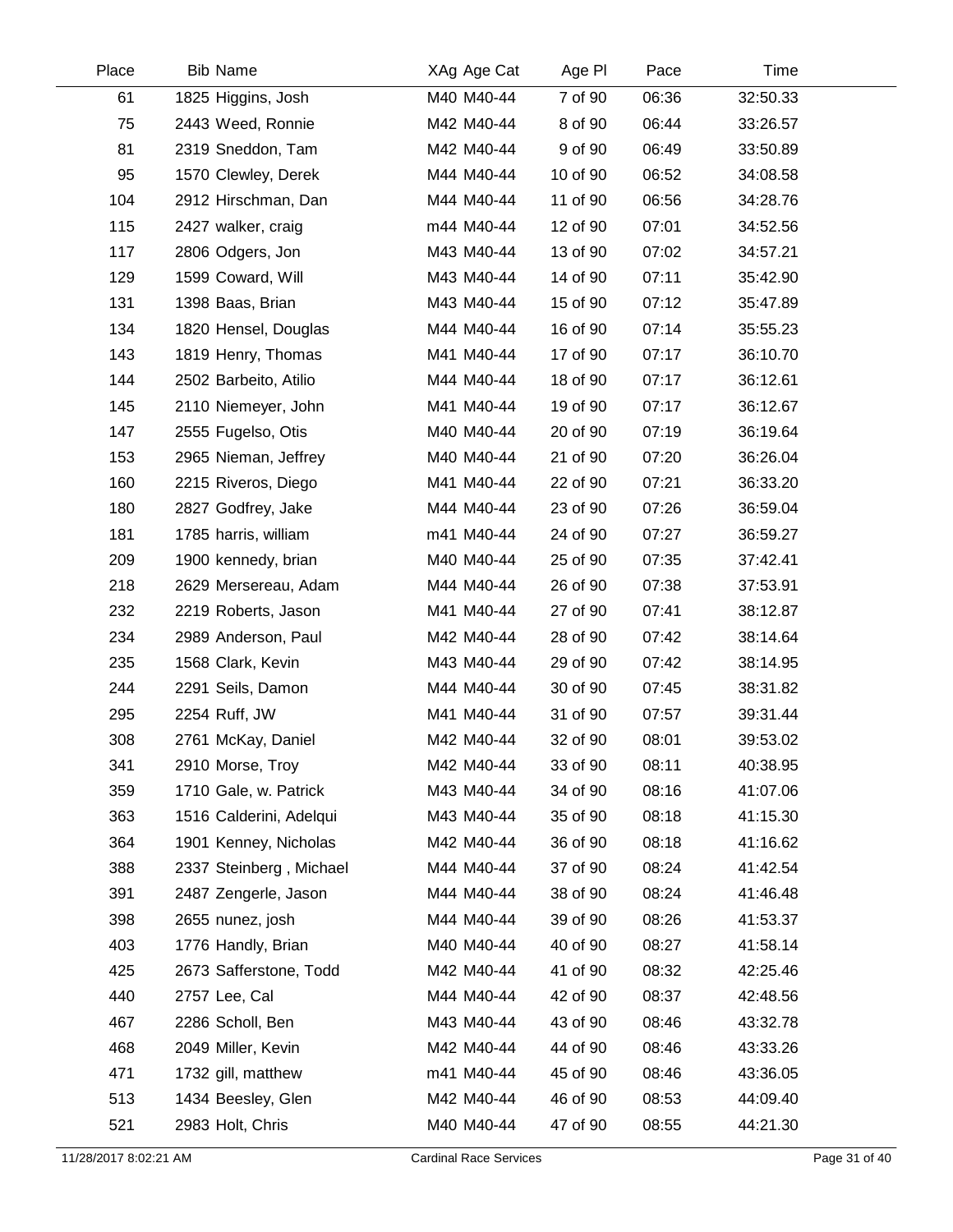| Place | Bib | Name | XAg | Age Cat | Age Pl | Pace | Time |
|---|---|---|---|---|---|---|---|
| 61 | 1825 | Higgins, Josh | M40 | M40-44 | 7 of 90 | 06:36 | 32:50.33 |
| 75 | 2443 | Weed, Ronnie | M42 | M40-44 | 8 of 90 | 06:44 | 33:26.57 |
| 81 | 2319 | Sneddon, Tam | M42 | M40-44 | 9 of 90 | 06:49 | 33:50.89 |
| 95 | 1570 | Clewley, Derek | M44 | M40-44 | 10 of 90 | 06:52 | 34:08.58 |
| 104 | 2912 | Hirschman, Dan | M44 | M40-44 | 11 of 90 | 06:56 | 34:28.76 |
| 115 | 2427 | walker, craig | m44 | M40-44 | 12 of 90 | 07:01 | 34:52.56 |
| 117 | 2806 | Odgers, Jon | M43 | M40-44 | 13 of 90 | 07:02 | 34:57.21 |
| 129 | 1599 | Coward, Will | M43 | M40-44 | 14 of 90 | 07:11 | 35:42.90 |
| 131 | 1398 | Baas, Brian | M43 | M40-44 | 15 of 90 | 07:12 | 35:47.89 |
| 134 | 1820 | Hensel, Douglas | M44 | M40-44 | 16 of 90 | 07:14 | 35:55.23 |
| 143 | 1819 | Henry, Thomas | M41 | M40-44 | 17 of 90 | 07:17 | 36:10.70 |
| 144 | 2502 | Barbeito, Atilio | M44 | M40-44 | 18 of 90 | 07:17 | 36:12.61 |
| 145 | 2110 | Niemeyer, John | M41 | M40-44 | 19 of 90 | 07:17 | 36:12.67 |
| 147 | 2555 | Fugelso, Otis | M40 | M40-44 | 20 of 90 | 07:19 | 36:19.64 |
| 153 | 2965 | Nieman, Jeffrey | M40 | M40-44 | 21 of 90 | 07:20 | 36:26.04 |
| 160 | 2215 | Riveros, Diego | M41 | M40-44 | 22 of 90 | 07:21 | 36:33.20 |
| 180 | 2827 | Godfrey, Jake | M44 | M40-44 | 23 of 90 | 07:26 | 36:59.04 |
| 181 | 1785 | harris, william | m41 | M40-44 | 24 of 90 | 07:27 | 36:59.27 |
| 209 | 1900 | kennedy, brian | M40 | M40-44 | 25 of 90 | 07:35 | 37:42.41 |
| 218 | 2629 | Mersereau, Adam | M44 | M40-44 | 26 of 90 | 07:38 | 37:53.91 |
| 232 | 2219 | Roberts, Jason | M41 | M40-44 | 27 of 90 | 07:41 | 38:12.87 |
| 234 | 2989 | Anderson, Paul | M42 | M40-44 | 28 of 90 | 07:42 | 38:14.64 |
| 235 | 1568 | Clark, Kevin | M43 | M40-44 | 29 of 90 | 07:42 | 38:14.95 |
| 244 | 2291 | Seils, Damon | M44 | M40-44 | 30 of 90 | 07:45 | 38:31.82 |
| 295 | 2254 | Ruff, JW | M41 | M40-44 | 31 of 90 | 07:57 | 39:31.44 |
| 308 | 2761 | McKay, Daniel | M42 | M40-44 | 32 of 90 | 08:01 | 39:53.02 |
| 341 | 2910 | Morse, Troy | M42 | M40-44 | 33 of 90 | 08:11 | 40:38.95 |
| 359 | 1710 | Gale, w. Patrick | M43 | M40-44 | 34 of 90 | 08:16 | 41:07.06 |
| 363 | 1516 | Calderini, Adelqui | M43 | M40-44 | 35 of 90 | 08:18 | 41:15.30 |
| 364 | 1901 | Kenney, Nicholas | M42 | M40-44 | 36 of 90 | 08:18 | 41:16.62 |
| 388 | 2337 | Steinberg , Michael | M44 | M40-44 | 37 of 90 | 08:24 | 41:42.54 |
| 391 | 2487 | Zengerle, Jason | M44 | M40-44 | 38 of 90 | 08:24 | 41:46.48 |
| 398 | 2655 | nunez, josh | M44 | M40-44 | 39 of 90 | 08:26 | 41:53.37 |
| 403 | 1776 | Handly, Brian | M40 | M40-44 | 40 of 90 | 08:27 | 41:58.14 |
| 425 | 2673 | Safferstone, Todd | M42 | M40-44 | 41 of 90 | 08:32 | 42:25.46 |
| 440 | 2757 | Lee, Cal | M44 | M40-44 | 42 of 90 | 08:37 | 42:48.56 |
| 467 | 2286 | Scholl, Ben | M43 | M40-44 | 43 of 90 | 08:46 | 43:32.78 |
| 468 | 2049 | Miller, Kevin | M42 | M40-44 | 44 of 90 | 08:46 | 43:33.26 |
| 471 | 1732 | gill, matthew | m41 | M40-44 | 45 of 90 | 08:46 | 43:36.05 |
| 513 | 1434 | Beesley, Glen | M42 | M40-44 | 46 of 90 | 08:53 | 44:09.40 |
| 521 | 2983 | Holt, Chris | M40 | M40-44 | 47 of 90 | 08:55 | 44:21.30 |

11/28/2017 8:02:21 AM — Cardinal Race Services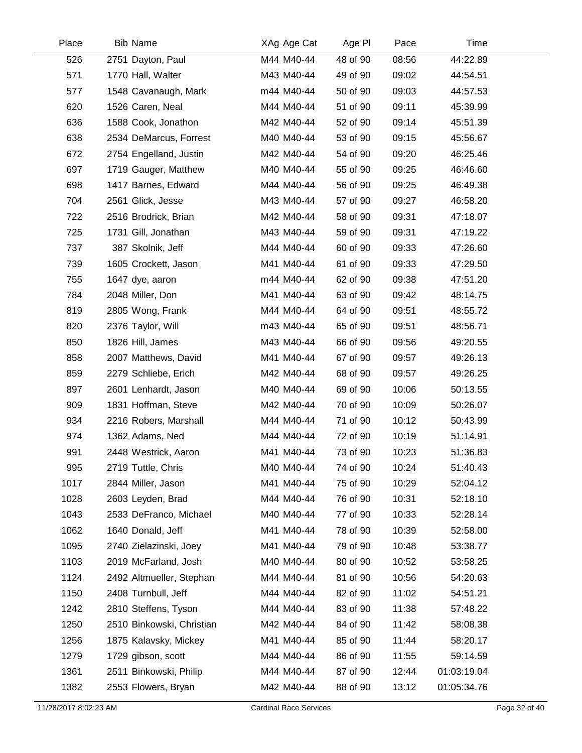| Place | Bib Name | XAg Age Cat | Age Pl | Pace | Time |
|---|---|---|---|---|---|
| 526 | 2751 Dayton, Paul | M44 M40-44 | 48 of 90 | 08:56 | 44:22.89 |
| 571 | 1770 Hall, Walter | M43 M40-44 | 49 of 90 | 09:02 | 44:54.51 |
| 577 | 1548 Cavanaugh, Mark | m44 M40-44 | 50 of 90 | 09:03 | 44:57.53 |
| 620 | 1526 Caren, Neal | M44 M40-44 | 51 of 90 | 09:11 | 45:39.99 |
| 636 | 1588 Cook, Jonathon | M42 M40-44 | 52 of 90 | 09:14 | 45:51.39 |
| 638 | 2534 DeMarcus, Forrest | M40 M40-44 | 53 of 90 | 09:15 | 45:56.67 |
| 672 | 2754 Engelland, Justin | M42 M40-44 | 54 of 90 | 09:20 | 46:25.46 |
| 697 | 1719 Gauger, Matthew | M40 M40-44 | 55 of 90 | 09:25 | 46:46.60 |
| 698 | 1417 Barnes, Edward | M44 M40-44 | 56 of 90 | 09:25 | 46:49.38 |
| 704 | 2561 Glick, Jesse | M43 M40-44 | 57 of 90 | 09:27 | 46:58.20 |
| 722 | 2516 Brodrick, Brian | M42 M40-44 | 58 of 90 | 09:31 | 47:18.07 |
| 725 | 1731 Gill, Jonathan | M43 M40-44 | 59 of 90 | 09:31 | 47:19.22 |
| 737 | 387 Skolnik, Jeff | M44 M40-44 | 60 of 90 | 09:33 | 47:26.60 |
| 739 | 1605 Crockett, Jason | M41 M40-44 | 61 of 90 | 09:33 | 47:29.50 |
| 755 | 1647 dye, aaron | m44 M40-44 | 62 of 90 | 09:38 | 47:51.20 |
| 784 | 2048 Miller, Don | M41 M40-44 | 63 of 90 | 09:42 | 48:14.75 |
| 819 | 2805 Wong, Frank | M44 M40-44 | 64 of 90 | 09:51 | 48:55.72 |
| 820 | 2376 Taylor, Will | m43 M40-44 | 65 of 90 | 09:51 | 48:56.71 |
| 850 | 1826 Hill, James | M43 M40-44 | 66 of 90 | 09:56 | 49:20.55 |
| 858 | 2007 Matthews, David | M41 M40-44 | 67 of 90 | 09:57 | 49:26.13 |
| 859 | 2279 Schliebe, Erich | M42 M40-44 | 68 of 90 | 09:57 | 49:26.25 |
| 897 | 2601 Lenhardt, Jason | M40 M40-44 | 69 of 90 | 10:06 | 50:13.55 |
| 909 | 1831 Hoffman, Steve | M42 M40-44 | 70 of 90 | 10:09 | 50:26.07 |
| 934 | 2216 Robers, Marshall | M44 M40-44 | 71 of 90 | 10:12 | 50:43.99 |
| 974 | 1362 Adams, Ned | M44 M40-44 | 72 of 90 | 10:19 | 51:14.91 |
| 991 | 2448 Westrick, Aaron | M41 M40-44 | 73 of 90 | 10:23 | 51:36.83 |
| 995 | 2719 Tuttle, Chris | M40 M40-44 | 74 of 90 | 10:24 | 51:40.43 |
| 1017 | 2844 Miller, Jason | M41 M40-44 | 75 of 90 | 10:29 | 52:04.12 |
| 1028 | 2603 Leyden, Brad | M44 M40-44 | 76 of 90 | 10:31 | 52:18.10 |
| 1043 | 2533 DeFranco, Michael | M40 M40-44 | 77 of 90 | 10:33 | 52:28.14 |
| 1062 | 1640 Donald, Jeff | M41 M40-44 | 78 of 90 | 10:39 | 52:58.00 |
| 1095 | 2740 Zielazinski, Joey | M41 M40-44 | 79 of 90 | 10:48 | 53:38.77 |
| 1103 | 2019 McFarland, Josh | M40 M40-44 | 80 of 90 | 10:52 | 53:58.25 |
| 1124 | 2492 Altmueller, Stephan | M44 M40-44 | 81 of 90 | 10:56 | 54:20.63 |
| 1150 | 2408 Turnbull, Jeff | M44 M40-44 | 82 of 90 | 11:02 | 54:51.21 |
| 1242 | 2810 Steffens, Tyson | M44 M40-44 | 83 of 90 | 11:38 | 57:48.22 |
| 1250 | 2510 Binkowski, Christian | M42 M40-44 | 84 of 90 | 11:42 | 58:08.38 |
| 1256 | 1875 Kalavsky, Mickey | M41 M40-44 | 85 of 90 | 11:44 | 58:20.17 |
| 1279 | 1729 gibson, scott | M44 M40-44 | 86 of 90 | 11:55 | 59:14.59 |
| 1361 | 2511 Binkowski, Philip | M44 M40-44 | 87 of 90 | 12:44 | 01:03:19.04 |
| 1382 | 2553 Flowers, Bryan | M42 M40-44 | 88 of 90 | 13:12 | 01:05:34.76 |

11/28/2017 8:02:23 AM Cardinal Race Services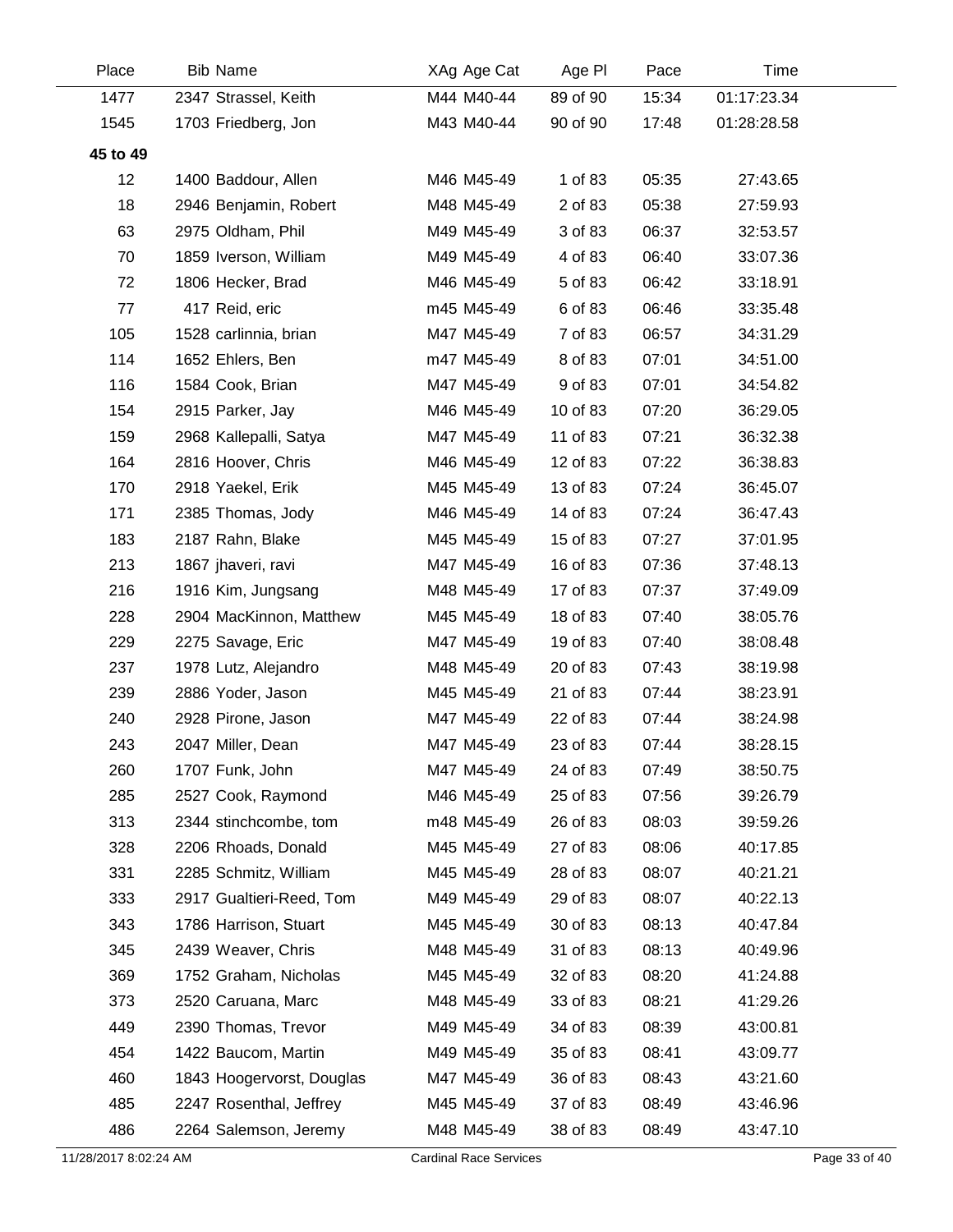| Place | Bib | Name | XAg | Age Cat | Age Pl | Pace | Time |
|---|---|---|---|---|---|---|---|
| 1477 | 2347 | Strassel, Keith | M44 | M40-44 | 89 of 90 | 15:34 | 01:17:23.34 |
| 1545 | 1703 | Friedberg, Jon | M43 | M40-44 | 90 of 90 | 17:48 | 01:28:28.58 |
| **45 to 49** | | | | | | | |
| 12 | 1400 | Baddour, Allen | M46 | M45-49 | 1 of 83 | 05:35 | 27:43.65 |
| 18 | 2946 | Benjamin, Robert | M48 | M45-49 | 2 of 83 | 05:38 | 27:59.93 |
| 63 | 2975 | Oldham, Phil | M49 | M45-49 | 3 of 83 | 06:37 | 32:53.57 |
| 70 | 1859 | Iverson, William | M49 | M45-49 | 4 of 83 | 06:40 | 33:07.36 |
| 72 | 1806 | Hecker, Brad | M46 | M45-49 | 5 of 83 | 06:42 | 33:18.91 |
| 77 | 417 | Reid, eric | m45 | M45-49 | 6 of 83 | 06:46 | 33:35.48 |
| 105 | 1528 | carlinnia, brian | M47 | M45-49 | 7 of 83 | 06:57 | 34:31.29 |
| 114 | 1652 | Ehlers, Ben | m47 | M45-49 | 8 of 83 | 07:01 | 34:51.00 |
| 116 | 1584 | Cook, Brian | M47 | M45-49 | 9 of 83 | 07:01 | 34:54.82 |
| 154 | 2915 | Parker, Jay | M46 | M45-49 | 10 of 83 | 07:20 | 36:29.05 |
| 159 | 2968 | Kallepalli, Satya | M47 | M45-49 | 11 of 83 | 07:21 | 36:32.38 |
| 164 | 2816 | Hoover, Chris | M46 | M45-49 | 12 of 83 | 07:22 | 36:38.83 |
| 170 | 2918 | Yaekel, Erik | M45 | M45-49 | 13 of 83 | 07:24 | 36:45.07 |
| 171 | 2385 | Thomas, Jody | M46 | M45-49 | 14 of 83 | 07:24 | 36:47.43 |
| 183 | 2187 | Rahn, Blake | M45 | M45-49 | 15 of 83 | 07:27 | 37:01.95 |
| 213 | 1867 | jhaveri, ravi | M47 | M45-49 | 16 of 83 | 07:36 | 37:48.13 |
| 216 | 1916 | Kim, Jungsang | M48 | M45-49 | 17 of 83 | 07:37 | 37:49.09 |
| 228 | 2904 | MacKinnon, Matthew | M45 | M45-49 | 18 of 83 | 07:40 | 38:05.76 |
| 229 | 2275 | Savage, Eric | M47 | M45-49 | 19 of 83 | 07:40 | 38:08.48 |
| 237 | 1978 | Lutz, Alejandro | M48 | M45-49 | 20 of 83 | 07:43 | 38:19.98 |
| 239 | 2886 | Yoder, Jason | M45 | M45-49 | 21 of 83 | 07:44 | 38:23.91 |
| 240 | 2928 | Pirone, Jason | M47 | M45-49 | 22 of 83 | 07:44 | 38:24.98 |
| 243 | 2047 | Miller, Dean | M47 | M45-49 | 23 of 83 | 07:44 | 38:28.15 |
| 260 | 1707 | Funk, John | M47 | M45-49 | 24 of 83 | 07:49 | 38:50.75 |
| 285 | 2527 | Cook, Raymond | M46 | M45-49 | 25 of 83 | 07:56 | 39:26.79 |
| 313 | 2344 | stinchcombe, tom | m48 | M45-49 | 26 of 83 | 08:03 | 39:59.26 |
| 328 | 2206 | Rhoads, Donald | M45 | M45-49 | 27 of 83 | 08:06 | 40:17.85 |
| 331 | 2285 | Schmitz, William | M45 | M45-49 | 28 of 83 | 08:07 | 40:21.21 |
| 333 | 2917 | Gualtieri-Reed, Tom | M49 | M45-49 | 29 of 83 | 08:07 | 40:22.13 |
| 343 | 1786 | Harrison, Stuart | M45 | M45-49 | 30 of 83 | 08:13 | 40:47.84 |
| 345 | 2439 | Weaver, Chris | M48 | M45-49 | 31 of 83 | 08:13 | 40:49.96 |
| 369 | 1752 | Graham, Nicholas | M45 | M45-49 | 32 of 83 | 08:20 | 41:24.88 |
| 373 | 2520 | Caruana, Marc | M48 | M45-49 | 33 of 83 | 08:21 | 41:29.26 |
| 449 | 2390 | Thomas, Trevor | M49 | M45-49 | 34 of 83 | 08:39 | 43:00.81 |
| 454 | 1422 | Baucom, Martin | M49 | M45-49 | 35 of 83 | 08:41 | 43:09.77 |
| 460 | 1843 | Hoogervorst, Douglas | M47 | M45-49 | 36 of 83 | 08:43 | 43:21.60 |
| 485 | 2247 | Rosenthal, Jeffrey | M45 | M45-49 | 37 of 83 | 08:49 | 43:46.96 |
| 486 | 2264 | Salemson, Jeremy | M48 | M45-49 | 38 of 83 | 08:49 | 43:47.10 |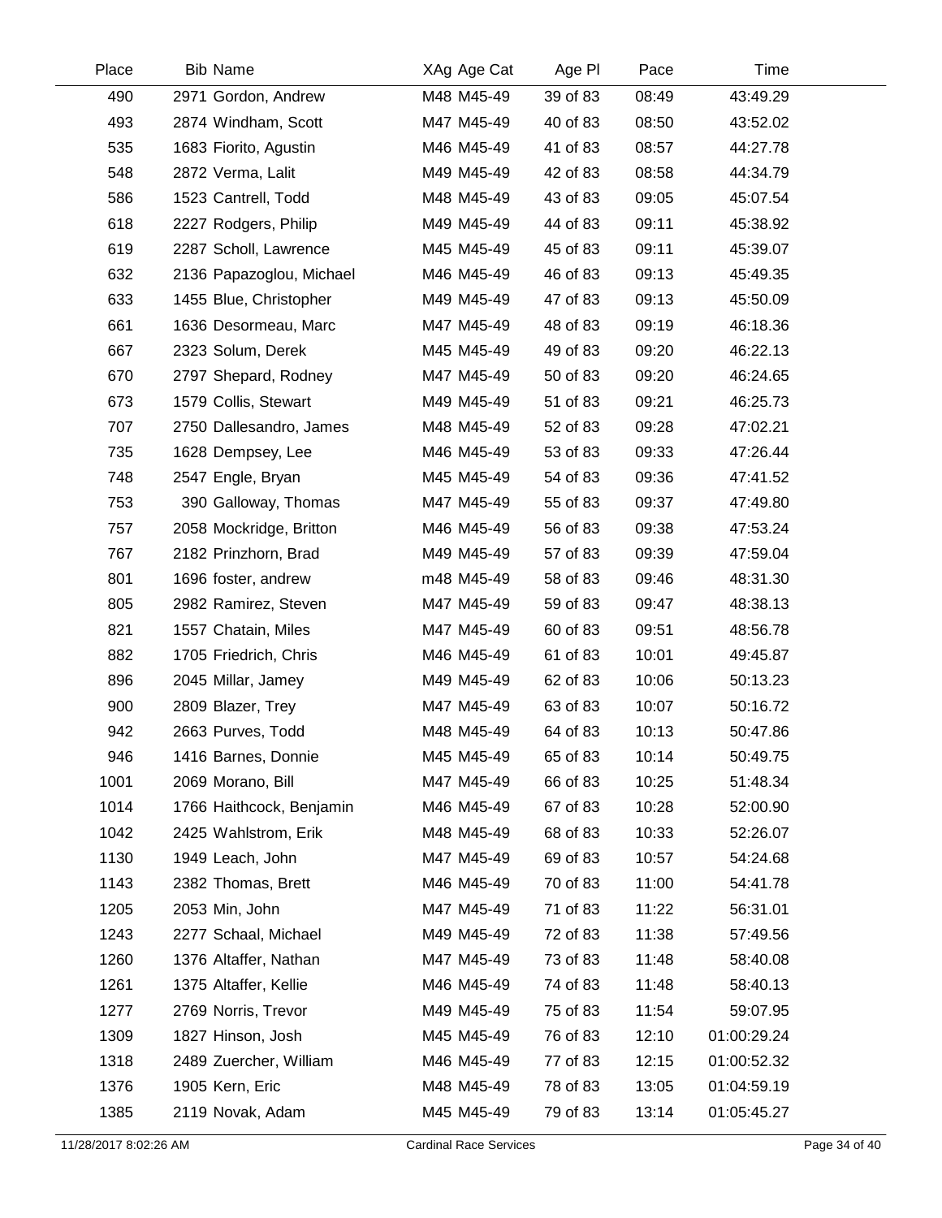| Place | Bib | Name | XAg | Age Cat | Age Pl | Pace | Time |
|---|---|---|---|---|---|---|---|
| 490 | 2971 | Gordon, Andrew | M48 | M45-49 | 39 of 83 | 08:49 | 43:49.29 |
| 493 | 2874 | Windham, Scott | M47 | M45-49 | 40 of 83 | 08:50 | 43:52.02 |
| 535 | 1683 | Fiorito, Agustin | M46 | M45-49 | 41 of 83 | 08:57 | 44:27.78 |
| 548 | 2872 | Verma, Lalit | M49 | M45-49 | 42 of 83 | 08:58 | 44:34.79 |
| 586 | 1523 | Cantrell, Todd | M48 | M45-49 | 43 of 83 | 09:05 | 45:07.54 |
| 618 | 2227 | Rodgers, Philip | M49 | M45-49 | 44 of 83 | 09:11 | 45:38.92 |
| 619 | 2287 | Scholl, Lawrence | M45 | M45-49 | 45 of 83 | 09:11 | 45:39.07 |
| 632 | 2136 | Papazoglou, Michael | M46 | M45-49 | 46 of 83 | 09:13 | 45:49.35 |
| 633 | 1455 | Blue, Christopher | M49 | M45-49 | 47 of 83 | 09:13 | 45:50.09 |
| 661 | 1636 | Desormeau, Marc | M47 | M45-49 | 48 of 83 | 09:19 | 46:18.36 |
| 667 | 2323 | Solum, Derek | M45 | M45-49 | 49 of 83 | 09:20 | 46:22.13 |
| 670 | 2797 | Shepard, Rodney | M47 | M45-49 | 50 of 83 | 09:20 | 46:24.65 |
| 673 | 1579 | Collis, Stewart | M49 | M45-49 | 51 of 83 | 09:21 | 46:25.73 |
| 707 | 2750 | Dallesandro, James | M48 | M45-49 | 52 of 83 | 09:28 | 47:02.21 |
| 735 | 1628 | Dempsey, Lee | M46 | M45-49 | 53 of 83 | 09:33 | 47:26.44 |
| 748 | 2547 | Engle, Bryan | M45 | M45-49 | 54 of 83 | 09:36 | 47:41.52 |
| 753 | 390 | Galloway, Thomas | M47 | M45-49 | 55 of 83 | 09:37 | 47:49.80 |
| 757 | 2058 | Mockridge, Britton | M46 | M45-49 | 56 of 83 | 09:38 | 47:53.24 |
| 767 | 2182 | Prinzhorn, Brad | M49 | M45-49 | 57 of 83 | 09:39 | 47:59.04 |
| 801 | 1696 | foster, andrew | m48 | M45-49 | 58 of 83 | 09:46 | 48:31.30 |
| 805 | 2982 | Ramirez, Steven | M47 | M45-49 | 59 of 83 | 09:47 | 48:38.13 |
| 821 | 1557 | Chatain, Miles | M47 | M45-49 | 60 of 83 | 09:51 | 48:56.78 |
| 882 | 1705 | Friedrich, Chris | M46 | M45-49 | 61 of 83 | 10:01 | 49:45.87 |
| 896 | 2045 | Millar, Jamey | M49 | M45-49 | 62 of 83 | 10:06 | 50:13.23 |
| 900 | 2809 | Blazer, Trey | M47 | M45-49 | 63 of 83 | 10:07 | 50:16.72 |
| 942 | 2663 | Purves, Todd | M48 | M45-49 | 64 of 83 | 10:13 | 50:47.86 |
| 946 | 1416 | Barnes, Donnie | M45 | M45-49 | 65 of 83 | 10:14 | 50:49.75 |
| 1001 | 2069 | Morano, Bill | M47 | M45-49 | 66 of 83 | 10:25 | 51:48.34 |
| 1014 | 1766 | Haithcock, Benjamin | M46 | M45-49 | 67 of 83 | 10:28 | 52:00.90 |
| 1042 | 2425 | Wahlstrom, Erik | M48 | M45-49 | 68 of 83 | 10:33 | 52:26.07 |
| 1130 | 1949 | Leach, John | M47 | M45-49 | 69 of 83 | 10:57 | 54:24.68 |
| 1143 | 2382 | Thomas, Brett | M46 | M45-49 | 70 of 83 | 11:00 | 54:41.78 |
| 1205 | 2053 | Min, John | M47 | M45-49 | 71 of 83 | 11:22 | 56:31.01 |
| 1243 | 2277 | Schaal, Michael | M49 | M45-49 | 72 of 83 | 11:38 | 57:49.56 |
| 1260 | 1376 | Altaffer, Nathan | M47 | M45-49 | 73 of 83 | 11:48 | 58:40.08 |
| 1261 | 1375 | Altaffer, Kellie | M46 | M45-49 | 74 of 83 | 11:48 | 58:40.13 |
| 1277 | 2769 | Norris, Trevor | M49 | M45-49 | 75 of 83 | 11:54 | 59:07.95 |
| 1309 | 1827 | Hinson, Josh | M45 | M45-49 | 76 of 83 | 12:10 | 01:00:29.24 |
| 1318 | 2489 | Zuercher, William | M46 | M45-49 | 77 of 83 | 12:15 | 01:00:52.32 |
| 1376 | 1905 | Kern, Eric | M48 | M45-49 | 78 of 83 | 13:05 | 01:04:59.19 |
| 1385 | 2119 | Novak, Adam | M45 | M45-49 | 79 of 83 | 13:14 | 01:05:45.27 |

11/28/2017 8:02:26 AM Cardinal Race Services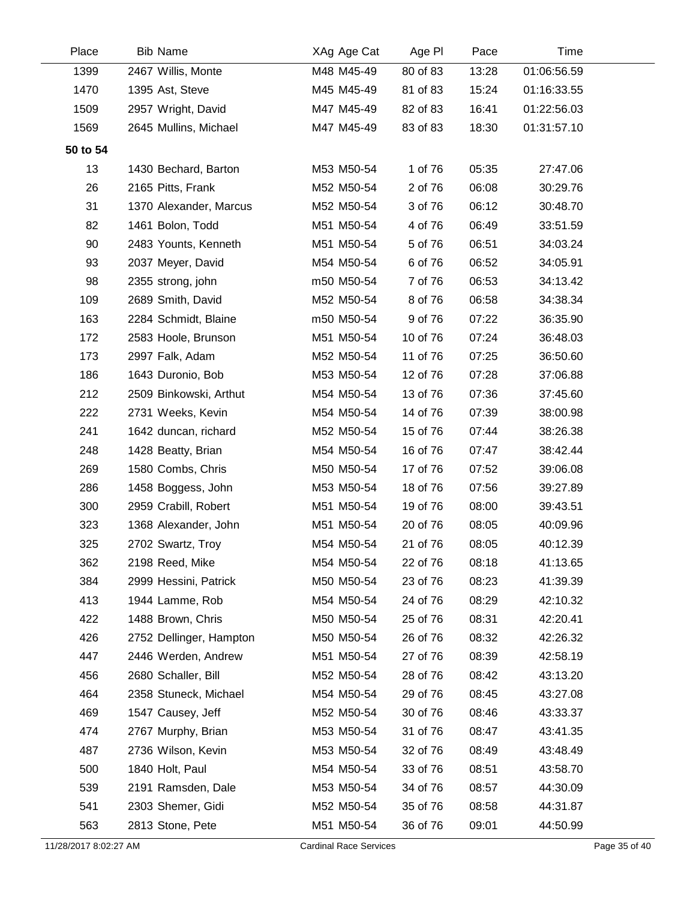| Place | Bib | Name | XAg | Age Cat | Age Pl | Pace | Time |
|---|---|---|---|---|---|---|---|
| 1399 | 2467 | Willis, Monte | M48 | M45-49 | 80 of 83 | 13:28 | 01:06:56.59 |
| 1470 | 1395 | Ast, Steve | M45 | M45-49 | 81 of 83 | 15:24 | 01:16:33.55 |
| 1509 | 2957 | Wright, David | M47 | M45-49 | 82 of 83 | 16:41 | 01:22:56.03 |
| 1569 | 2645 | Mullins, Michael | M47 | M45-49 | 83 of 83 | 18:30 | 01:31:57.10 |
| **50 to 54** | | | | | | | |
| 13 | 1430 | Bechard, Barton | M53 | M50-54 | 1 of 76 | 05:35 | 27:47.06 |
| 26 | 2165 | Pitts, Frank | M52 | M50-54 | 2 of 76 | 06:08 | 30:29.76 |
| 31 | 1370 | Alexander, Marcus | M52 | M50-54 | 3 of 76 | 06:12 | 30:48.70 |
| 82 | 1461 | Bolon, Todd | M51 | M50-54 | 4 of 76 | 06:49 | 33:51.59 |
| 90 | 2483 | Younts, Kenneth | M51 | M50-54 | 5 of 76 | 06:51 | 34:03.24 |
| 93 | 2037 | Meyer, David | M54 | M50-54 | 6 of 76 | 06:52 | 34:05.91 |
| 98 | 2355 | strong, john | m50 | M50-54 | 7 of 76 | 06:53 | 34:13.42 |
| 109 | 2689 | Smith, David | M52 | M50-54 | 8 of 76 | 06:58 | 34:38.34 |
| 163 | 2284 | Schmidt, Blaine | m50 | M50-54 | 9 of 76 | 07:22 | 36:35.90 |
| 172 | 2583 | Hoole, Brunson | M51 | M50-54 | 10 of 76 | 07:24 | 36:48.03 |
| 173 | 2997 | Falk, Adam | M52 | M50-54 | 11 of 76 | 07:25 | 36:50.60 |
| 186 | 1643 | Duronio, Bob | M53 | M50-54 | 12 of 76 | 07:28 | 37:06.88 |
| 212 | 2509 | Binkowski, Arthut | M54 | M50-54 | 13 of 76 | 07:36 | 37:45.60 |
| 222 | 2731 | Weeks, Kevin | M54 | M50-54 | 14 of 76 | 07:39 | 38:00.98 |
| 241 | 1642 | duncan, richard | M52 | M50-54 | 15 of 76 | 07:44 | 38:26.38 |
| 248 | 1428 | Beatty, Brian | M54 | M50-54 | 16 of 76 | 07:47 | 38:42.44 |
| 269 | 1580 | Combs, Chris | M50 | M50-54 | 17 of 76 | 07:52 | 39:06.08 |
| 286 | 1458 | Boggess, John | M53 | M50-54 | 18 of 76 | 07:56 | 39:27.89 |
| 300 | 2959 | Crabill, Robert | M51 | M50-54 | 19 of 76 | 08:00 | 39:43.51 |
| 323 | 1368 | Alexander, John | M51 | M50-54 | 20 of 76 | 08:05 | 40:09.96 |
| 325 | 2702 | Swartz, Troy | M54 | M50-54 | 21 of 76 | 08:05 | 40:12.39 |
| 362 | 2198 | Reed, Mike | M54 | M50-54 | 22 of 76 | 08:18 | 41:13.65 |
| 384 | 2999 | Hessini, Patrick | M50 | M50-54 | 23 of 76 | 08:23 | 41:39.39 |
| 413 | 1944 | Lamme, Rob | M54 | M50-54 | 24 of 76 | 08:29 | 42:10.32 |
| 422 | 1488 | Brown, Chris | M50 | M50-54 | 25 of 76 | 08:31 | 42:20.41 |
| 426 | 2752 | Dellinger, Hampton | M50 | M50-54 | 26 of 76 | 08:32 | 42:26.32 |
| 447 | 2446 | Werden, Andrew | M51 | M50-54 | 27 of 76 | 08:39 | 42:58.19 |
| 456 | 2680 | Schaller, Bill | M52 | M50-54 | 28 of 76 | 08:42 | 43:13.20 |
| 464 | 2358 | Stuneck, Michael | M54 | M50-54 | 29 of 76 | 08:45 | 43:27.08 |
| 469 | 1547 | Causey, Jeff | M52 | M50-54 | 30 of 76 | 08:46 | 43:33.37 |
| 474 | 2767 | Murphy, Brian | M53 | M50-54 | 31 of 76 | 08:47 | 43:41.35 |
| 487 | 2736 | Wilson, Kevin | M53 | M50-54 | 32 of 76 | 08:49 | 43:48.49 |
| 500 | 1840 | Holt, Paul | M54 | M50-54 | 33 of 76 | 08:51 | 43:58.70 |
| 539 | 2191 | Ramsden, Dale | M53 | M50-54 | 34 of 76 | 08:57 | 44:30.09 |
| 541 | 2303 | Shemer, Gidi | M52 | M50-54 | 35 of 76 | 08:58 | 44:31.87 |
| 563 | 2813 | Stone, Pete | M51 | M50-54 | 36 of 76 | 09:01 | 44:50.99 |

11/28/2017 8:02:27 AM — Cardinal Race Services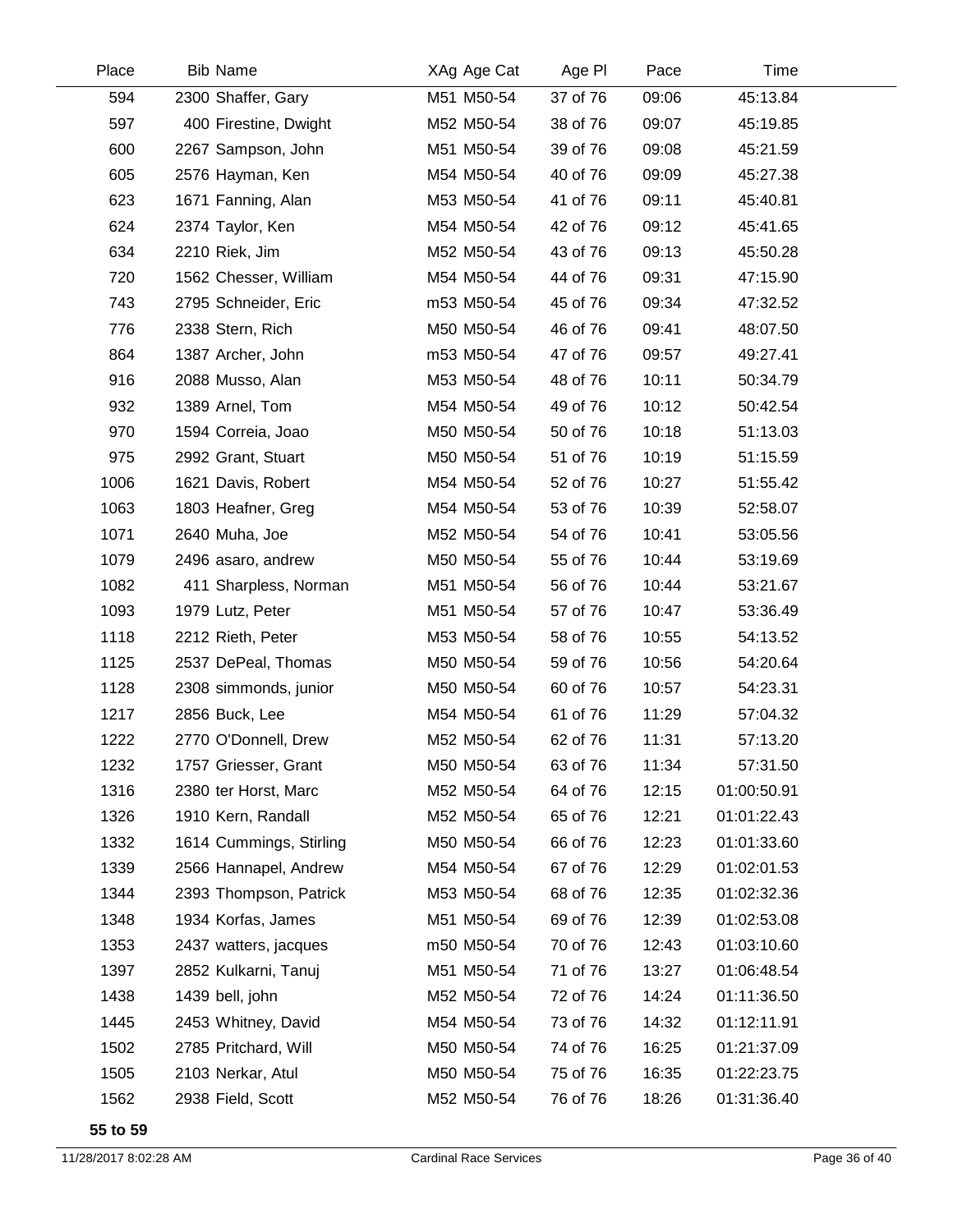| Place | Bib | Name | XAg | Age Cat | Age Pl | Pace | Time |
|---|---|---|---|---|---|---|---|
| 594 | 2300 | Shaffer, Gary | M51 | M50-54 | 37 of 76 | 09:06 | 45:13.84 |
| 597 | 400 | Firestine, Dwight | M52 | M50-54 | 38 of 76 | 09:07 | 45:19.85 |
| 600 | 2267 | Sampson, John | M51 | M50-54 | 39 of 76 | 09:08 | 45:21.59 |
| 605 | 2576 | Hayman, Ken | M54 | M50-54 | 40 of 76 | 09:09 | 45:27.38 |
| 623 | 1671 | Fanning, Alan | M53 | M50-54 | 41 of 76 | 09:11 | 45:40.81 |
| 624 | 2374 | Taylor, Ken | M54 | M50-54 | 42 of 76 | 09:12 | 45:41.65 |
| 634 | 2210 | Riek, Jim | M52 | M50-54 | 43 of 76 | 09:13 | 45:50.28 |
| 720 | 1562 | Chesser, William | M54 | M50-54 | 44 of 76 | 09:31 | 47:15.90 |
| 743 | 2795 | Schneider, Eric | m53 | M50-54 | 45 of 76 | 09:34 | 47:32.52 |
| 776 | 2338 | Stern, Rich | M50 | M50-54 | 46 of 76 | 09:41 | 48:07.50 |
| 864 | 1387 | Archer, John | m53 | M50-54 | 47 of 76 | 09:57 | 49:27.41 |
| 916 | 2088 | Musso, Alan | M53 | M50-54 | 48 of 76 | 10:11 | 50:34.79 |
| 932 | 1389 | Arnel, Tom | M54 | M50-54 | 49 of 76 | 10:12 | 50:42.54 |
| 970 | 1594 | Correia, Joao | M50 | M50-54 | 50 of 76 | 10:18 | 51:13.03 |
| 975 | 2992 | Grant, Stuart | M50 | M50-54 | 51 of 76 | 10:19 | 51:15.59 |
| 1006 | 1621 | Davis, Robert | M54 | M50-54 | 52 of 76 | 10:27 | 51:55.42 |
| 1063 | 1803 | Heafner, Greg | M54 | M50-54 | 53 of 76 | 10:39 | 52:58.07 |
| 1071 | 2640 | Muha, Joe | M52 | M50-54 | 54 of 76 | 10:41 | 53:05.56 |
| 1079 | 2496 | asaro, andrew | M50 | M50-54 | 55 of 76 | 10:44 | 53:19.69 |
| 1082 | 411 | Sharpless, Norman | M51 | M50-54 | 56 of 76 | 10:44 | 53:21.67 |
| 1093 | 1979 | Lutz, Peter | M51 | M50-54 | 57 of 76 | 10:47 | 53:36.49 |
| 1118 | 2212 | Rieth, Peter | M53 | M50-54 | 58 of 76 | 10:55 | 54:13.52 |
| 1125 | 2537 | DePeal, Thomas | M50 | M50-54 | 59 of 76 | 10:56 | 54:20.64 |
| 1128 | 2308 | simmonds, junior | M50 | M50-54 | 60 of 76 | 10:57 | 54:23.31 |
| 1217 | 2856 | Buck, Lee | M54 | M50-54 | 61 of 76 | 11:29 | 57:04.32 |
| 1222 | 2770 | O'Donnell, Drew | M52 | M50-54 | 62 of 76 | 11:31 | 57:13.20 |
| 1232 | 1757 | Griesser, Grant | M50 | M50-54 | 63 of 76 | 11:34 | 57:31.50 |
| 1316 | 2380 | ter Horst, Marc | M52 | M50-54 | 64 of 76 | 12:15 | 01:00:50.91 |
| 1326 | 1910 | Kern, Randall | M52 | M50-54 | 65 of 76 | 12:21 | 01:01:22.43 |
| 1332 | 1614 | Cummings, Stirling | M50 | M50-54 | 66 of 76 | 12:23 | 01:01:33.60 |
| 1339 | 2566 | Hannapel, Andrew | M54 | M50-54 | 67 of 76 | 12:29 | 01:02:01.53 |
| 1344 | 2393 | Thompson, Patrick | M53 | M50-54 | 68 of 76 | 12:35 | 01:02:32.36 |
| 1348 | 1934 | Korfas, James | M51 | M50-54 | 69 of 76 | 12:39 | 01:02:53.08 |
| 1353 | 2437 | watters, jacques | m50 | M50-54 | 70 of 76 | 12:43 | 01:03:10.60 |
| 1397 | 2852 | Kulkarni, Tanuj | M51 | M50-54 | 71 of 76 | 13:27 | 01:06:48.54 |
| 1438 | 1439 | bell, john | M52 | M50-54 | 72 of 76 | 14:24 | 01:11:36.50 |
| 1445 | 2453 | Whitney, David | M54 | M50-54 | 73 of 76 | 14:32 | 01:12:11.91 |
| 1502 | 2785 | Pritchard, Will | M50 | M50-54 | 74 of 76 | 16:25 | 01:21:37.09 |
| 1505 | 2103 | Nerkar, Atul | M50 | M50-54 | 75 of 76 | 16:35 | 01:22:23.75 |
| 1562 | 2938 | Field, Scott | M52 | M50-54 | 76 of 76 | 18:26 | 01:31:36.40 |

**55 to 59**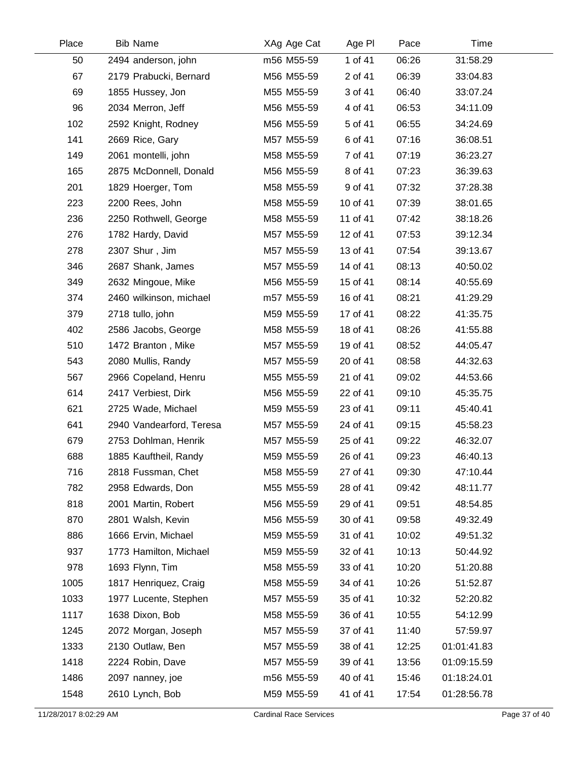| Place | Bib | Name | XAg | Age Cat | Age Pl | Pace | Time |
|---|---|---|---|---|---|---|---|
| 50 | 2494 | anderson, john | m56 | M55-59 | 1 of 41 | 06:26 | 31:58.29 |
| 67 | 2179 | Prabucki, Bernard | M56 | M55-59 | 2 of 41 | 06:39 | 33:04.83 |
| 69 | 1855 | Hussey, Jon | M55 | M55-59 | 3 of 41 | 06:40 | 33:07.24 |
| 96 | 2034 | Merron, Jeff | M56 | M55-59 | 4 of 41 | 06:53 | 34:11.09 |
| 102 | 2592 | Knight, Rodney | M56 | M55-59 | 5 of 41 | 06:55 | 34:24.69 |
| 141 | 2669 | Rice, Gary | M57 | M55-59 | 6 of 41 | 07:16 | 36:08.51 |
| 149 | 2061 | montelli, john | M58 | M55-59 | 7 of 41 | 07:19 | 36:23.27 |
| 165 | 2875 | McDonnell, Donald | M56 | M55-59 | 8 of 41 | 07:23 | 36:39.63 |
| 201 | 1829 | Hoerger, Tom | M58 | M55-59 | 9 of 41 | 07:32 | 37:28.38 |
| 223 | 2200 | Rees, John | M58 | M55-59 | 10 of 41 | 07:39 | 38:01.65 |
| 236 | 2250 | Rothwell, George | M58 | M55-59 | 11 of 41 | 07:42 | 38:18.26 |
| 276 | 1782 | Hardy, David | M57 | M55-59 | 12 of 41 | 07:53 | 39:12.34 |
| 278 | 2307 | Shur , Jim | M57 | M55-59 | 13 of 41 | 07:54 | 39:13.67 |
| 346 | 2687 | Shank, James | M57 | M55-59 | 14 of 41 | 08:13 | 40:50.02 |
| 349 | 2632 | Mingoue, Mike | M56 | M55-59 | 15 of 41 | 08:14 | 40:55.69 |
| 374 | 2460 | wilkinson, michael | m57 | M55-59 | 16 of 41 | 08:21 | 41:29.29 |
| 379 | 2718 | tullo, john | M59 | M55-59 | 17 of 41 | 08:22 | 41:35.75 |
| 402 | 2586 | Jacobs, George | M58 | M55-59 | 18 of 41 | 08:26 | 41:55.88 |
| 510 | 1472 | Branton , Mike | M57 | M55-59 | 19 of 41 | 08:52 | 44:05.47 |
| 543 | 2080 | Mullis, Randy | M57 | M55-59 | 20 of 41 | 08:58 | 44:32.63 |
| 567 | 2966 | Copeland, Henru | M55 | M55-59 | 21 of 41 | 09:02 | 44:53.66 |
| 614 | 2417 | Verbiest, Dirk | M56 | M55-59 | 22 of 41 | 09:10 | 45:35.75 |
| 621 | 2725 | Wade, Michael | M59 | M55-59 | 23 of 41 | 09:11 | 45:40.41 |
| 641 | 2940 | Vandearford, Teresa | M57 | M55-59 | 24 of 41 | 09:15 | 45:58.23 |
| 679 | 2753 | Dohlman, Henrik | M57 | M55-59 | 25 of 41 | 09:22 | 46:32.07 |
| 688 | 1885 | Kauftheil, Randy | M59 | M55-59 | 26 of 41 | 09:23 | 46:40.13 |
| 716 | 2818 | Fussman, Chet | M58 | M55-59 | 27 of 41 | 09:30 | 47:10.44 |
| 782 | 2958 | Edwards, Don | M55 | M55-59 | 28 of 41 | 09:42 | 48:11.77 |
| 818 | 2001 | Martin, Robert | M56 | M55-59 | 29 of 41 | 09:51 | 48:54.85 |
| 870 | 2801 | Walsh, Kevin | M56 | M55-59 | 30 of 41 | 09:58 | 49:32.49 |
| 886 | 1666 | Ervin, Michael | M59 | M55-59 | 31 of 41 | 10:02 | 49:51.32 |
| 937 | 1773 | Hamilton, Michael | M59 | M55-59 | 32 of 41 | 10:13 | 50:44.92 |
| 978 | 1693 | Flynn, Tim | M58 | M55-59 | 33 of 41 | 10:20 | 51:20.88 |
| 1005 | 1817 | Henriquez, Craig | M58 | M55-59 | 34 of 41 | 10:26 | 51:52.87 |
| 1033 | 1977 | Lucente, Stephen | M57 | M55-59 | 35 of 41 | 10:32 | 52:20.82 |
| 1117 | 1638 | Dixon, Bob | M58 | M55-59 | 36 of 41 | 10:55 | 54:12.99 |
| 1245 | 2072 | Morgan, Joseph | M57 | M55-59 | 37 of 41 | 11:40 | 57:59.97 |
| 1333 | 2130 | Outlaw, Ben | M57 | M55-59 | 38 of 41 | 12:25 | 01:01:41.83 |
| 1418 | 2224 | Robin, Dave | M57 | M55-59 | 39 of 41 | 13:56 | 01:09:15.59 |
| 1486 | 2097 | nanney, joe | m56 | M55-59 | 40 of 41 | 15:46 | 01:18:24.01 |
| 1548 | 2610 | Lynch, Bob | M59 | M55-59 | 41 of 41 | 17:54 | 01:28:56.78 |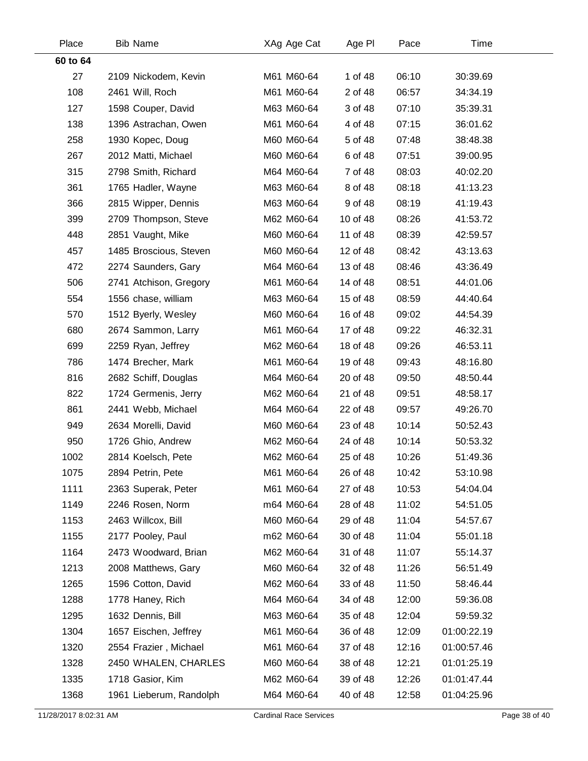| Place | Bib | Name | XAg | Age Cat | Age Pl | Pace | Time |
|---|---|---|---|---|---|---|---|
| **60 to 64** | | | | | | | |
| 27 | 2109 | Nickodem, Kevin | M61 | M60-64 | 1 of 48 | 06:10 | 30:39.69 |
| 108 | 2461 | Will, Roch | M61 | M60-64 | 2 of 48 | 06:57 | 34:34.19 |
| 127 | 1598 | Couper, David | M63 | M60-64 | 3 of 48 | 07:10 | 35:39.31 |
| 138 | 1396 | Astrachan, Owen | M61 | M60-64 | 4 of 48 | 07:15 | 36:01.62 |
| 258 | 1930 | Kopec, Doug | M60 | M60-64 | 5 of 48 | 07:48 | 38:48.38 |
| 267 | 2012 | Matti, Michael | M60 | M60-64 | 6 of 48 | 07:51 | 39:00.95 |
| 315 | 2798 | Smith, Richard | M64 | M60-64 | 7 of 48 | 08:03 | 40:02.20 |
| 361 | 1765 | Hadler, Wayne | M63 | M60-64 | 8 of 48 | 08:18 | 41:13.23 |
| 366 | 2815 | Wipper, Dennis | M63 | M60-64 | 9 of 48 | 08:19 | 41:19.43 |
| 399 | 2709 | Thompson, Steve | M62 | M60-64 | 10 of 48 | 08:26 | 41:53.72 |
| 448 | 2851 | Vaught, Mike | M60 | M60-64 | 11 of 48 | 08:39 | 42:59.57 |
| 457 | 1485 | Broscious, Steven | M60 | M60-64 | 12 of 48 | 08:42 | 43:13.63 |
| 472 | 2274 | Saunders, Gary | M64 | M60-64 | 13 of 48 | 08:46 | 43:36.49 |
| 506 | 2741 | Atchison, Gregory | M61 | M60-64 | 14 of 48 | 08:51 | 44:01.06 |
| 554 | 1556 | chase, william | M63 | M60-64 | 15 of 48 | 08:59 | 44:40.64 |
| 570 | 1512 | Byerly, Wesley | M60 | M60-64 | 16 of 48 | 09:02 | 44:54.39 |
| 680 | 2674 | Sammon, Larry | M61 | M60-64 | 17 of 48 | 09:22 | 46:32.31 |
| 699 | 2259 | Ryan, Jeffrey | M62 | M60-64 | 18 of 48 | 09:26 | 46:53.11 |
| 786 | 1474 | Brecher, Mark | M61 | M60-64 | 19 of 48 | 09:43 | 48:16.80 |
| 816 | 2682 | Schiff, Douglas | M64 | M60-64 | 20 of 48 | 09:50 | 48:50.44 |
| 822 | 1724 | Germenis, Jerry | M62 | M60-64 | 21 of 48 | 09:51 | 48:58.17 |
| 861 | 2441 | Webb, Michael | M64 | M60-64 | 22 of 48 | 09:57 | 49:26.70 |
| 949 | 2634 | Morelli, David | M60 | M60-64 | 23 of 48 | 10:14 | 50:52.43 |
| 950 | 1726 | Ghio, Andrew | M62 | M60-64 | 24 of 48 | 10:14 | 50:53.32 |
| 1002 | 2814 | Koelsch, Pete | M62 | M60-64 | 25 of 48 | 10:26 | 51:49.36 |
| 1075 | 2894 | Petrin, Pete | M61 | M60-64 | 26 of 48 | 10:42 | 53:10.98 |
| 1111 | 2363 | Superak, Peter | M61 | M60-64 | 27 of 48 | 10:53 | 54:04.04 |
| 1149 | 2246 | Rosen, Norm | m64 | M60-64 | 28 of 48 | 11:02 | 54:51.05 |
| 1153 | 2463 | Willcox, Bill | M60 | M60-64 | 29 of 48 | 11:04 | 54:57.67 |
| 1155 | 2177 | Pooley, Paul | m62 | M60-64 | 30 of 48 | 11:04 | 55:01.18 |
| 1164 | 2473 | Woodward, Brian | M62 | M60-64 | 31 of 48 | 11:07 | 55:14.37 |
| 1213 | 2008 | Matthews, Gary | M60 | M60-64 | 32 of 48 | 11:26 | 56:51.49 |
| 1265 | 1596 | Cotton, David | M62 | M60-64 | 33 of 48 | 11:50 | 58:46.44 |
| 1288 | 1778 | Haney, Rich | M64 | M60-64 | 34 of 48 | 12:00 | 59:36.08 |
| 1295 | 1632 | Dennis, Bill | M63 | M60-64 | 35 of 48 | 12:04 | 59:59.32 |
| 1304 | 1657 | Eischen, Jeffrey | M61 | M60-64 | 36 of 48 | 12:09 | 01:00:22.19 |
| 1320 | 2554 | Frazier , Michael | M61 | M60-64 | 37 of 48 | 12:16 | 01:00:57.46 |
| 1328 | 2450 | WHALEN, CHARLES | M60 | M60-64 | 38 of 48 | 12:21 | 01:01:25.19 |
| 1335 | 1718 | Gasior, Kim | M62 | M60-64 | 39 of 48 | 12:26 | 01:01:47.44 |
| 1368 | 1961 | Lieberum, Randolph | M64 | M60-64 | 40 of 48 | 12:58 | 01:04:25.96 |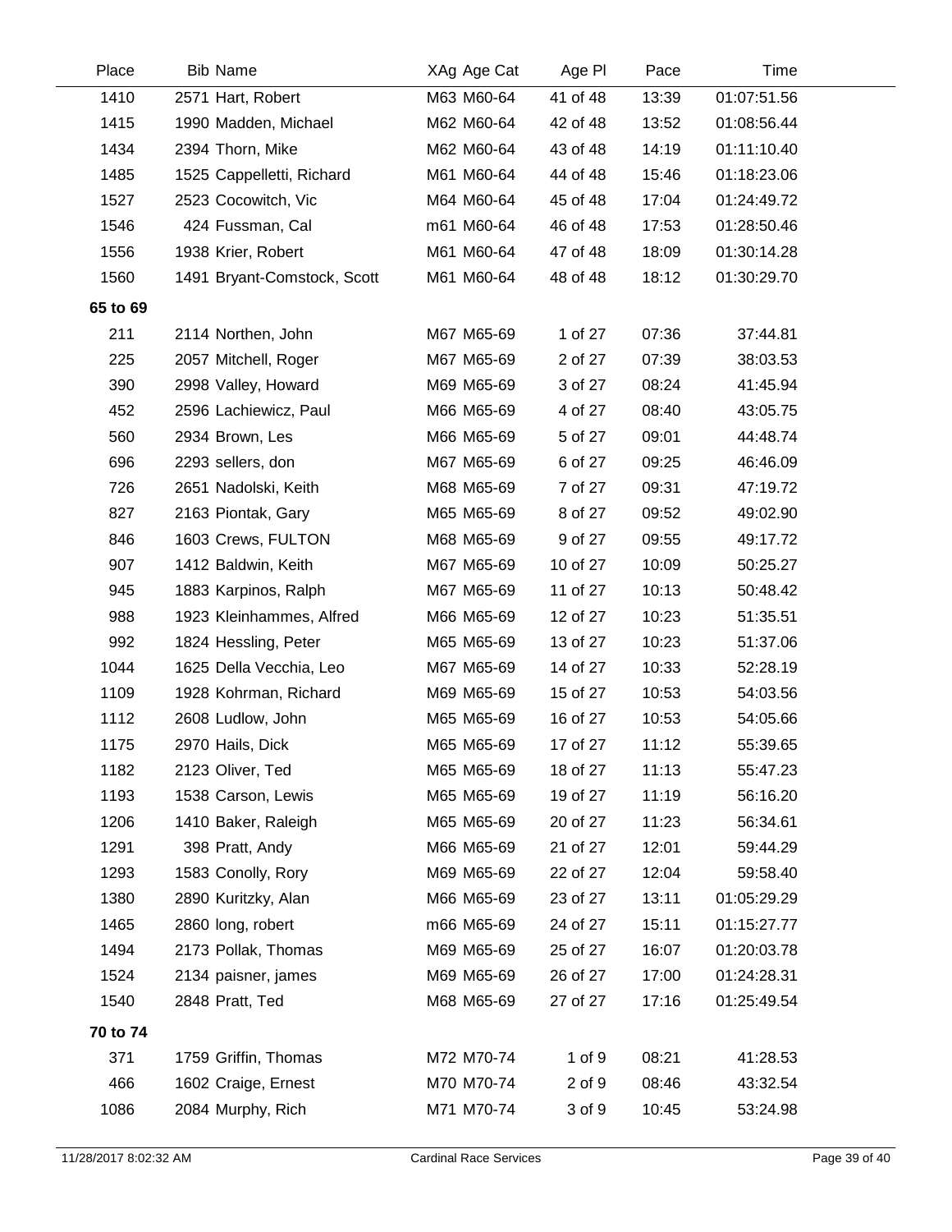| Place | Bib | Name | XAg | Age Cat | Age Pl | Pace | Time |
|---|---|---|---|---|---|---|---|
| 1410 | 2571 | Hart, Robert | M63 | M60-64 | 41 of 48 | 13:39 | 01:07:51.56 |
| 1415 | 1990 | Madden, Michael | M62 | M60-64 | 42 of 48 | 13:52 | 01:08:56.44 |
| 1434 | 2394 | Thorn, Mike | M62 | M60-64 | 43 of 48 | 14:19 | 01:11:10.40 |
| 1485 | 1525 | Cappelletti, Richard | M61 | M60-64 | 44 of 48 | 15:46 | 01:18:23.06 |
| 1527 | 2523 | Cocowitch, Vic | M64 | M60-64 | 45 of 48 | 17:04 | 01:24:49.72 |
| 1546 | 424 | Fussman, Cal | m61 | M60-64 | 46 of 48 | 17:53 | 01:28:50.46 |
| 1556 | 1938 | Krier, Robert | M61 | M60-64 | 47 of 48 | 18:09 | 01:30:14.28 |
| 1560 | 1491 | Bryant-Comstock, Scott | M61 | M60-64 | 48 of 48 | 18:12 | 01:30:29.70 |
| **65 to 69** | | | | | | | |
| 211 | 2114 | Northen, John | M67 | M65-69 | 1 of 27 | 07:36 | 37:44.81 |
| 225 | 2057 | Mitchell, Roger | M67 | M65-69 | 2 of 27 | 07:39 | 38:03.53 |
| 390 | 2998 | Valley, Howard | M69 | M65-69 | 3 of 27 | 08:24 | 41:45.94 |
| 452 | 2596 | Lachiewicz, Paul | M66 | M65-69 | 4 of 27 | 08:40 | 43:05.75 |
| 560 | 2934 | Brown, Les | M66 | M65-69 | 5 of 27 | 09:01 | 44:48.74 |
| 696 | 2293 | sellers, don | M67 | M65-69 | 6 of 27 | 09:25 | 46:46.09 |
| 726 | 2651 | Nadolski, Keith | M68 | M65-69 | 7 of 27 | 09:31 | 47:19.72 |
| 827 | 2163 | Piontak, Gary | M65 | M65-69 | 8 of 27 | 09:52 | 49:02.90 |
| 846 | 1603 | Crews, FULTON | M68 | M65-69 | 9 of 27 | 09:55 | 49:17.72 |
| 907 | 1412 | Baldwin, Keith | M67 | M65-69 | 10 of 27 | 10:09 | 50:25.27 |
| 945 | 1883 | Karpinos, Ralph | M67 | M65-69 | 11 of 27 | 10:13 | 50:48.42 |
| 988 | 1923 | Kleinhammes, Alfred | M66 | M65-69 | 12 of 27 | 10:23 | 51:35.51 |
| 992 | 1824 | Hessling, Peter | M65 | M65-69 | 13 of 27 | 10:23 | 51:37.06 |
| 1044 | 1625 | Della Vecchia, Leo | M67 | M65-69 | 14 of 27 | 10:33 | 52:28.19 |
| 1109 | 1928 | Kohrman, Richard | M69 | M65-69 | 15 of 27 | 10:53 | 54:03.56 |
| 1112 | 2608 | Ludlow, John | M65 | M65-69 | 16 of 27 | 10:53 | 54:05.66 |
| 1175 | 2970 | Hails, Dick | M65 | M65-69 | 17 of 27 | 11:12 | 55:39.65 |
| 1182 | 2123 | Oliver, Ted | M65 | M65-69 | 18 of 27 | 11:13 | 55:47.23 |
| 1193 | 1538 | Carson, Lewis | M65 | M65-69 | 19 of 27 | 11:19 | 56:16.20 |
| 1206 | 1410 | Baker, Raleigh | M65 | M65-69 | 20 of 27 | 11:23 | 56:34.61 |
| 1291 | 398 | Pratt, Andy | M66 | M65-69 | 21 of 27 | 12:01 | 59:44.29 |
| 1293 | 1583 | Conolly, Rory | M69 | M65-69 | 22 of 27 | 12:04 | 59:58.40 |
| 1380 | 2890 | Kuritzky, Alan | M66 | M65-69 | 23 of 27 | 13:11 | 01:05:29.29 |
| 1465 | 2860 | long, robert | m66 | M65-69 | 24 of 27 | 15:11 | 01:15:27.77 |
| 1494 | 2173 | Pollak, Thomas | M69 | M65-69 | 25 of 27 | 16:07 | 01:20:03.78 |
| 1524 | 2134 | paisner, james | M69 | M65-69 | 26 of 27 | 17:00 | 01:24:28.31 |
| 1540 | 2848 | Pratt, Ted | M68 | M65-69 | 27 of 27 | 17:16 | 01:25:49.54 |
| **70 to 74** | | | | | | | |
| 371 | 1759 | Griffin, Thomas | M72 | M70-74 | 1 of 9 | 08:21 | 41:28.53 |
| 466 | 1602 | Craige, Ernest | M70 | M70-74 | 2 of 9 | 08:46 | 43:32.54 |
| 1086 | 2084 | Murphy, Rich | M71 | M70-74 | 3 of 9 | 10:45 | 53:24.98 |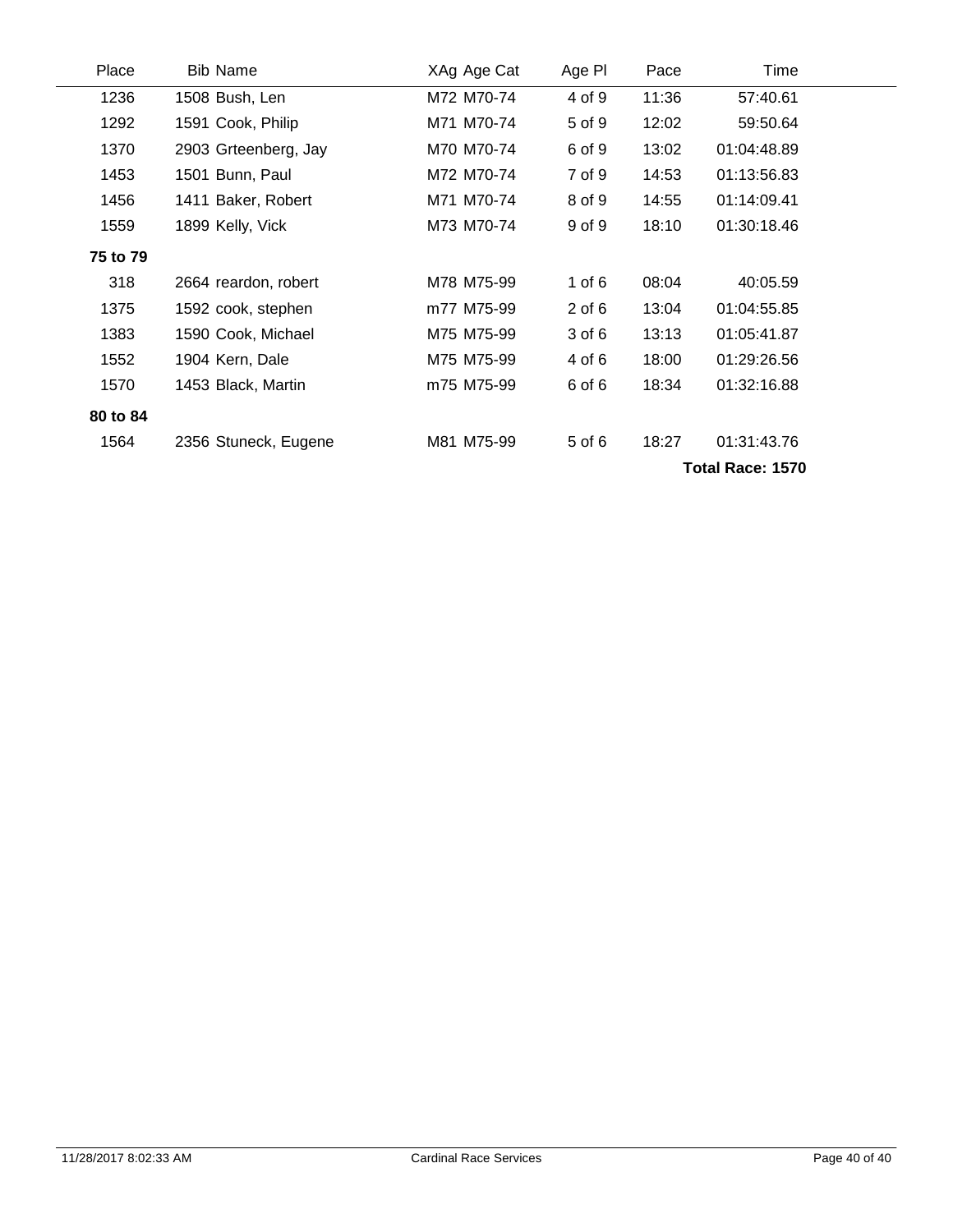| Place | Bib | Name | XAg | Age Cat | Age Pl | Pace | Time |
|---|---|---|---|---|---|---|---|
| 1236 | 1508 | Bush, Len | M72 | M70-74 | 4 of 9 | 11:36 | 57:40.61 |
| 1292 | 1591 | Cook, Philip | M71 | M70-74 | 5 of 9 | 12:02 | 59:50.64 |
| 1370 | 2903 | Grteenberg, Jay | M70 | M70-74 | 6 of 9 | 13:02 | 01:04:48.89 |
| 1453 | 1501 | Bunn, Paul | M72 | M70-74 | 7 of 9 | 14:53 | 01:13:56.83 |
| 1456 | 1411 | Baker, Robert | M71 | M70-74 | 8 of 9 | 14:55 | 01:14:09.41 |
| 1559 | 1899 | Kelly, Vick | M73 | M70-74 | 9 of 9 | 18:10 | 01:30:18.46 |
| **75 to 79** | | | | | | | |
| 318 | 2664 | reardon, robert | M78 | M75-99 | 1 of 6 | 08:04 | 40:05.59 |
| 1375 | 1592 | cook, stephen | m77 | M75-99 | 2 of 6 | 13:04 | 01:04:55.85 |
| 1383 | 1590 | Cook, Michael | M75 | M75-99 | 3 of 6 | 13:13 | 01:05:41.87 |
| 1552 | 1904 | Kern, Dale | M75 | M75-99 | 4 of 6 | 18:00 | 01:29:26.56 |
| 1570 | 1453 | Black, Martin | m75 | M75-99 | 6 of 6 | 18:34 | 01:32:16.88 |
| **80 to 84** | | | | | | | |
| 1564 | 2356 | Stuneck, Eugene | M81 | M75-99 | 5 of 6 | 18:27 | 01:31:43.76 |

**Total Race: 1570**